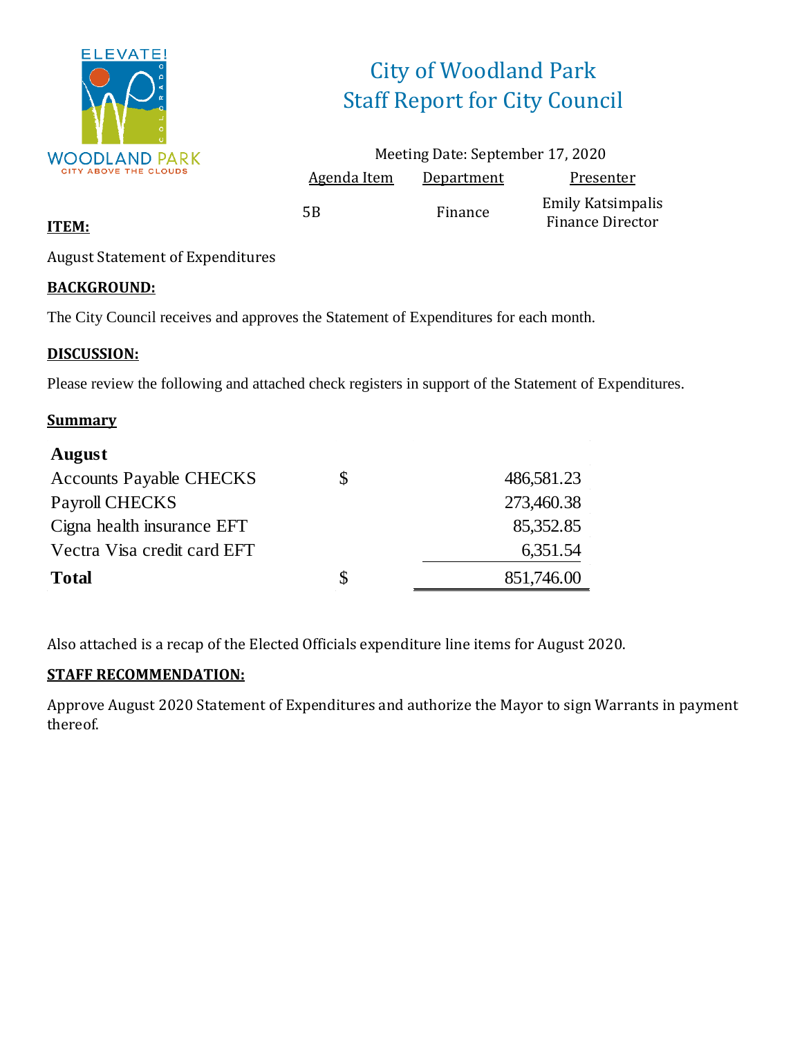# City of Woodland Park
## Staff Report for City Council

Meeting Date: September 17, 2020

| Agenda Item | Department | Presenter |
|---|---|---|
| 5B | Finance | Emily Katsimpalis<br>Finance Director |

**ITEM:**

August Statement of Expenditures

**BACKGROUND:**

The City Council receives and approves the Statement of Expenditures for each month.

**DISCUSSION:**

Please review the following and attached check registers in support of the Statement of Expenditures.

**Summary**

| **August** | | |
|---|---|---|
| Accounts Payable CHECKS | $ | 486,581.23 |
| Payroll CHECKS | | 273,460.38 |
| Cigna health insurance EFT | | 85,352.85 |
| Vectra Visa credit card EFT | | 6,351.54 |
| **Total** | $ | 851,746.00 |

Also attached is a recap of the Elected Officials expenditure line items for August 2020.

**STAFF RECOMMENDATION:**

Approve August 2020 Statement of Expenditures and authorize the Mayor to sign Warrants in payment thereof.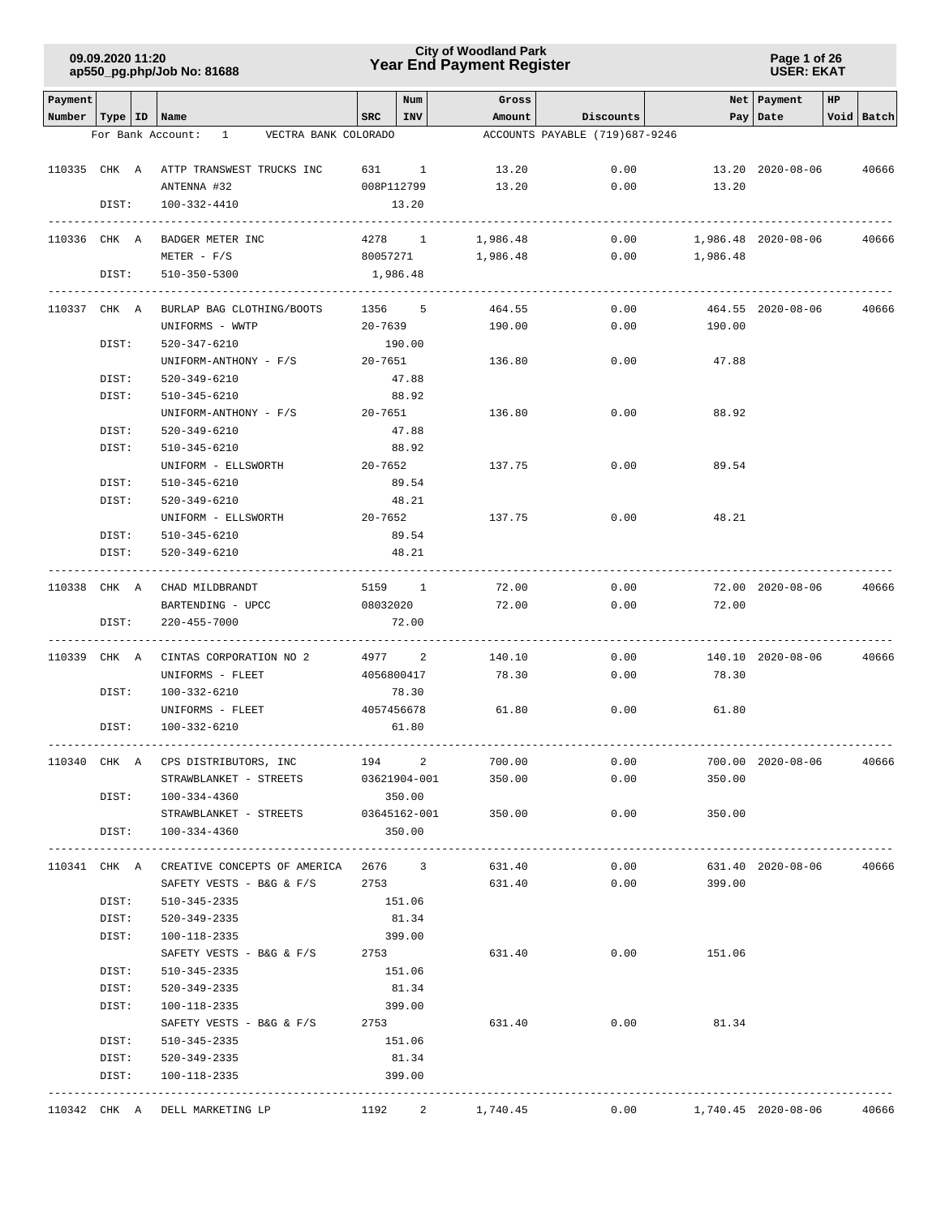**City of Woodland Park**
**Year End Payment Register**

09.09.2020 11:20
ap550_pg.php/Job No: 81688

USER: EKAT

| Payment Number | Type | ID | Name | SRC | Num INV | Gross Amount | Discounts | Net Pay | Payment Date | HP Void | Batch |
|---|---|---|---|---|---|---|---|---|---|---|---|
| For Bank Account: | | | 1 VECTRA BANK COLORADO | | | | ACCOUNTS PAYABLE (719)687-9246 | | | | |
| 110335 | CHK | A | ATTP TRANSWEST TRUCKS INC | 631 | 1 | 13.20 | 0.00 | 13.20 | 2020-08-06 | | 40666 |
| | | | ANTENNA #32 | 008P112799 | | 13.20 | 0.00 | 13.20 | | | |
| | DIST: | | 100-332-4410 | | 13.20 | | | | | | |
| 110336 | CHK | A | BADGER METER INC | 4278 | 1 | 1,986.48 | 0.00 | 1,986.48 | 2020-08-06 | | 40666 |
| | | | METER - F/S | 80057271 | | 1,986.48 | 0.00 | 1,986.48 | | | |
| | DIST: | | 510-350-5300 | | 1,986.48 | | | | | | |
| 110337 | CHK | A | BURLAP BAG CLOTHING/BOOTS | 1356 | 5 | 464.55 | 0.00 | 464.55 | 2020-08-06 | | 40666 |
| | | | UNIFORMS - WWTP | 20-7639 | | 190.00 | 0.00 | 190.00 | | | |
| | DIST: | | 520-347-6210 | | 190.00 | | | | | | |
| | | | UNIFORM-ANTHONY - F/S | 20-7651 | | 136.80 | 0.00 | 47.88 | | | |
| | DIST: | | 520-349-6210 | | 47.88 | | | | | | |
| | DIST: | | 510-345-6210 | | 88.92 | | | | | | |
| | | | UNIFORM-ANTHONY - F/S | 20-7651 | | 136.80 | 0.00 | 88.92 | | | |
| | DIST: | | 520-349-6210 | | 47.88 | | | | | | |
| | DIST: | | 510-345-6210 | | 88.92 | | | | | | |
| | | | UNIFORM - ELLSWORTH | 20-7652 | | 137.75 | 0.00 | 89.54 | | | |
| | DIST: | | 510-345-6210 | | 89.54 | | | | | | |
| | DIST: | | 520-349-6210 | | 48.21 | | | | | | |
| | | | UNIFORM - ELLSWORTH | 20-7652 | | 137.75 | 0.00 | 48.21 | | | |
| | DIST: | | 510-345-6210 | | 89.54 | | | | | | |
| | DIST: | | 520-349-6210 | | 48.21 | | | | | | |
| 110338 | CHK | A | CHAD MILDBRANDT | 5159 | 1 | 72.00 | 0.00 | 72.00 | 2020-08-06 | | 40666 |
| | | | BARTENDING - UPCC | 08032020 | | 72.00 | 0.00 | 72.00 | | | |
| | DIST: | | 220-455-7000 | | 72.00 | | | | | | |
| 110339 | CHK | A | CINTAS CORPORATION NO 2 | 4977 | 2 | 140.10 | 0.00 | 140.10 | 2020-08-06 | | 40666 |
| | | | UNIFORMS - FLEET | 4056800417 | | 78.30 | 0.00 | 78.30 | | | |
| | DIST: | | 100-332-6210 | | 78.30 | | | | | | |
| | | | UNIFORMS - FLEET | 4057456678 | | 61.80 | 0.00 | 61.80 | | | |
| | DIST: | | 100-332-6210 | | 61.80 | | | | | | |
| 110340 | CHK | A | CPS DISTRIBUTORS, INC | 194 | 2 | 700.00 | 0.00 | 700.00 | 2020-08-06 | | 40666 |
| | | | STRAWBLANKET - STREETS | 03621904-001 | | 350.00 | 0.00 | 350.00 | | | |
| | DIST: | | 100-334-4360 | | 350.00 | | | | | | |
| | | | STRAWBLANKET - STREETS | 03645162-001 | | 350.00 | 0.00 | 350.00 | | | |
| | DIST: | | 100-334-4360 | | 350.00 | | | | | | |
| 110341 | CHK | A | CREATIVE CONCEPTS OF AMERICA | 2676 | 3 | 631.40 | 0.00 | 631.40 | 2020-08-06 | | 40666 |
| | | | SAFETY VESTS - B&G & F/S | 2753 | | 631.40 | 0.00 | 399.00 | | | |
| | DIST: | | 510-345-2335 | | 151.06 | | | | | | |
| | DIST: | | 520-349-2335 | | 81.34 | | | | | | |
| | DIST: | | 100-118-2335 | | 399.00 | | | | | | |
| | | | SAFETY VESTS - B&G & F/S | 2753 | | 631.40 | 0.00 | 151.06 | | | |
| | DIST: | | 510-345-2335 | | 151.06 | | | | | | |
| | DIST: | | 520-349-2335 | | 81.34 | | | | | | |
| | DIST: | | 100-118-2335 | | 399.00 | | | | | | |
| | | | SAFETY VESTS - B&G & F/S | 2753 | | 631.40 | 0.00 | 81.34 | | | |
| | DIST: | | 510-345-2335 | | 151.06 | | | | | | |
| | DIST: | | 520-349-2335 | | 81.34 | | | | | | |
| | DIST: | | 100-118-2335 | | 399.00 | | | | | | |
| 110342 | CHK | A | DELL MARKETING LP | 1192 | 2 | 1,740.45 | 0.00 | 1,740.45 | 2020-08-06 | | 40666 |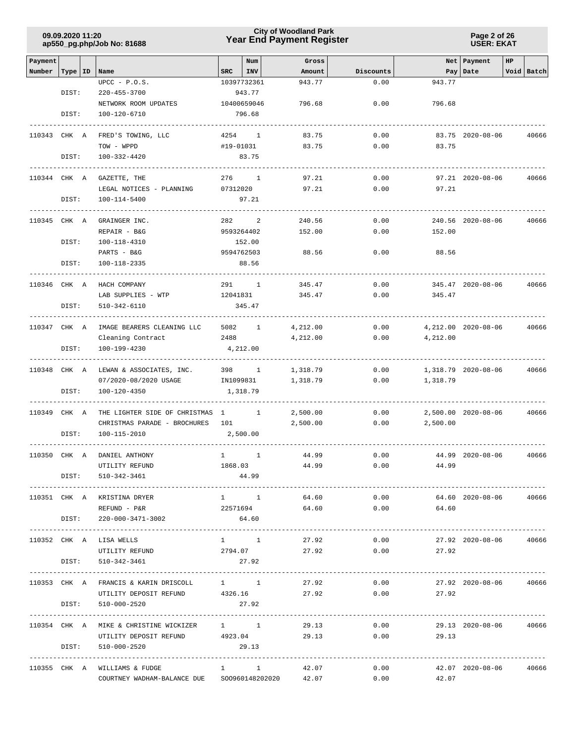| Payment Number | Type | ID | Name | SRC | Num INV | Gross Amount | Discounts | Net Pay | Payment Date | HP | Void | Batch |
|---|---|---|---|---|---|---|---|---|---|---|---|---|
| | | | UPCC - P.O.S. | 10397732361 | | 943.77 | 0.00 | 943.77 | | | | |
| | DIST: | | 220-455-3700 | | 943.77 | | | | | | | |
| | | | NETWORK ROOM UPDATES | 10400659046 | | 796.68 | 0.00 | 796.68 | | | | |
| | DIST: | | 100-120-6710 | | 796.68 | | | | | | | |
| 110343 | CHK | A | FRED'S TOWING, LLC | 4254 | 1 | 83.75 | 0.00 | 83.75 | 2020-08-06 | | | 40666 |
| | | | TOW - WPPD | #19-01031 | | 83.75 | 0.00 | 83.75 | | | | |
| | DIST: | | 100-332-4420 | | 83.75 | | | | | | | |
| 110344 | CHK | A | GAZETTE, THE | 276 | 1 | 97.21 | 0.00 | 97.21 | 2020-08-06 | | | 40666 |
| | | | LEGAL NOTICES - PLANNING | 07312020 | | 97.21 | 0.00 | 97.21 | | | | |
| | DIST: | | 100-114-5400 | | 97.21 | | | | | | | |
| 110345 | CHK | A | GRAINGER INC. | 282 | 2 | 240.56 | 0.00 | 240.56 | 2020-08-06 | | | 40666 |
| | | | REPAIR - B&G | 9593264402 | | 152.00 | 0.00 | 152.00 | | | | |
| | DIST: | | 100-118-4310 | | 152.00 | | | | | | | |
| | | | PARTS - B&G | 9594762503 | | 88.56 | 0.00 | 88.56 | | | | |
| | DIST: | | 100-118-2335 | | 88.56 | | | | | | | |
| 110346 | CHK | A | HACH COMPANY | 291 | 1 | 345.47 | 0.00 | 345.47 | 2020-08-06 | | | 40666 |
| | | | LAB SUPPLIES - WTP | 12041831 | | 345.47 | 0.00 | 345.47 | | | | |
| | DIST: | | 510-342-6110 | | 345.47 | | | | | | | |
| 110347 | CHK | A | IMAGE BEARERS CLEANING LLC | 5082 | 1 | 4,212.00 | 0.00 | 4,212.00 | 2020-08-06 | | | 40666 |
| | | | Cleaning Contract | 2488 | | 4,212.00 | 0.00 | 4,212.00 | | | | |
| | DIST: | | 100-199-4230 | | 4,212.00 | | | | | | | |
| 110348 | CHK | A | LEWAN & ASSOCIATES, INC. | 398 | 1 | 1,318.79 | 0.00 | 1,318.79 | 2020-08-06 | | | 40666 |
| | | | 07/2020-08/2020 USAGE | IN1099831 | | 1,318.79 | 0.00 | 1,318.79 | | | | |
| | DIST: | | 100-120-4350 | | 1,318.79 | | | | | | | |
| 110349 | CHK | A | THE LIGHTER SIDE OF CHRISTMAS | 1 | 1 | 2,500.00 | 0.00 | 2,500.00 | 2020-08-06 | | | 40666 |
| | | | CHRISTMAS PARADE - BROCHURES | 101 | | 2,500.00 | 0.00 | 2,500.00 | | | | |
| | DIST: | | 100-115-2010 | | 2,500.00 | | | | | | | |
| 110350 | CHK | A | DANIEL ANTHONY | 1 | 1 | 44.99 | 0.00 | 44.99 | 2020-08-06 | | | 40666 |
| | | | UTILITY REFUND | 1868.03 | | 44.99 | 0.00 | 44.99 | | | | |
| | DIST: | | 510-342-3461 | | 44.99 | | | | | | | |
| 110351 | CHK | A | KRISTINA DRYER | 1 | 1 | 64.60 | 0.00 | 64.60 | 2020-08-06 | | | 40666 |
| | | | REFUND - P&R | 22571694 | | 64.60 | 0.00 | 64.60 | | | | |
| | DIST: | | 220-000-3471-3002 | | 64.60 | | | | | | | |
| 110352 | CHK | A | LISA WELLS | 1 | 1 | 27.92 | 0.00 | 27.92 | 2020-08-06 | | | 40666 |
| | | | UTILITY REFUND | 2794.07 | | 27.92 | 0.00 | 27.92 | | | | |
| | DIST: | | 510-342-3461 | | 27.92 | | | | | | | |
| 110353 | CHK | A | FRANCIS & KARIN DRISCOLL | 1 | 1 | 27.92 | 0.00 | 27.92 | 2020-08-06 | | | 40666 |
| | | | UTILITY DEPOSIT REFUND | 4326.16 | | 27.92 | 0.00 | 27.92 | | | | |
| | DIST: | | 510-000-2520 | | 27.92 | | | | | | | |
| 110354 | CHK | A | MIKE & CHRISTINE WICKIZER | 1 | 1 | 29.13 | 0.00 | 29.13 | 2020-08-06 | | | 40666 |
| | | | UTILITY DEPOSIT REFUND | 4923.04 | | 29.13 | 0.00 | 29.13 | | | | |
| | DIST: | | 510-000-2520 | | 29.13 | | | | | | | |
| 110355 | CHK | A | WILLIAMS & FUDGE | 1 | 1 | 42.07 | 0.00 | 42.07 | 2020-08-06 | | | 40666 |
| | | | COURTNEY WADHAM-BALANCE DUE | SOO960148202020 | | 42.07 | 0.00 | 42.07 | | | | |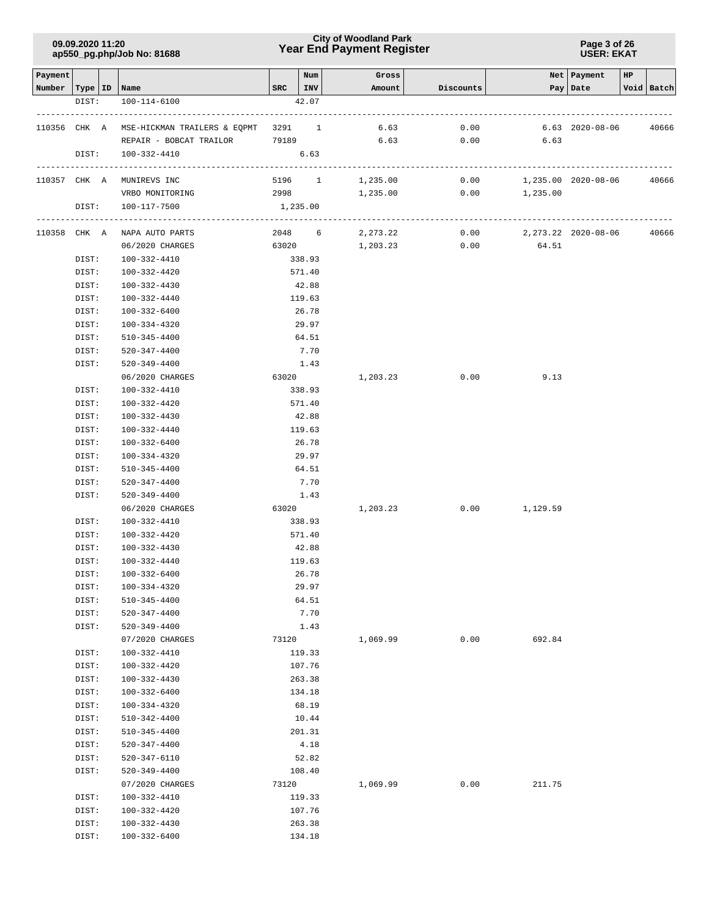| Payment Number | Type | ID | Name | SRC | Num INV | Gross Amount | Discounts | Net Pay | Payment Date | HP Void | Batch |
|---|---|---|---|---|---|---|---|---|---|---|---|
| | DIST: | | 100-114-6100 | | 42.07 | | | | | | |
| 110356 | CHK | A | MSE-HICKMAN TRAILERS & EQPMT | 3291 | 1 | 6.63 | 0.00 | 6.63 | 2020-08-06 | | 40666 |
| | | | REPAIR - BOBCAT TRAILOR | 79189 | | 6.63 | 0.00 | 6.63 | | | |
| | DIST: | | 100-332-4410 | | 6.63 | | | | | | |
| 110357 | CHK | A | MUNIREVS INC | 5196 | 1 | 1,235.00 | 0.00 | 1,235.00 | 2020-08-06 | | 40666 |
| | | | VRBO MONITORING | 2998 | | 1,235.00 | 0.00 | 1,235.00 | | | |
| | DIST: | | 100-117-7500 | | 1,235.00 | | | | | | |
| 110358 | CHK | A | NAPA AUTO PARTS | 2048 | 6 | 2,273.22 | 0.00 | 2,273.22 | 2020-08-06 | | 40666 |
| | | | 06/2020 CHARGES | 63020 | | 1,203.23 | 0.00 | 64.51 | | | |
| | DIST: | | 100-332-4410 | | 338.93 | | | | | | |
| | DIST: | | 100-332-4420 | | 571.40 | | | | | | |
| | DIST: | | 100-332-4430 | | 42.88 | | | | | | |
| | DIST: | | 100-332-4440 | | 119.63 | | | | | | |
| | DIST: | | 100-332-6400 | | 26.78 | | | | | | |
| | DIST: | | 100-334-4320 | | 29.97 | | | | | | |
| | DIST: | | 510-345-4400 | | 64.51 | | | | | | |
| | DIST: | | 520-347-4400 | | 7.70 | | | | | | |
| | DIST: | | 520-349-4400 | | 1.43 | | | | | | |
| | | | 06/2020 CHARGES | 63020 | | 1,203.23 | 0.00 | 9.13 | | | |
| | DIST: | | 100-332-4410 | | 338.93 | | | | | | |
| | DIST: | | 100-332-4420 | | 571.40 | | | | | | |
| | DIST: | | 100-332-4430 | | 42.88 | | | | | | |
| | DIST: | | 100-332-4440 | | 119.63 | | | | | | |
| | DIST: | | 100-332-6400 | | 26.78 | | | | | | |
| | DIST: | | 100-334-4320 | | 29.97 | | | | | | |
| | DIST: | | 510-345-4400 | | 64.51 | | | | | | |
| | DIST: | | 520-347-4400 | | 7.70 | | | | | | |
| | DIST: | | 520-349-4400 | | 1.43 | | | | | | |
| | | | 06/2020 CHARGES | 63020 | | 1,203.23 | 0.00 | 1,129.59 | | | |
| | DIST: | | 100-332-4410 | | 338.93 | | | | | | |
| | DIST: | | 100-332-4420 | | 571.40 | | | | | | |
| | DIST: | | 100-332-4430 | | 42.88 | | | | | | |
| | DIST: | | 100-332-4440 | | 119.63 | | | | | | |
| | DIST: | | 100-332-6400 | | 26.78 | | | | | | |
| | DIST: | | 100-334-4320 | | 29.97 | | | | | | |
| | DIST: | | 510-345-4400 | | 64.51 | | | | | | |
| | DIST: | | 520-347-4400 | | 7.70 | | | | | | |
| | DIST: | | 520-349-4400 | | 1.43 | | | | | | |
| | | | 07/2020 CHARGES | 73120 | | 1,069.99 | 0.00 | 692.84 | | | |
| | DIST: | | 100-332-4410 | | 119.33 | | | | | | |
| | DIST: | | 100-332-4420 | | 107.76 | | | | | | |
| | DIST: | | 100-332-4430 | | 263.38 | | | | | | |
| | DIST: | | 100-332-6400 | | 134.18 | | | | | | |
| | DIST: | | 100-334-4320 | | 68.19 | | | | | | |
| | DIST: | | 510-342-4400 | | 10.44 | | | | | | |
| | DIST: | | 510-345-4400 | | 201.31 | | | | | | |
| | DIST: | | 520-347-4400 | | 4.18 | | | | | | |
| | DIST: | | 520-347-6110 | | 52.82 | | | | | | |
| | DIST: | | 520-349-4400 | | 108.40 | | | | | | |
| | | | 07/2020 CHARGES | 73120 | | 1,069.99 | 0.00 | 211.75 | | | |
| | DIST: | | 100-332-4410 | | 119.33 | | | | | | |
| | DIST: | | 100-332-4420 | | 107.76 | | | | | | |
| | DIST: | | 100-332-4430 | | 263.38 | | | | | | |
| | DIST: | | 100-332-6400 | | 134.18 | | | | | | |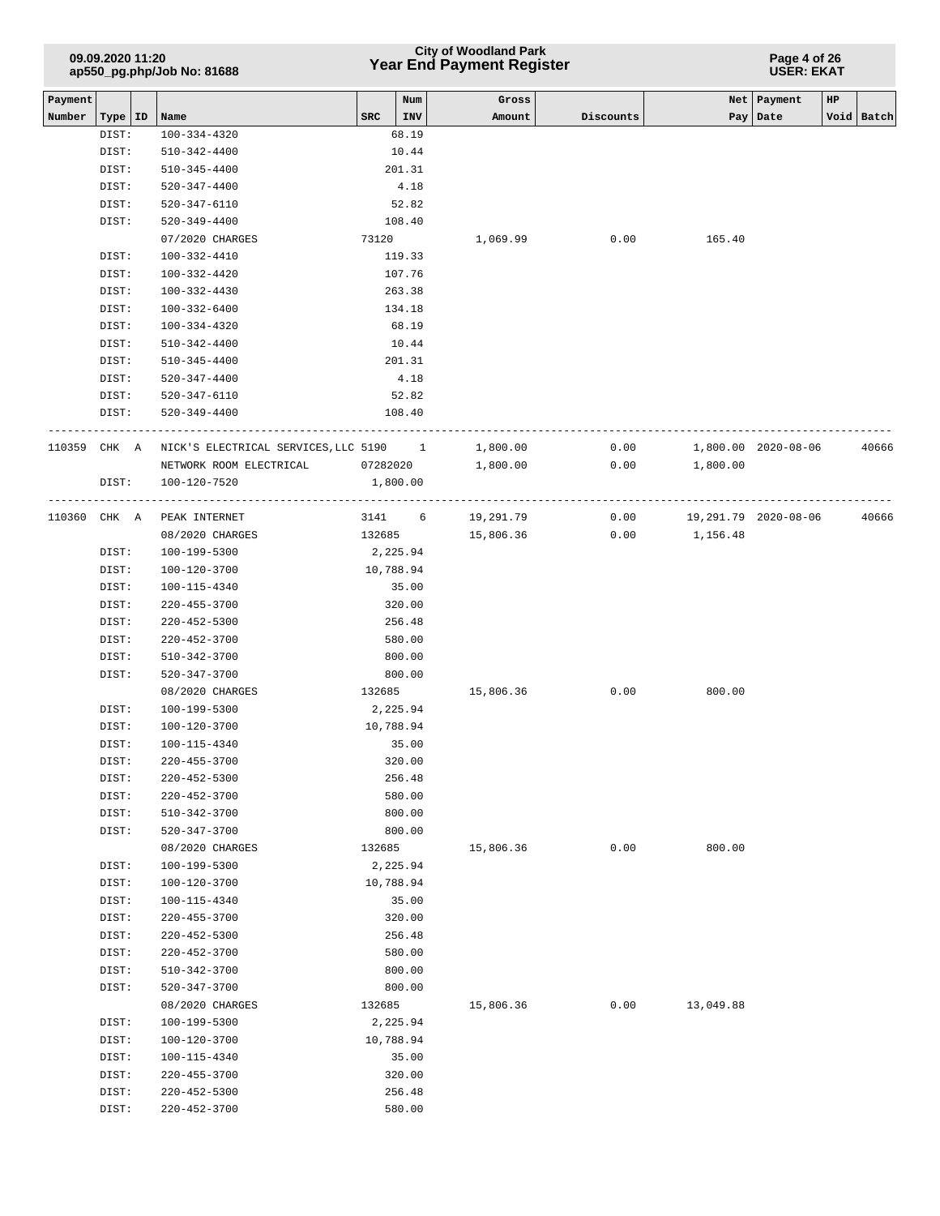| Payment Number | Type | ID | Name | SRC | Num INV | Gross Amount | Discounts | Net Pay | Payment Date | HP Void | Batch |
|---|---|---|---|---|---|---|---|---|---|---|---|
| | DIST: | | 100-334-4320 | | 68.19 | | | | | | |
| | DIST: | | 510-342-4400 | | 10.44 | | | | | | |
| | DIST: | | 510-345-4400 | | 201.31 | | | | | | |
| | DIST: | | 520-347-4400 | | 4.18 | | | | | | |
| | DIST: | | 520-347-6110 | | 52.82 | | | | | | |
| | DIST: | | 520-349-4400 | | 108.40 | | | | | | |
| | | | 07/2020 CHARGES | 73120 | | 1,069.99 | 0.00 | 165.40 | | | |
| | DIST: | | 100-332-4410 | | 119.33 | | | | | | |
| | DIST: | | 100-332-4420 | | 107.76 | | | | | | |
| | DIST: | | 100-332-4430 | | 263.38 | | | | | | |
| | DIST: | | 100-332-6400 | | 134.18 | | | | | | |
| | DIST: | | 100-334-4320 | | 68.19 | | | | | | |
| | DIST: | | 510-342-4400 | | 10.44 | | | | | | |
| | DIST: | | 510-345-4400 | | 201.31 | | | | | | |
| | DIST: | | 520-347-4400 | | 4.18 | | | | | | |
| | DIST: | | 520-347-6110 | | 52.82 | | | | | | |
| | DIST: | | 520-349-4400 | | 108.40 | | | | | | |
| 110359 | CHK | A | NICK'S ELECTRICAL SERVICES,LLC | 5190 | 1 | 1,800.00 | 0.00 | 1,800.00 | 2020-08-06 | | 40666 |
| | | | NETWORK ROOM ELECTRICAL | 07282020 | | 1,800.00 | 0.00 | 1,800.00 | | | |
| | DIST: | | 100-120-7520 | | 1,800.00 | | | | | | |
| 110360 | CHK | A | PEAK INTERNET | 3141 | 6 | 19,291.79 | 0.00 | 19,291.79 | 2020-08-06 | | 40666 |
| | | | 08/2020 CHARGES | 132685 | | 15,806.36 | 0.00 | 1,156.48 | | | |
| | DIST: | | 100-199-5300 | | 2,225.94 | | | | | | |
| | DIST: | | 100-120-3700 | | 10,788.94 | | | | | | |
| | DIST: | | 100-115-4340 | | 35.00 | | | | | | |
| | DIST: | | 220-455-3700 | | 320.00 | | | | | | |
| | DIST: | | 220-452-5300 | | 256.48 | | | | | | |
| | DIST: | | 220-452-3700 | | 580.00 | | | | | | |
| | DIST: | | 510-342-3700 | | 800.00 | | | | | | |
| | DIST: | | 520-347-3700 | | 800.00 | | | | | | |
| | | | 08/2020 CHARGES | 132685 | | 15,806.36 | 0.00 | 800.00 | | | |
| | DIST: | | 100-199-5300 | | 2,225.94 | | | | | | |
| | DIST: | | 100-120-3700 | | 10,788.94 | | | | | | |
| | DIST: | | 100-115-4340 | | 35.00 | | | | | | |
| | DIST: | | 220-455-3700 | | 320.00 | | | | | | |
| | DIST: | | 220-452-5300 | | 256.48 | | | | | | |
| | DIST: | | 220-452-3700 | | 580.00 | | | | | | |
| | DIST: | | 510-342-3700 | | 800.00 | | | | | | |
| | DIST: | | 520-347-3700 | | 800.00 | | | | | | |
| | | | 08/2020 CHARGES | 132685 | | 15,806.36 | 0.00 | 800.00 | | | |
| | DIST: | | 100-199-5300 | | 2,225.94 | | | | | | |
| | DIST: | | 100-120-3700 | | 10,788.94 | | | | | | |
| | DIST: | | 100-115-4340 | | 35.00 | | | | | | |
| | DIST: | | 220-455-3700 | | 320.00 | | | | | | |
| | DIST: | | 220-452-5300 | | 256.48 | | | | | | |
| | DIST: | | 220-452-3700 | | 580.00 | | | | | | |
| | DIST: | | 510-342-3700 | | 800.00 | | | | | | |
| | DIST: | | 520-347-3700 | | 800.00 | | | | | | |
| | | | 08/2020 CHARGES | 132685 | | 15,806.36 | 0.00 | 13,049.88 | | | |
| | DIST: | | 100-199-5300 | | 2,225.94 | | | | | | |
| | DIST: | | 100-120-3700 | | 10,788.94 | | | | | | |
| | DIST: | | 100-115-4340 | | 35.00 | | | | | | |
| | DIST: | | 220-455-3700 | | 320.00 | | | | | | |
| | DIST: | | 220-452-5300 | | 256.48 | | | | | | |
| | DIST: | | 220-452-3700 | | 580.00 | | | | | | |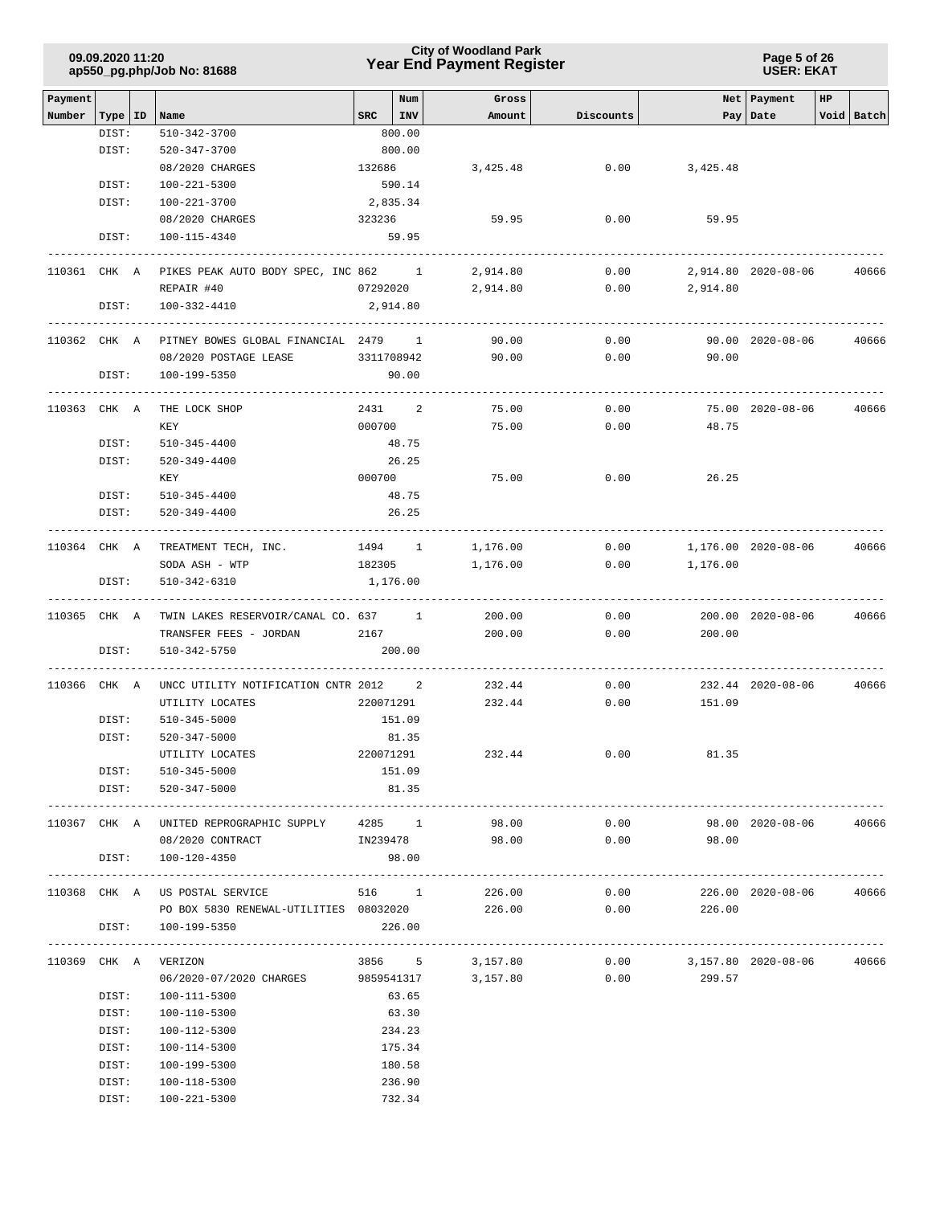| Payment Number | Type | ID | Name | SRC | Num INV | Gross Amount | Discounts | Net Pay | Payment Date | HP | Void | Batch |
|---|---|---|---|---|---|---|---|---|---|---|---|---|
| | DIST: | | 510-342-3700 | | 800.00 | | | | | | | |
| | DIST: | | 520-347-3700 | | 800.00 | | | | | | | |
| | | | 08/2020 CHARGES | 132686 | | 3,425.48 | 0.00 | 3,425.48 | | | | |
| | DIST: | | 100-221-5300 | | 590.14 | | | | | | | |
| | DIST: | | 100-221-3700 | | 2,835.34 | | | | | | | |
| | | | 08/2020 CHARGES | 323236 | | 59.95 | 0.00 | 59.95 | | | | |
| | DIST: | | 100-115-4340 | | 59.95 | | | | | | | |
| 110361 | CHK | A | PIKES PEAK AUTO BODY SPEC, INC | 862 | 1 | 2,914.80 | 0.00 | 2,914.80 | 2020-08-06 | | | 40666 |
| | | | REPAIR #40 | 07292020 | | 2,914.80 | 0.00 | 2,914.80 | | | | |
| | DIST: | | 100-332-4410 | | 2,914.80 | | | | | | | |
| 110362 | CHK | A | PITNEY BOWES GLOBAL FINANCIAL | 2479 | 1 | 90.00 | 0.00 | 90.00 | 2020-08-06 | | | 40666 |
| | | | 08/2020 POSTAGE LEASE | 3311708942 | | 90.00 | 0.00 | 90.00 | | | | |
| | DIST: | | 100-199-5350 | | 90.00 | | | | | | | |
| 110363 | CHK | A | THE LOCK SHOP | 2431 | 2 | 75.00 | 0.00 | 75.00 | 2020-08-06 | | | 40666 |
| | | | KEY | 000700 | | 75.00 | 0.00 | 48.75 | | | | |
| | DIST: | | 510-345-4400 | | 48.75 | | | | | | | |
| | DIST: | | 520-349-4400 | | 26.25 | | | | | | | |
| | | | KEY | 000700 | | 75.00 | 0.00 | 26.25 | | | | |
| | DIST: | | 510-345-4400 | | 48.75 | | | | | | | |
| | DIST: | | 520-349-4400 | | 26.25 | | | | | | | |
| 110364 | CHK | A | TREATMENT TECH, INC. | 1494 | 1 | 1,176.00 | 0.00 | 1,176.00 | 2020-08-06 | | | 40666 |
| | | | SODA ASH - WTP | 182305 | | 1,176.00 | 0.00 | 1,176.00 | | | | |
| | DIST: | | 510-342-6310 | | 1,176.00 | | | | | | | |
| 110365 | CHK | A | TWIN LAKES RESERVOIR/CANAL CO. | 637 | 1 | 200.00 | 0.00 | 200.00 | 2020-08-06 | | | 40666 |
| | | | TRANSFER FEES - JORDAN | 2167 | | 200.00 | 0.00 | 200.00 | | | | |
| | DIST: | | 510-342-5750 | | 200.00 | | | | | | | |
| 110366 | CHK | A | UNCC UTILITY NOTIFICATION CNTR | 2012 | 2 | 232.44 | 0.00 | 232.44 | 2020-08-06 | | | 40666 |
| | | | UTILITY LOCATES | 220071291 | | 232.44 | 0.00 | 151.09 | | | | |
| | DIST: | | 510-345-5000 | | 151.09 | | | | | | | |
| | DIST: | | 520-347-5000 | | 81.35 | | | | | | | |
| | | | UTILITY LOCATES | 220071291 | | 232.44 | 0.00 | 81.35 | | | | |
| | DIST: | | 510-345-5000 | | 151.09 | | | | | | | |
| | DIST: | | 520-347-5000 | | 81.35 | | | | | | | |
| 110367 | CHK | A | UNITED REPROGRAPHIC SUPPLY | 4285 | 1 | 98.00 | 0.00 | 98.00 | 2020-08-06 | | | 40666 |
| | | | 08/2020 CONTRACT | IN239478 | | 98.00 | 0.00 | 98.00 | | | | |
| | DIST: | | 100-120-4350 | | 98.00 | | | | | | | |
| 110368 | CHK | A | US POSTAL SERVICE | 516 | 1 | 226.00 | 0.00 | 226.00 | 2020-08-06 | | | 40666 |
| | | | PO BOX 5830 RENEWAL-UTILITIES | 08032020 | | 226.00 | 0.00 | 226.00 | | | | |
| | DIST: | | 100-199-5350 | | 226.00 | | | | | | | |
| 110369 | CHK | A | VERIZON | 3856 | 5 | 3,157.80 | 0.00 | 3,157.80 | 2020-08-06 | | | 40666 |
| | | | 06/2020-07/2020 CHARGES | 9859541317 | | 3,157.80 | 0.00 | 299.57 | | | | |
| | DIST: | | 100-111-5300 | | 63.65 | | | | | | | |
| | DIST: | | 100-110-5300 | | 63.30 | | | | | | | |
| | DIST: | | 100-112-5300 | | 234.23 | | | | | | | |
| | DIST: | | 100-114-5300 | | 175.34 | | | | | | | |
| | DIST: | | 100-199-5300 | | 180.58 | | | | | | | |
| | DIST: | | 100-118-5300 | | 236.90 | | | | | | | |
| | DIST: | | 100-221-5300 | | 732.34 | | | | | | | |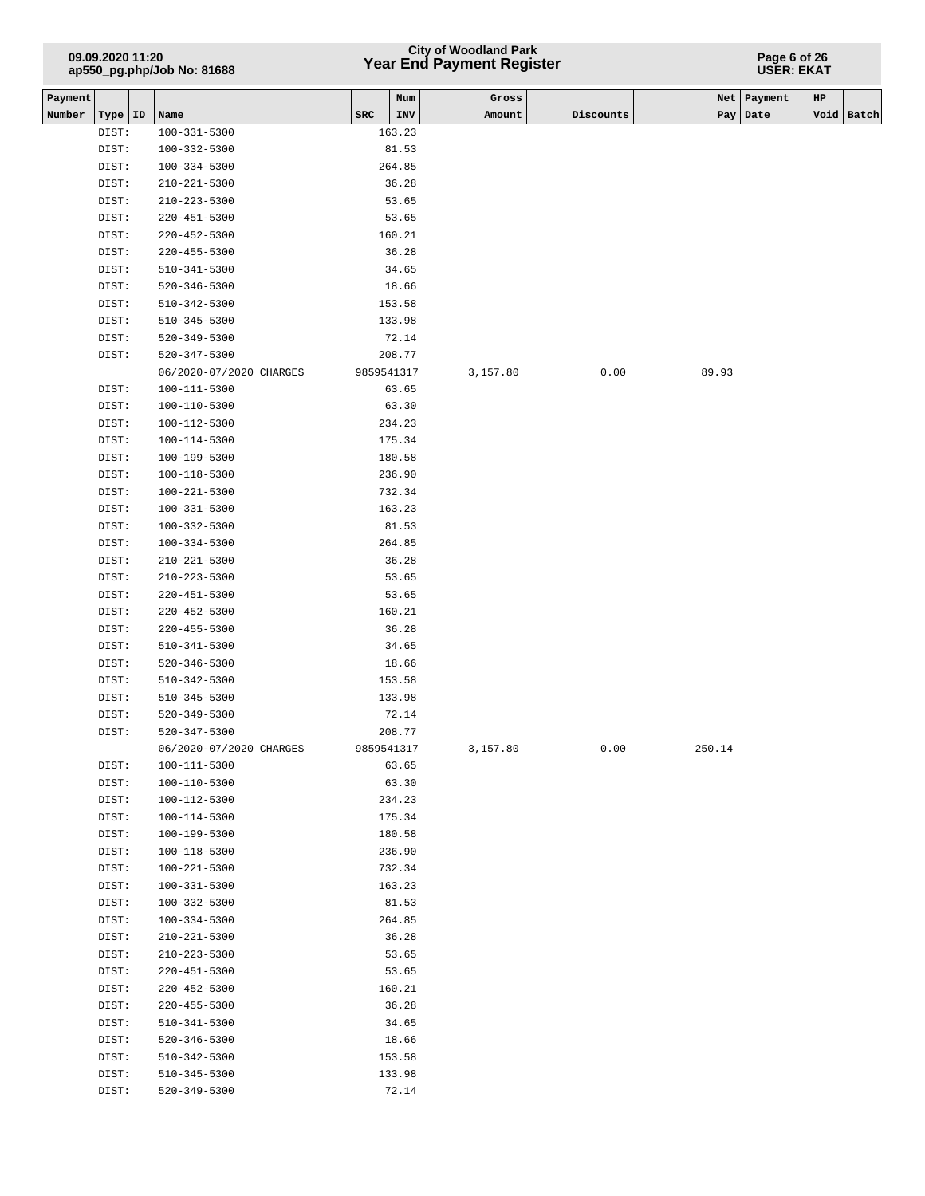| Payment Number | Type | ID | Name | SRC | Num INV | Gross Amount | Discounts | Net Pay | Payment Date | HP Void | Batch |
|---|---|---|---|---|---|---|---|---|---|---|---|
| | DIST: | | 100-331-5300 | | 163.23 | | | | | | |
| | DIST: | | 100-332-5300 | | 81.53 | | | | | | |
| | DIST: | | 100-334-5300 | | 264.85 | | | | | | |
| | DIST: | | 210-221-5300 | | 36.28 | | | | | | |
| | DIST: | | 210-223-5300 | | 53.65 | | | | | | |
| | DIST: | | 220-451-5300 | | 53.65 | | | | | | |
| | DIST: | | 220-452-5300 | | 160.21 | | | | | | |
| | DIST: | | 220-455-5300 | | 36.28 | | | | | | |
| | DIST: | | 510-341-5300 | | 34.65 | | | | | | |
| | DIST: | | 520-346-5300 | | 18.66 | | | | | | |
| | DIST: | | 510-342-5300 | | 153.58 | | | | | | |
| | DIST: | | 510-345-5300 | | 133.98 | | | | | | |
| | DIST: | | 520-349-5300 | | 72.14 | | | | | | |
| | DIST: | | 520-347-5300 | | 208.77 | | | | | | |
| | | | 06/2020-07/2020 CHARGES | | 9859541317 | 3,157.80 | 0.00 | 89.93 | | | |
| | DIST: | | 100-111-5300 | | 63.65 | | | | | | |
| | DIST: | | 100-110-5300 | | 63.30 | | | | | | |
| | DIST: | | 100-112-5300 | | 234.23 | | | | | | |
| | DIST: | | 100-114-5300 | | 175.34 | | | | | | |
| | DIST: | | 100-199-5300 | | 180.58 | | | | | | |
| | DIST: | | 100-118-5300 | | 236.90 | | | | | | |
| | DIST: | | 100-221-5300 | | 732.34 | | | | | | |
| | DIST: | | 100-331-5300 | | 163.23 | | | | | | |
| | DIST: | | 100-332-5300 | | 81.53 | | | | | | |
| | DIST: | | 100-334-5300 | | 264.85 | | | | | | |
| | DIST: | | 210-221-5300 | | 36.28 | | | | | | |
| | DIST: | | 210-223-5300 | | 53.65 | | | | | | |
| | DIST: | | 220-451-5300 | | 53.65 | | | | | | |
| | DIST: | | 220-452-5300 | | 160.21 | | | | | | |
| | DIST: | | 220-455-5300 | | 36.28 | | | | | | |
| | DIST: | | 510-341-5300 | | 34.65 | | | | | | |
| | DIST: | | 520-346-5300 | | 18.66 | | | | | | |
| | DIST: | | 510-342-5300 | | 153.58 | | | | | | |
| | DIST: | | 510-345-5300 | | 133.98 | | | | | | |
| | DIST: | | 520-349-5300 | | 72.14 | | | | | | |
| | DIST: | | 520-347-5300 | | 208.77 | | | | | | |
| | | | 06/2020-07/2020 CHARGES | | 9859541317 | 3,157.80 | 0.00 | 250.14 | | | |
| | DIST: | | 100-111-5300 | | 63.65 | | | | | | |
| | DIST: | | 100-110-5300 | | 63.30 | | | | | | |
| | DIST: | | 100-112-5300 | | 234.23 | | | | | | |
| | DIST: | | 100-114-5300 | | 175.34 | | | | | | |
| | DIST: | | 100-199-5300 | | 180.58 | | | | | | |
| | DIST: | | 100-118-5300 | | 236.90 | | | | | | |
| | DIST: | | 100-221-5300 | | 732.34 | | | | | | |
| | DIST: | | 100-331-5300 | | 163.23 | | | | | | |
| | DIST: | | 100-332-5300 | | 81.53 | | | | | | |
| | DIST: | | 100-334-5300 | | 264.85 | | | | | | |
| | DIST: | | 210-221-5300 | | 36.28 | | | | | | |
| | DIST: | | 210-223-5300 | | 53.65 | | | | | | |
| | DIST: | | 220-451-5300 | | 53.65 | | | | | | |
| | DIST: | | 220-452-5300 | | 160.21 | | | | | | |
| | DIST: | | 220-455-5300 | | 36.28 | | | | | | |
| | DIST: | | 510-341-5300 | | 34.65 | | | | | | |
| | DIST: | | 520-346-5300 | | 18.66 | | | | | | |
| | DIST: | | 510-342-5300 | | 153.58 | | | | | | |
| | DIST: | | 510-345-5300 | | 133.98 | | | | | | |
| | DIST: | | 520-349-5300 | | 72.14 | | | | | | |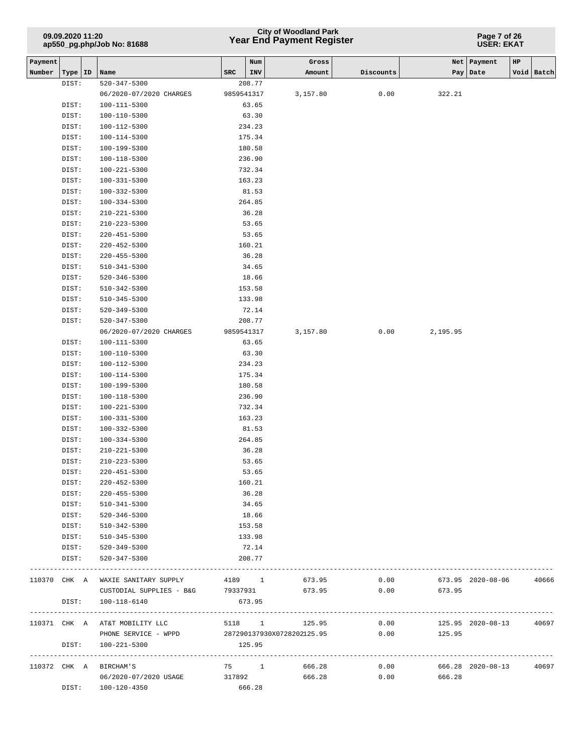| Payment Number | Type | ID | Name | SRC | Num INV | Gross Amount | Discounts | Net Pay | Payment Date | HP Void | Batch |
|---|---|---|---|---|---|---|---|---|---|---|---|
| | DIST: | | 520-347-5300 | | 208.77 | | | | | | |
| | | | 06/2020-07/2020 CHARGES | 9859541317 | | 3,157.80 | 0.00 | 322.21 | | | |
| | DIST: | | 100-111-5300 | | 63.65 | | | | | | |
| | DIST: | | 100-110-5300 | | 63.30 | | | | | | |
| | DIST: | | 100-112-5300 | | 234.23 | | | | | | |
| | DIST: | | 100-114-5300 | | 175.34 | | | | | | |
| | DIST: | | 100-199-5300 | | 180.58 | | | | | | |
| | DIST: | | 100-118-5300 | | 236.90 | | | | | | |
| | DIST: | | 100-221-5300 | | 732.34 | | | | | | |
| | DIST: | | 100-331-5300 | | 163.23 | | | | | | |
| | DIST: | | 100-332-5300 | | 81.53 | | | | | | |
| | DIST: | | 100-334-5300 | | 264.85 | | | | | | |
| | DIST: | | 210-221-5300 | | 36.28 | | | | | | |
| | DIST: | | 210-223-5300 | | 53.65 | | | | | | |
| | DIST: | | 220-451-5300 | | 53.65 | | | | | | |
| | DIST: | | 220-452-5300 | | 160.21 | | | | | | |
| | DIST: | | 220-455-5300 | | 36.28 | | | | | | |
| | DIST: | | 510-341-5300 | | 34.65 | | | | | | |
| | DIST: | | 520-346-5300 | | 18.66 | | | | | | |
| | DIST: | | 510-342-5300 | | 153.58 | | | | | | |
| | DIST: | | 510-345-5300 | | 133.98 | | | | | | |
| | DIST: | | 520-349-5300 | | 72.14 | | | | | | |
| | DIST: | | 520-347-5300 | | 208.77 | | | | | | |
| | | | 06/2020-07/2020 CHARGES | 9859541317 | | 3,157.80 | 0.00 | 2,195.95 | | | |
| | DIST: | | 100-111-5300 | | 63.65 | | | | | | |
| | DIST: | | 100-110-5300 | | 63.30 | | | | | | |
| | DIST: | | 100-112-5300 | | 234.23 | | | | | | |
| | DIST: | | 100-114-5300 | | 175.34 | | | | | | |
| | DIST: | | 100-199-5300 | | 180.58 | | | | | | |
| | DIST: | | 100-118-5300 | | 236.90 | | | | | | |
| | DIST: | | 100-221-5300 | | 732.34 | | | | | | |
| | DIST: | | 100-331-5300 | | 163.23 | | | | | | |
| | DIST: | | 100-332-5300 | | 81.53 | | | | | | |
| | DIST: | | 100-334-5300 | | 264.85 | | | | | | |
| | DIST: | | 210-221-5300 | | 36.28 | | | | | | |
| | DIST: | | 210-223-5300 | | 53.65 | | | | | | |
| | DIST: | | 220-451-5300 | | 53.65 | | | | | | |
| | DIST: | | 220-452-5300 | | 160.21 | | | | | | |
| | DIST: | | 220-455-5300 | | 36.28 | | | | | | |
| | DIST: | | 510-341-5300 | | 34.65 | | | | | | |
| | DIST: | | 520-346-5300 | | 18.66 | | | | | | |
| | DIST: | | 510-342-5300 | | 153.58 | | | | | | |
| | DIST: | | 510-345-5300 | | 133.98 | | | | | | |
| | DIST: | | 520-349-5300 | | 72.14 | | | | | | |
| | DIST: | | 520-347-5300 | | 208.77 | | | | | | |
| 110370 | CHK | A | WAXIE SANITARY SUPPLY | 4189 | 1 | 673.95 | 0.00 | 673.95 | 2020-08-06 | | 40666 |
| | | | CUSTODIAL SUPPLIES - B&G | 79337931 | | 673.95 | 0.00 | 673.95 | | | |
| | DIST: | | 100-118-6140 | | 673.95 | | | | | | |
| 110371 | CHK | A | AT&T MOBILITY LLC | 5118 | 1 | 125.95 | 0.00 | 125.95 | 2020-08-13 | | 40697 |
| | | | PHONE SERVICE - WPPD | 287290137930X0728202 | | 125.95 | 0.00 | 125.95 | | | |
| | DIST: | | 100-221-5300 | | 125.95 | | | | | | |
| 110372 | CHK | A | BIRCHAM'S | 75 | 1 | 666.28 | 0.00 | 666.28 | 2020-08-13 | | 40697 |
| | | | 06/2020-07/2020 USAGE | 317892 | | 666.28 | 0.00 | 666.28 | | | |
| | DIST: | | 100-120-4350 | | 666.28 | | | | | | |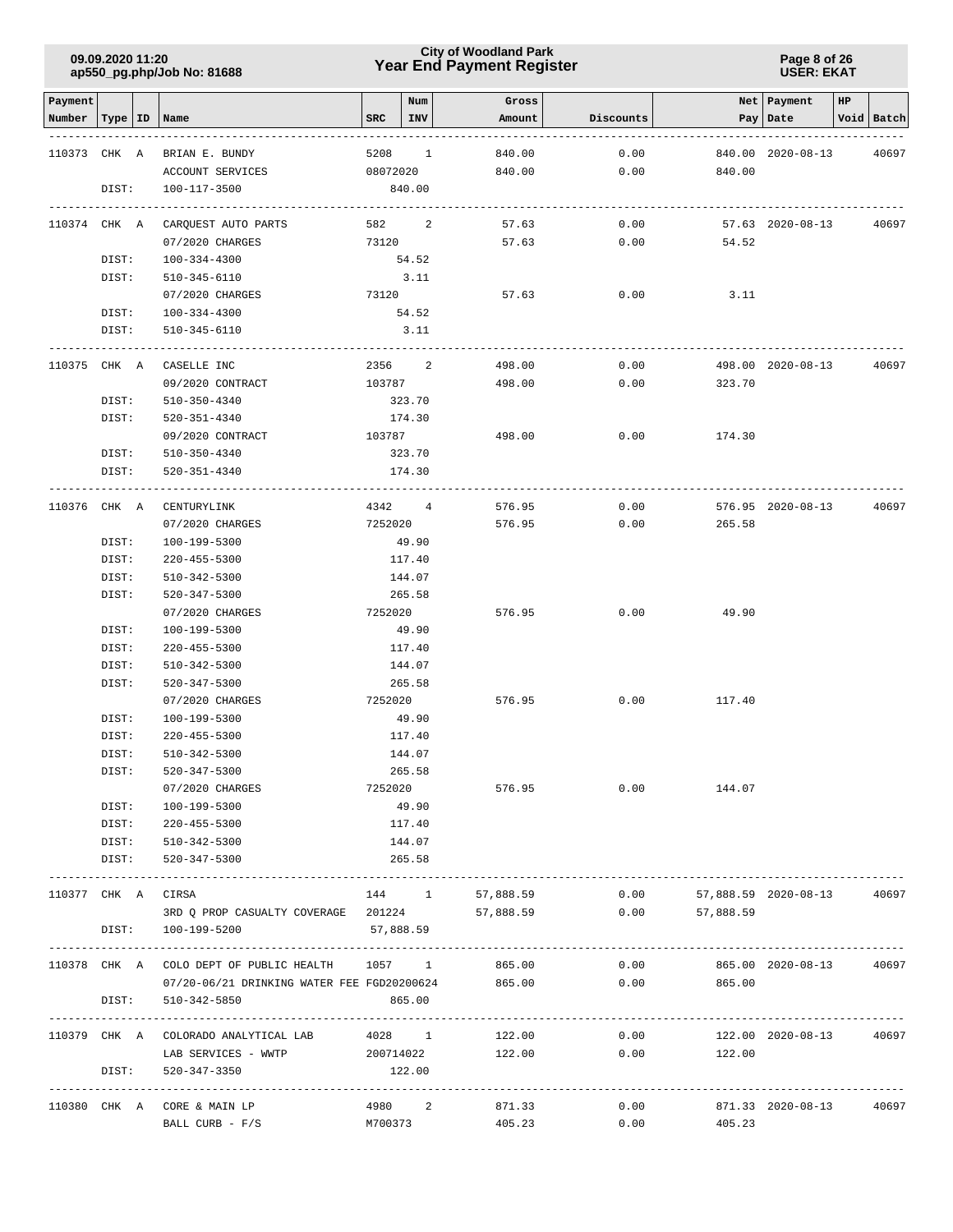| Payment Number | Type | ID | Name | SRC | Num INV | Gross Amount | Discounts | Net Pay | Payment Date | HP | Void | Batch |
|---|---|---|---|---|---|---|---|---|---|---|---|---|
| 110373 | CHK | A | BRIAN E. BUNDY | 5208 | 1 | 840.00 | 0.00 | 840.00 | 2020-08-13 | | | 40697 |
| | | | ACCOUNT SERVICES | 08072020 | | 840.00 | 0.00 | 840.00 | | | | |
| | DIST: | | 100-117-3500 | | 840.00 | | | | | | | |
| 110374 | CHK | A | CARQUEST AUTO PARTS | 582 | 2 | 57.63 | 0.00 | 57.63 | 2020-08-13 | | | 40697 |
| | | | 07/2020 CHARGES | 73120 | | 57.63 | 0.00 | 54.52 | | | | |
| | DIST: | | 100-334-4300 | | 54.52 | | | | | | | |
| | DIST: | | 510-345-6110 | | 3.11 | | | | | | | |
| | | | 07/2020 CHARGES | 73120 | | 57.63 | 0.00 | 3.11 | | | | |
| | DIST: | | 100-334-4300 | | 54.52 | | | | | | | |
| | DIST: | | 510-345-6110 | | 3.11 | | | | | | | |
| 110375 | CHK | A | CASELLE INC | 2356 | 2 | 498.00 | 0.00 | 498.00 | 2020-08-13 | | | 40697 |
| | | | 09/2020 CONTRACT | 103787 | | 498.00 | 0.00 | 323.70 | | | | |
| | DIST: | | 510-350-4340 | | 323.70 | | | | | | | |
| | DIST: | | 520-351-4340 | | 174.30 | | | | | | | |
| | | | 09/2020 CONTRACT | 103787 | | 498.00 | 0.00 | 174.30 | | | | |
| | DIST: | | 510-350-4340 | | 323.70 | | | | | | | |
| | DIST: | | 520-351-4340 | | 174.30 | | | | | | | |
| 110376 | CHK | A | CENTURYLINK | 4342 | 4 | 576.95 | 0.00 | 576.95 | 2020-08-13 | | | 40697 |
| | | | 07/2020 CHARGES | 7252020 | | 576.95 | 0.00 | 265.58 | | | | |
| | DIST: | | 100-199-5300 | | 49.90 | | | | | | | |
| | DIST: | | 220-455-5300 | | 117.40 | | | | | | | |
| | DIST: | | 510-342-5300 | | 144.07 | | | | | | | |
| | DIST: | | 520-347-5300 | | 265.58 | | | | | | | |
| | | | 07/2020 CHARGES | 7252020 | | 576.95 | 0.00 | 49.90 | | | | |
| | DIST: | | 100-199-5300 | | 49.90 | | | | | | | |
| | DIST: | | 220-455-5300 | | 117.40 | | | | | | | |
| | DIST: | | 510-342-5300 | | 144.07 | | | | | | | |
| | DIST: | | 520-347-5300 | | 265.58 | | | | | | | |
| | | | 07/2020 CHARGES | 7252020 | | 576.95 | 0.00 | 117.40 | | | | |
| | DIST: | | 100-199-5300 | | 49.90 | | | | | | | |
| | DIST: | | 220-455-5300 | | 117.40 | | | | | | | |
| | DIST: | | 510-342-5300 | | 144.07 | | | | | | | |
| | DIST: | | 520-347-5300 | | 265.58 | | | | | | | |
| | | | 07/2020 CHARGES | 7252020 | | 576.95 | 0.00 | 144.07 | | | | |
| | DIST: | | 100-199-5300 | | 49.90 | | | | | | | |
| | DIST: | | 220-455-5300 | | 117.40 | | | | | | | |
| | DIST: | | 510-342-5300 | | 144.07 | | | | | | | |
| | DIST: | | 520-347-5300 | | 265.58 | | | | | | | |
| 110377 | CHK | A | CIRSA | 144 | 1 | 57,888.59 | 0.00 | 57,888.59 | 2020-08-13 | | | 40697 |
| | | | 3RD Q PROP CASUALTY COVERAGE | 201224 | | 57,888.59 | 0.00 | 57,888.59 | | | | |
| | DIST: | | 100-199-5200 | | 57,888.59 | | | | | | | |
| 110378 | CHK | A | COLO DEPT OF PUBLIC HEALTH | 1057 | 1 | 865.00 | 0.00 | 865.00 | 2020-08-13 | | | 40697 |
| | | | 07/20-06/21 DRINKING WATER FEE | FGD20200624 | | 865.00 | 0.00 | 865.00 | | | | |
| | DIST: | | 510-342-5850 | | 865.00 | | | | | | | |
| 110379 | CHK | A | COLORADO ANALYTICAL LAB | 4028 | 1 | 122.00 | 0.00 | 122.00 | 2020-08-13 | | | 40697 |
| | | | LAB SERVICES - WWTP | 200714022 | | 122.00 | 0.00 | 122.00 | | | | |
| | DIST: | | 520-347-3350 | | 122.00 | | | | | | | |
| 110380 | CHK | A | CORE & MAIN LP | 4980 | 2 | 871.33 | 0.00 | 871.33 | 2020-08-13 | | | 40697 |
| | | | BALL CURB - F/S | M700373 | | 405.23 | 0.00 | 405.23 | | | | |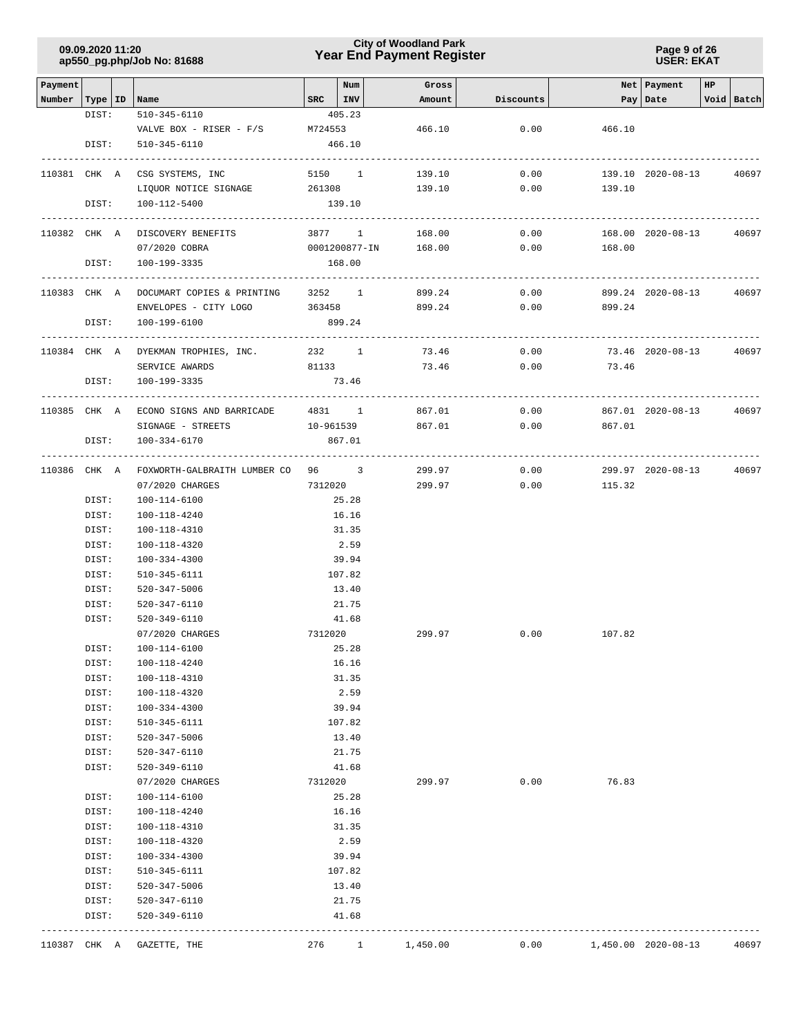| Payment Number | Type | ID | Name | SRC | Num INV | Gross Amount | Discounts | Net Pay | Payment Date | HP | Void | Batch |
|---|---|---|---|---|---|---|---|---|---|---|---|---|
| | DIST: | | 510-345-6110 | | 405.23 | | | | | | | |
| | | | VALVE BOX - RISER - F/S | M724553 | | 466.10 | 0.00 | 466.10 | | | | |
| | DIST: | | 510-345-6110 | | 466.10 | | | | | | | |
| 110381 | CHK | A | CSG SYSTEMS, INC | 5150 | 1 | 139.10 | 0.00 | 139.10 | 2020-08-13 | | | 40697 |
| | | | LIQUOR NOTICE SIGNAGE | 261308 | | 139.10 | 0.00 | 139.10 | | | | |
| | DIST: | | 100-112-5400 | | 139.10 | | | | | | | |
| 110382 | CHK | A | DISCOVERY BENEFITS | 3877 | 1 | 168.00 | 0.00 | 168.00 | 2020-08-13 | | | 40697 |
| | | | 07/2020 COBRA | 0001200877-IN | | 168.00 | 0.00 | 168.00 | | | | |
| | DIST: | | 100-199-3335 | | 168.00 | | | | | | | |
| 110383 | CHK | A | DOCUMART COPIES & PRINTING | 3252 | 1 | 899.24 | 0.00 | 899.24 | 2020-08-13 | | | 40697 |
| | | | ENVELOPES - CITY LOGO | 363458 | | 899.24 | 0.00 | 899.24 | | | | |
| | DIST: | | 100-199-6100 | | 899.24 | | | | | | | |
| 110384 | CHK | A | DYEKMAN TROPHIES, INC. | 232 | 1 | 73.46 | 0.00 | 73.46 | 2020-08-13 | | | 40697 |
| | | | SERVICE AWARDS | 81133 | | 73.46 | 0.00 | 73.46 | | | | |
| | DIST: | | 100-199-3335 | | 73.46 | | | | | | | |
| 110385 | CHK | A | ECONO SIGNS AND BARRICADE | 4831 | 1 | 867.01 | 0.00 | 867.01 | 2020-08-13 | | | 40697 |
| | | | SIGNAGE - STREETS | 10-961539 | | 867.01 | 0.00 | 867.01 | | | | |
| | DIST: | | 100-334-6170 | | 867.01 | | | | | | | |
| 110386 | CHK | A | FOXWORTH-GALBRAITH LUMBER CO | 96 | 3 | 299.97 | 0.00 | 299.97 | 2020-08-13 | | | 40697 |
| | | | 07/2020 CHARGES | 7312020 | | 299.97 | 0.00 | 115.32 | | | | |
| | DIST: | | 100-114-6100 | | 25.28 | | | | | | | |
| | DIST: | | 100-118-4240 | | 16.16 | | | | | | | |
| | DIST: | | 100-118-4310 | | 31.35 | | | | | | | |
| | DIST: | | 100-118-4320 | | 2.59 | | | | | | | |
| | DIST: | | 100-334-4300 | | 39.94 | | | | | | | |
| | DIST: | | 510-345-6111 | | 107.82 | | | | | | | |
| | DIST: | | 520-347-5006 | | 13.40 | | | | | | | |
| | DIST: | | 520-347-6110 | | 21.75 | | | | | | | |
| | DIST: | | 520-349-6110 | | 41.68 | | | | | | | |
| | | | 07/2020 CHARGES | 7312020 | | 299.97 | 0.00 | 107.82 | | | | |
| | DIST: | | 100-114-6100 | | 25.28 | | | | | | | |
| | DIST: | | 100-118-4240 | | 16.16 | | | | | | | |
| | DIST: | | 100-118-4310 | | 31.35 | | | | | | | |
| | DIST: | | 100-118-4320 | | 2.59 | | | | | | | |
| | DIST: | | 100-334-4300 | | 39.94 | | | | | | | |
| | DIST: | | 510-345-6111 | | 107.82 | | | | | | | |
| | DIST: | | 520-347-5006 | | 13.40 | | | | | | | |
| | DIST: | | 520-347-6110 | | 21.75 | | | | | | | |
| | DIST: | | 520-349-6110 | | 41.68 | | | | | | | |
| | | | 07/2020 CHARGES | 7312020 | | 299.97 | 0.00 | 76.83 | | | | |
| | DIST: | | 100-114-6100 | | 25.28 | | | | | | | |
| | DIST: | | 100-118-4240 | | 16.16 | | | | | | | |
| | DIST: | | 100-118-4310 | | 31.35 | | | | | | | |
| | DIST: | | 100-118-4320 | | 2.59 | | | | | | | |
| | DIST: | | 100-334-4300 | | 39.94 | | | | | | | |
| | DIST: | | 510-345-6111 | | 107.82 | | | | | | | |
| | DIST: | | 520-347-5006 | | 13.40 | | | | | | | |
| | DIST: | | 520-347-6110 | | 21.75 | | | | | | | |
| | DIST: | | 520-349-6110 | | 41.68 | | | | | | | |
| 110387 | CHK | A | GAZETTE, THE | 276 | 1 | 1,450.00 | 0.00 | 1,450.00 | 2020-08-13 | | | 40697 |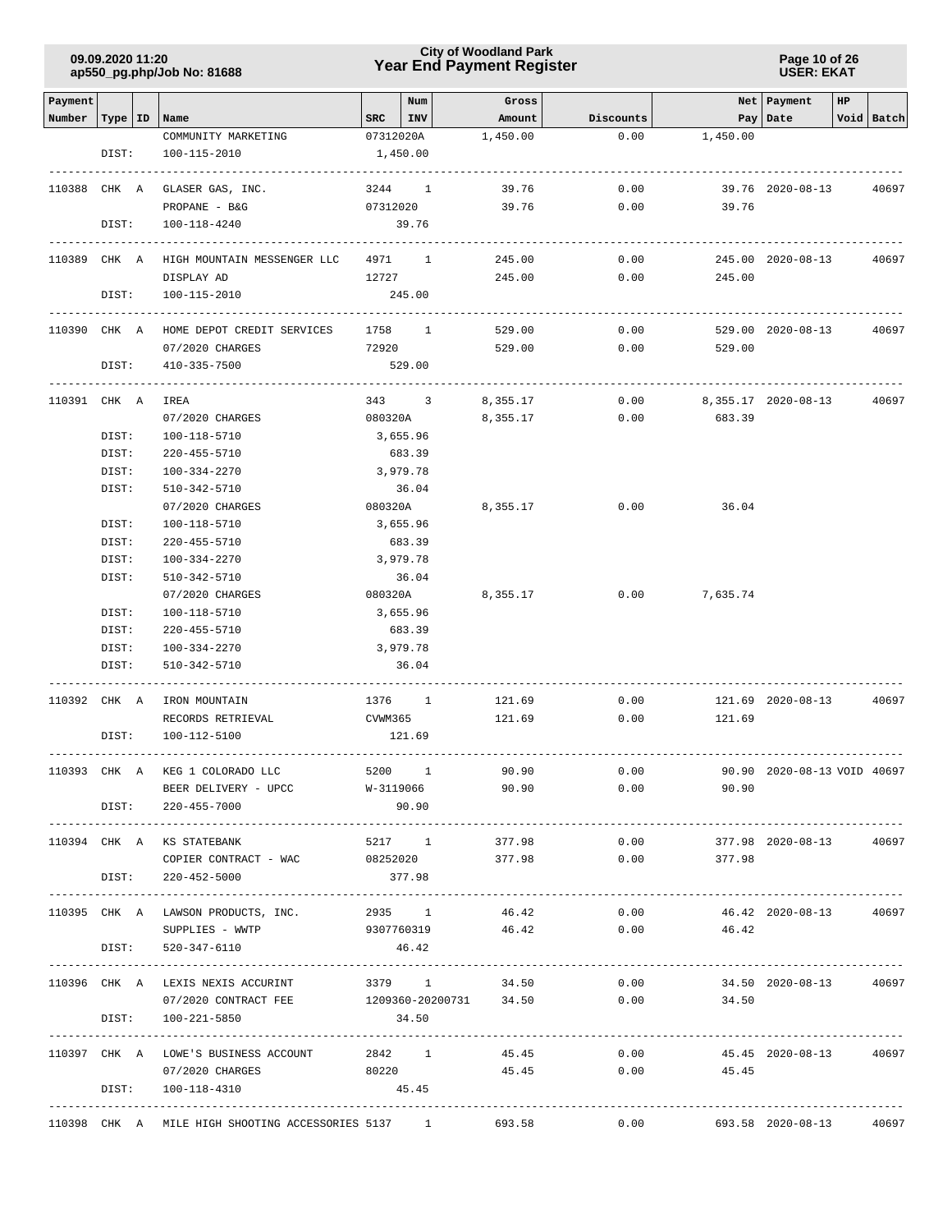| Payment Number | Type | ID | Name | SRC | Num INV | Gross Amount | Discounts | Net Pay | Payment Date | HP | Void | Batch |
|---|---|---|---|---|---|---|---|---|---|---|---|---|
| | | | COMMUNITY MARKETING | 07312020A | | 1,450.00 | 0.00 | 1,450.00 | | | | |
| | DIST: | | 100-115-2010 | 1,450.00 | | | | | | | | |
| 110388 | CHK | A | GLASER GAS, INC. | 3244 | 1 | 39.76 | 0.00 | 39.76 | 2020-08-13 | | | 40697 |
| | | | PROPANE - B&G | 07312020 | | 39.76 | 0.00 | 39.76 | | | | |
| | DIST: | | 100-118-4240 | 39.76 | | | | | | | | |
| 110389 | CHK | A | HIGH MOUNTAIN MESSENGER LLC | 4971 | 1 | 245.00 | 0.00 | 245.00 | 2020-08-13 | | | 40697 |
| | | | DISPLAY AD | 12727 | | 245.00 | 0.00 | 245.00 | | | | |
| | DIST: | | 100-115-2010 | 245.00 | | | | | | | | |
| 110390 | CHK | A | HOME DEPOT CREDIT SERVICES | 1758 | 1 | 529.00 | 0.00 | 529.00 | 2020-08-13 | | | 40697 |
| | | | 07/2020 CHARGES | 72920 | | 529.00 | 0.00 | 529.00 | | | | |
| | DIST: | | 410-335-7500 | 529.00 | | | | | | | | |
| 110391 | CHK | A | IREA | 343 | 3 | 8,355.17 | 0.00 | 8,355.17 | 2020-08-13 | | | 40697 |
| | | | 07/2020 CHARGES | 080320A | | 8,355.17 | 0.00 | 683.39 | | | | |
| | DIST: | | 100-118-5710 | 3,655.96 | | | | | | | | |
| | DIST: | | 220-455-5710 | 683.39 | | | | | | | | |
| | DIST: | | 100-334-2270 | 3,979.78 | | | | | | | | |
| | DIST: | | 510-342-5710 | 36.04 | | | | | | | | |
| | | | 07/2020 CHARGES | 080320A | | 8,355.17 | 0.00 | 36.04 | | | | |
| | DIST: | | 100-118-5710 | 3,655.96 | | | | | | | | |
| | DIST: | | 220-455-5710 | 683.39 | | | | | | | | |
| | DIST: | | 100-334-2270 | 3,979.78 | | | | | | | | |
| | DIST: | | 510-342-5710 | 36.04 | | | | | | | | |
| | | | 07/2020 CHARGES | 080320A | | 8,355.17 | 0.00 | 7,635.74 | | | | |
| | DIST: | | 100-118-5710 | 3,655.96 | | | | | | | | |
| | DIST: | | 220-455-5710 | 683.39 | | | | | | | | |
| | DIST: | | 100-334-2270 | 3,979.78 | | | | | | | | |
| | DIST: | | 510-342-5710 | 36.04 | | | | | | | | |
| 110392 | CHK | A | IRON MOUNTAIN | 1376 | 1 | 121.69 | 0.00 | 121.69 | 2020-08-13 | | | 40697 |
| | | | RECORDS RETRIEVAL | CVWM365 | | 121.69 | 0.00 | 121.69 | | | | |
| | DIST: | | 100-112-5100 | 121.69 | | | | | | | | |
| 110393 | CHK | A | KEG 1 COLORADO LLC | 5200 | 1 | 90.90 | 0.00 | 90.90 | 2020-08-13 | | VOID | 40697 |
| | | | BEER DELIVERY - UPCC | W-3119066 | | 90.90 | 0.00 | 90.90 | | | | |
| | DIST: | | 220-455-7000 | 90.90 | | | | | | | | |
| 110394 | CHK | A | KS STATEBANK | 5217 | 1 | 377.98 | 0.00 | 377.98 | 2020-08-13 | | | 40697 |
| | | | COPIER CONTRACT - WAC | 08252020 | | 377.98 | 0.00 | 377.98 | | | | |
| | DIST: | | 220-452-5000 | 377.98 | | | | | | | | |
| 110395 | CHK | A | LAWSON PRODUCTS, INC. | 2935 | 1 | 46.42 | 0.00 | 46.42 | 2020-08-13 | | | 40697 |
| | | | SUPPLIES - WWTP | 9307760319 | | 46.42 | 0.00 | 46.42 | | | | |
| | DIST: | | 520-347-6110 | 46.42 | | | | | | | | |
| 110396 | CHK | A | LEXIS NEXIS ACCURINT | 3379 | 1 | 34.50 | 0.00 | 34.50 | 2020-08-13 | | | 40697 |
| | | | 07/2020 CONTRACT FEE | 1209360-20200731 | | 34.50 | 0.00 | 34.50 | | | | |
| | DIST: | | 100-221-5850 | 34.50 | | | | | | | | |
| 110397 | CHK | A | LOWE'S BUSINESS ACCOUNT | 2842 | 1 | 45.45 | 0.00 | 45.45 | 2020-08-13 | | | 40697 |
| | | | 07/2020 CHARGES | 80220 | | 45.45 | 0.00 | 45.45 | | | | |
| | DIST: | | 100-118-4310 | 45.45 | | | | | | | | |
| 110398 | CHK | A | MILE HIGH SHOOTING ACCESSORIES | 5137 | 1 | 693.58 | 0.00 | 693.58 | 2020-08-13 | | | 40697 |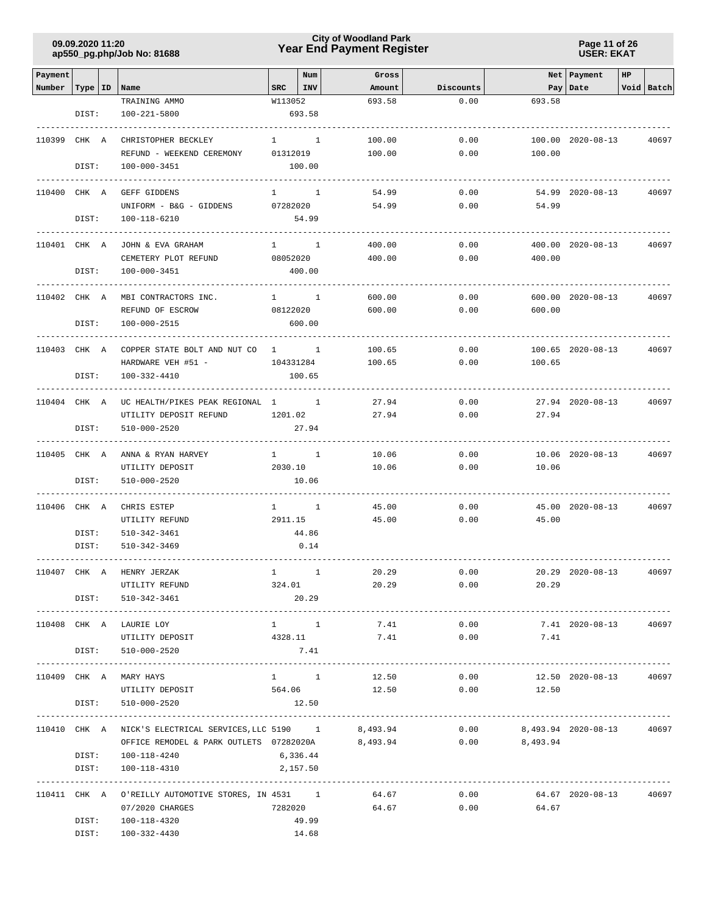| Payment Number | Type | ID | Name | SRC | Num INV | Gross Amount | Discounts | Net Pay | Payment Date | HP | Void | Batch |
|---|---|---|---|---|---|---|---|---|---|---|---|---|
| | | | TRAINING AMMO | W113052 | | 693.58 | 0.00 | 693.58 | | | | |
| | DIST: | | 100-221-5800 | | 693.58 | | | | | | | |
| 110399 | CHK | A | CHRISTOPHER BECKLEY | 1 | 1 | 100.00 | 0.00 | 100.00 | 2020-08-13 | | | 40697 |
| | | | REFUND - WEEKEND CEREMONY | 01312019 | | 100.00 | 0.00 | 100.00 | | | | |
| | DIST: | | 100-000-3451 | | 100.00 | | | | | | | |
| 110400 | CHK | A | GEFF GIDDENS | 1 | 1 | 54.99 | 0.00 | 54.99 | 2020-08-13 | | | 40697 |
| | | | UNIFORM - B&G - GIDDENS | 07282020 | | 54.99 | 0.00 | 54.99 | | | | |
| | DIST: | | 100-118-6210 | | 54.99 | | | | | | | |
| 110401 | CHK | A | JOHN & EVA GRAHAM | 1 | 1 | 400.00 | 0.00 | 400.00 | 2020-08-13 | | | 40697 |
| | | | CEMETERY PLOT REFUND | 08052020 | | 400.00 | 0.00 | 400.00 | | | | |
| | DIST: | | 100-000-3451 | | 400.00 | | | | | | | |
| 110402 | CHK | A | MBI CONTRACTORS INC. | 1 | 1 | 600.00 | 0.00 | 600.00 | 2020-08-13 | | | 40697 |
| | | | REFUND OF ESCROW | 08122020 | | 600.00 | 0.00 | 600.00 | | | | |
| | DIST: | | 100-000-2515 | | 600.00 | | | | | | | |
| 110403 | CHK | A | COPPER STATE BOLT AND NUT CO | 1 | 1 | 100.65 | 0.00 | 100.65 | 2020-08-13 | | | 40697 |
| | | | HARDWARE VEH #51 - | 104331284 | | 100.65 | 0.00 | 100.65 | | | | |
| | DIST: | | 100-332-4410 | | 100.65 | | | | | | | |
| 110404 | CHK | A | UC HEALTH/PIKES PEAK REGIONAL | 1 | 1 | 27.94 | 0.00 | 27.94 | 2020-08-13 | | | 40697 |
| | | | UTILITY DEPOSIT REFUND | 1201.02 | | 27.94 | 0.00 | 27.94 | | | | |
| | DIST: | | 510-000-2520 | | 27.94 | | | | | | | |
| 110405 | CHK | A | ANNA & RYAN HARVEY | 1 | 1 | 10.06 | 0.00 | 10.06 | 2020-08-13 | | | 40697 |
| | | | UTILITY DEPOSIT | 2030.10 | | 10.06 | 0.00 | 10.06 | | | | |
| | DIST: | | 510-000-2520 | | 10.06 | | | | | | | |
| 110406 | CHK | A | CHRIS ESTEP | 1 | 1 | 45.00 | 0.00 | 45.00 | 2020-08-13 | | | 40697 |
| | | | UTILITY REFUND | 2911.15 | | 45.00 | 0.00 | 45.00 | | | | |
| | DIST: | | 510-342-3461 | | 44.86 | | | | | | | |
| | DIST: | | 510-342-3469 | | 0.14 | | | | | | | |
| 110407 | CHK | A | HENRY JERZAK | 1 | 1 | 20.29 | 0.00 | 20.29 | 2020-08-13 | | | 40697 |
| | | | UTILITY REFUND | 324.01 | | 20.29 | 0.00 | 20.29 | | | | |
| | DIST: | | 510-342-3461 | | 20.29 | | | | | | | |
| 110408 | CHK | A | LAURIE LOY | 1 | 1 | 7.41 | 0.00 | 7.41 | 2020-08-13 | | | 40697 |
| | | | UTILITY DEPOSIT | 4328.11 | | 7.41 | 0.00 | 7.41 | | | | |
| | DIST: | | 510-000-2520 | | 7.41 | | | | | | | |
| 110409 | CHK | A | MARY HAYS | 1 | 1 | 12.50 | 0.00 | 12.50 | 2020-08-13 | | | 40697 |
| | | | UTILITY DEPOSIT | 564.06 | | 12.50 | 0.00 | 12.50 | | | | |
| | DIST: | | 510-000-2520 | | 12.50 | | | | | | | |
| 110410 | CHK | A | NICK'S ELECTRICAL SERVICES,LLC | 5190 | 1 | 8,493.94 | 0.00 | 8,493.94 | 2020-08-13 | | | 40697 |
| | | | OFFICE REMODEL & PARK OUTLETS | 07282020A | | 8,493.94 | 0.00 | 8,493.94 | | | | |
| | DIST: | | 100-118-4240 | | 6,336.44 | | | | | | | |
| | DIST: | | 100-118-4310 | | 2,157.50 | | | | | | | |
| 110411 | CHK | A | O'REILLY AUTOMOTIVE STORES, IN | 4531 | 1 | 64.67 | 0.00 | 64.67 | 2020-08-13 | | | 40697 |
| | | | 07/2020 CHARGES | 7282020 | | 64.67 | 0.00 | 64.67 | | | | |
| | DIST: | | 100-118-4320 | | 49.99 | | | | | | | |
| | DIST: | | 100-332-4430 | | 14.68 | | | | | | | |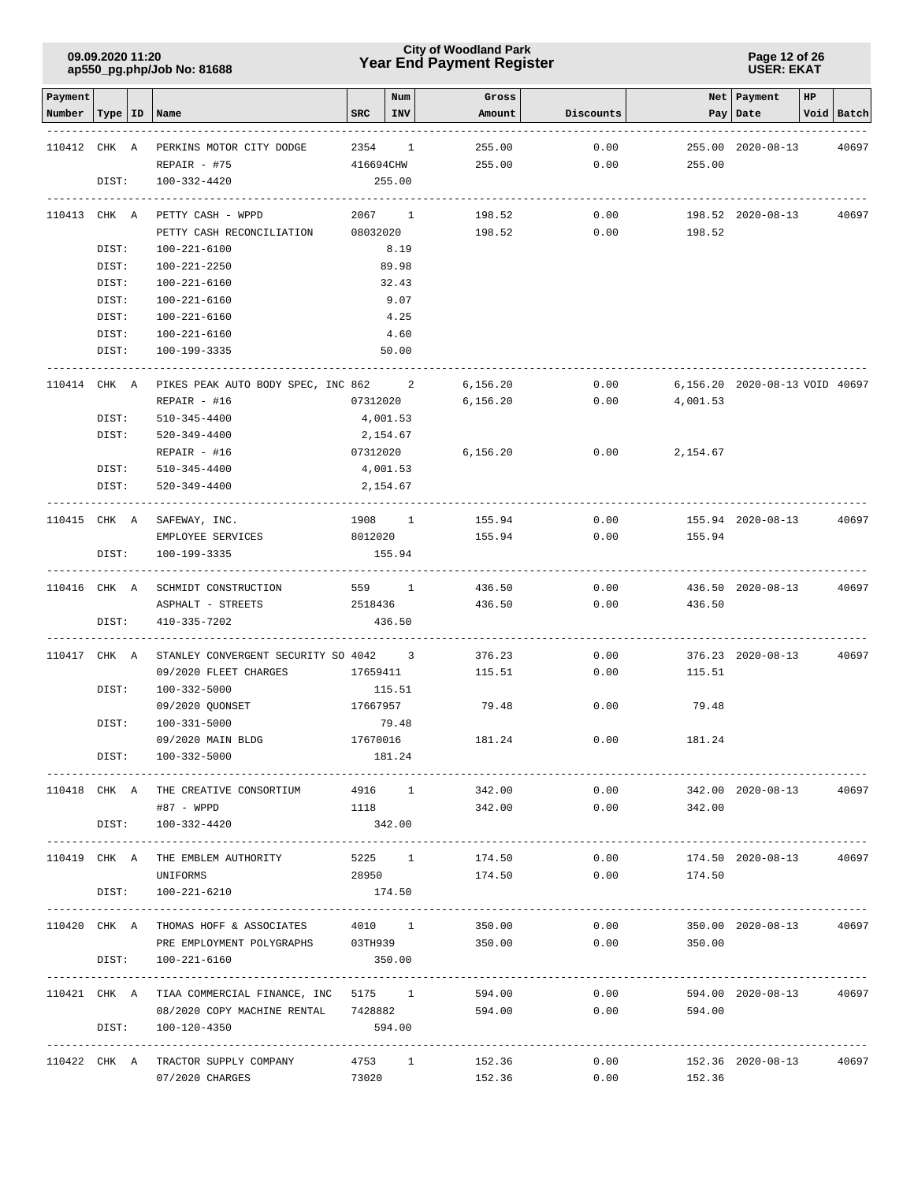# City of Woodland Park
## Year End Payment Register

09.09.2020 11:20
ap550_pg.php/Job No: 81688

USER: EKAT

| Payment Number | Type | ID | Name | SRC | Num INV | Gross Amount | Discounts | Net Pay | Payment Date | HP | Void | Batch |
|---|---|---|---|---|---|---|---|---|---|---|---|---|
| 110412 | CHK | A | PERKINS MOTOR CITY DODGE | 2354 | 1 | 255.00 | 0.00 | 255.00 | 2020-08-13 | | | 40697 |
| | | | REPAIR - #75 | 416694CHW | | 255.00 | 0.00 | 255.00 | | | | |
| | DIST: | | 100-332-4420 | | 255.00 | | | | | | | |
| 110413 | CHK | A | PETTY CASH - WPPD | 2067 | 1 | 198.52 | 0.00 | 198.52 | 2020-08-13 | | | 40697 |
| | | | PETTY CASH RECONCILIATION | 08032020 | | 198.52 | 0.00 | 198.52 | | | | |
| | DIST: | | 100-221-6100 | | 8.19 | | | | | | | |
| | DIST: | | 100-221-2250 | | 89.98 | | | | | | | |
| | DIST: | | 100-221-6160 | | 32.43 | | | | | | | |
| | DIST: | | 100-221-6160 | | 9.07 | | | | | | | |
| | DIST: | | 100-221-6160 | | 4.25 | | | | | | | |
| | DIST: | | 100-221-6160 | | 4.60 | | | | | | | |
| | DIST: | | 100-199-3335 | | 50.00 | | | | | | | |
| 110414 | CHK | A | PIKES PEAK AUTO BODY SPEC, INC | 862 | 2 | 6,156.20 | 0.00 | 6,156.20 | 2020-08-13 | | VOID | 40697 |
| | | | REPAIR - #16 | 07312020 | | 6,156.20 | 0.00 | 4,001.53 | | | | |
| | DIST: | | 510-345-4400 | | 4,001.53 | | | | | | | |
| | DIST: | | 520-349-4400 | | 2,154.67 | | | | | | | |
| | | | REPAIR - #16 | 07312020 | | 6,156.20 | 0.00 | 2,154.67 | | | | |
| | DIST: | | 510-345-4400 | | 4,001.53 | | | | | | | |
| | DIST: | | 520-349-4400 | | 2,154.67 | | | | | | | |
| 110415 | CHK | A | SAFEWAY, INC. | 1908 | 1 | 155.94 | 0.00 | 155.94 | 2020-08-13 | | | 40697 |
| | | | EMPLOYEE SERVICES | 8012020 | | 155.94 | 0.00 | 155.94 | | | | |
| | DIST: | | 100-199-3335 | | 155.94 | | | | | | | |
| 110416 | CHK | A | SCHMIDT CONSTRUCTION | 559 | 1 | 436.50 | 0.00 | 436.50 | 2020-08-13 | | | 40697 |
| | | | ASPHALT - STREETS | 2518436 | | 436.50 | 0.00 | 436.50 | | | | |
| | DIST: | | 410-335-7202 | | 436.50 | | | | | | | |
| 110417 | CHK | A | STANLEY CONVERGENT SECURITY SO | 4042 | 3 | 376.23 | 0.00 | 376.23 | 2020-08-13 | | | 40697 |
| | | | 09/2020 FLEET CHARGES | 17659411 | | 115.51 | 0.00 | 115.51 | | | | |
| | DIST: | | 100-332-5000 | | 115.51 | | | | | | | |
| | | | 09/2020 QUONSET | 17667957 | | 79.48 | 0.00 | 79.48 | | | | |
| | DIST: | | 100-331-5000 | | 79.48 | | | | | | | |
| | | | 09/2020 MAIN BLDG | 17670016 | | 181.24 | 0.00 | 181.24 | | | | |
| | DIST: | | 100-332-5000 | | 181.24 | | | | | | | |
| 110418 | CHK | A | THE CREATIVE CONSORTIUM | 4916 | 1 | 342.00 | 0.00 | 342.00 | 2020-08-13 | | | 40697 |
| | | | #87 - WPPD | 1118 | | 342.00 | 0.00 | 342.00 | | | | |
| | DIST: | | 100-332-4420 | | 342.00 | | | | | | | |
| 110419 | CHK | A | THE EMBLEM AUTHORITY | 5225 | 1 | 174.50 | 0.00 | 174.50 | 2020-08-13 | | | 40697 |
| | | | UNIFORMS | 28950 | | 174.50 | 0.00 | 174.50 | | | | |
| | DIST: | | 100-221-6210 | | 174.50 | | | | | | | |
| 110420 | CHK | A | THOMAS HOFF & ASSOCIATES | 4010 | 1 | 350.00 | 0.00 | 350.00 | 2020-08-13 | | | 40697 |
| | | | PRE EMPLOYMENT POLYGRAPHS | 03TH939 | | 350.00 | 0.00 | 350.00 | | | | |
| | DIST: | | 100-221-6160 | | 350.00 | | | | | | | |
| 110421 | CHK | A | TIAA COMMERCIAL FINANCE, INC | 5175 | 1 | 594.00 | 0.00 | 594.00 | 2020-08-13 | | | 40697 |
| | | | 08/2020 COPY MACHINE RENTAL | 7428882 | | 594.00 | 0.00 | 594.00 | | | | |
| | DIST: | | 100-120-4350 | | 594.00 | | | | | | | |
| 110422 | CHK | A | TRACTOR SUPPLY COMPANY | 4753 | 1 | 152.36 | 0.00 | 152.36 | 2020-08-13 | | | 40697 |
| | | | 07/2020 CHARGES | 73020 | | 152.36 | 0.00 | 152.36 | | | | |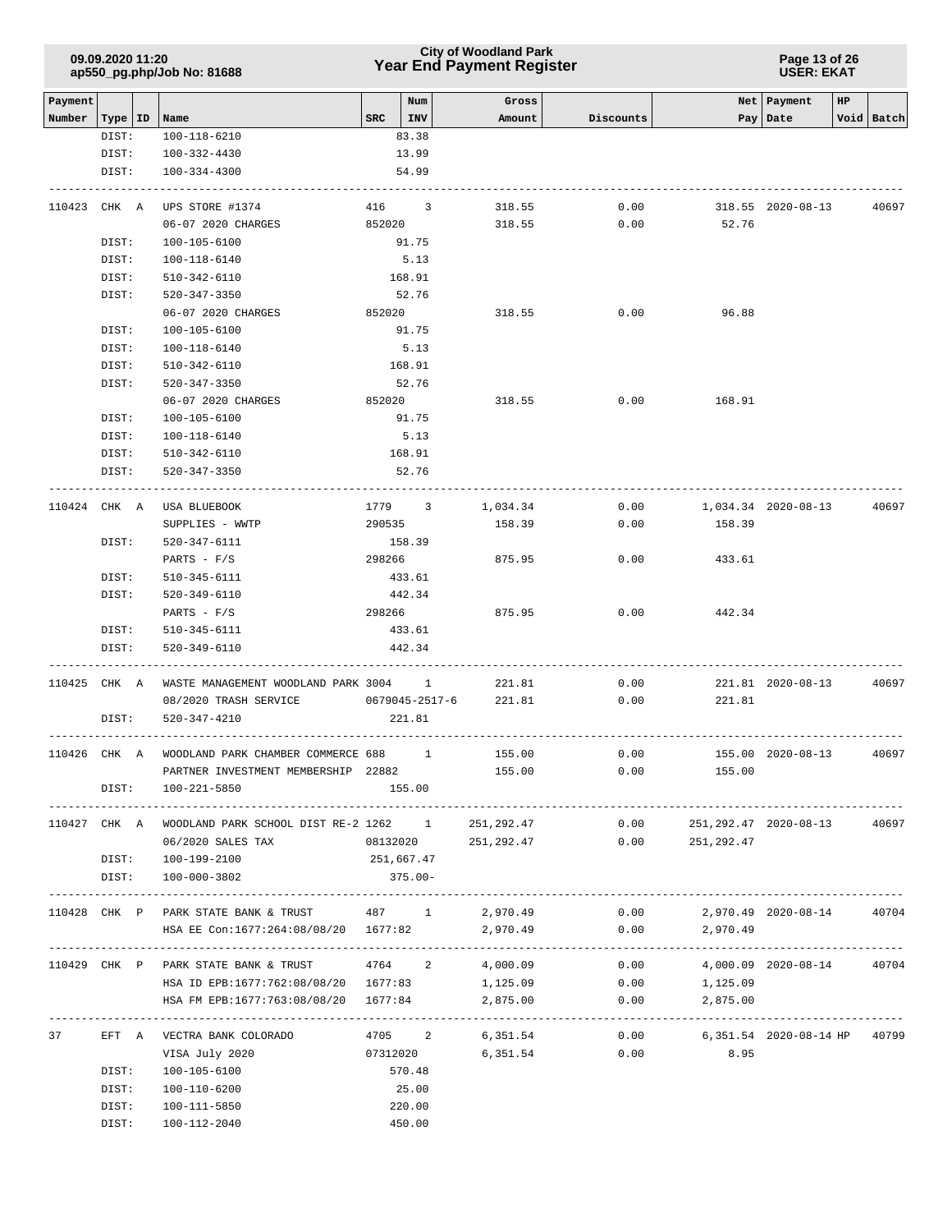| Payment Number | Type | ID | Name | SRC | Num INV | Gross Amount | Discounts | Net Pay | Payment Date | HP Void | Batch |
|---|---|---|---|---|---|---|---|---|---|---|---|
| | DIST: | | 100-118-6210 | | 83.38 | | | | | | |
| | DIST: | | 100-332-4430 | | 13.99 | | | | | | |
| | DIST: | | 100-334-4300 | | 54.99 | | | | | | |
| 110423 | CHK | A | UPS STORE #1374 | 416 | 3 | 318.55 | 0.00 | 318.55 | 2020-08-13 | | 40697 |
| | | | 06-07 2020 CHARGES | 852020 | | 318.55 | 0.00 | 52.76 | | | |
| | DIST: | | 100-105-6100 | | 91.75 | | | | | | |
| | DIST: | | 100-118-6140 | | 5.13 | | | | | | |
| | DIST: | | 510-342-6110 | | 168.91 | | | | | | |
| | DIST: | | 520-347-3350 | | 52.76 | | | | | | |
| | | | 06-07 2020 CHARGES | 852020 | | 318.55 | 0.00 | 96.88 | | | |
| | DIST: | | 100-105-6100 | | 91.75 | | | | | | |
| | DIST: | | 100-118-6140 | | 5.13 | | | | | | |
| | DIST: | | 510-342-6110 | | 168.91 | | | | | | |
| | DIST: | | 520-347-3350 | | 52.76 | | | | | | |
| | | | 06-07 2020 CHARGES | 852020 | | 318.55 | 0.00 | 168.91 | | | |
| | DIST: | | 100-105-6100 | | 91.75 | | | | | | |
| | DIST: | | 100-118-6140 | | 5.13 | | | | | | |
| | DIST: | | 510-342-6110 | | 168.91 | | | | | | |
| | DIST: | | 520-347-3350 | | 52.76 | | | | | | |
| 110424 | CHK | A | USA BLUEBOOK | 1779 | 3 | 1,034.34 | 0.00 | 1,034.34 | 2020-08-13 | | 40697 |
| | | | SUPPLIES - WWTP | 290535 | | 158.39 | 0.00 | 158.39 | | | |
| | DIST: | | 520-347-6111 | | 158.39 | | | | | | |
| | | | PARTS - F/S | 298266 | | 875.95 | 0.00 | 433.61 | | | |
| | DIST: | | 510-345-6111 | | 433.61 | | | | | | |
| | DIST: | | 520-349-6110 | | 442.34 | | | | | | |
| | | | PARTS - F/S | 298266 | | 875.95 | 0.00 | 442.34 | | | |
| | DIST: | | 510-345-6111 | | 433.61 | | | | | | |
| | DIST: | | 520-349-6110 | | 442.34 | | | | | | |
| 110425 | CHK | A | WASTE MANAGEMENT WOODLAND PARK | 3004 | 1 | 221.81 | 0.00 | 221.81 | 2020-08-13 | | 40697 |
| | | | 08/2020 TRASH SERVICE | 0679045-2517-6 | | 221.81 | 0.00 | 221.81 | | | |
| | DIST: | | 520-347-4210 | | 221.81 | | | | | | |
| 110426 | CHK | A | WOODLAND PARK CHAMBER COMMERCE | 688 | 1 | 155.00 | 0.00 | 155.00 | 2020-08-13 | | 40697 |
| | | | PARTNER INVESTMENT MEMBERSHIP | 22882 | | 155.00 | 0.00 | 155.00 | | | |
| | DIST: | | 100-221-5850 | | 155.00 | | | | | | |
| 110427 | CHK | A | WOODLAND PARK SCHOOL DIST RE-2 | 1262 | 1 | 251,292.47 | 0.00 | 251,292.47 | 2020-08-13 | | 40697 |
| | | | 06/2020 SALES TAX | 08132020 | | 251,292.47 | 0.00 | 251,292.47 | | | |
| | DIST: | | 100-199-2100 | | 251,667.47 | | | | | | |
| | DIST: | | 100-000-3802 | | 375.00- | | | | | | |
| 110428 | CHK | P | PARK STATE BANK & TRUST | 487 | 1 | 2,970.49 | 0.00 | 2,970.49 | 2020-08-14 | | 40704 |
| | | | HSA EE Con:1677:264:08/08/20 | 1677:82 | | 2,970.49 | 0.00 | 2,970.49 | | | |
| 110429 | CHK | P | PARK STATE BANK & TRUST | 4764 | 2 | 4,000.09 | 0.00 | 4,000.09 | 2020-08-14 | | 40704 |
| | | | HSA ID EPB:1677:762:08/08/20 | 1677:83 | | 1,125.09 | 0.00 | 1,125.09 | | | |
| | | | HSA FM EPB:1677:763:08/08/20 | 1677:84 | | 2,875.00 | 0.00 | 2,875.00 | | | |
| 37 | EFT | A | VECTRA BANK COLORADO | 4705 | 2 | 6,351.54 | 0.00 | 6,351.54 | 2020-08-14 | HP | 40799 |
| | | | VISA July 2020 | 07312020 | | 6,351.54 | 0.00 | 8.95 | | | |
| | DIST: | | 100-105-6100 | | 570.48 | | | | | | |
| | DIST: | | 100-110-6200 | | 25.00 | | | | | | |
| | DIST: | | 100-111-5850 | | 220.00 | | | | | | |
| | DIST: | | 100-112-2040 | | 450.00 | | | | | | |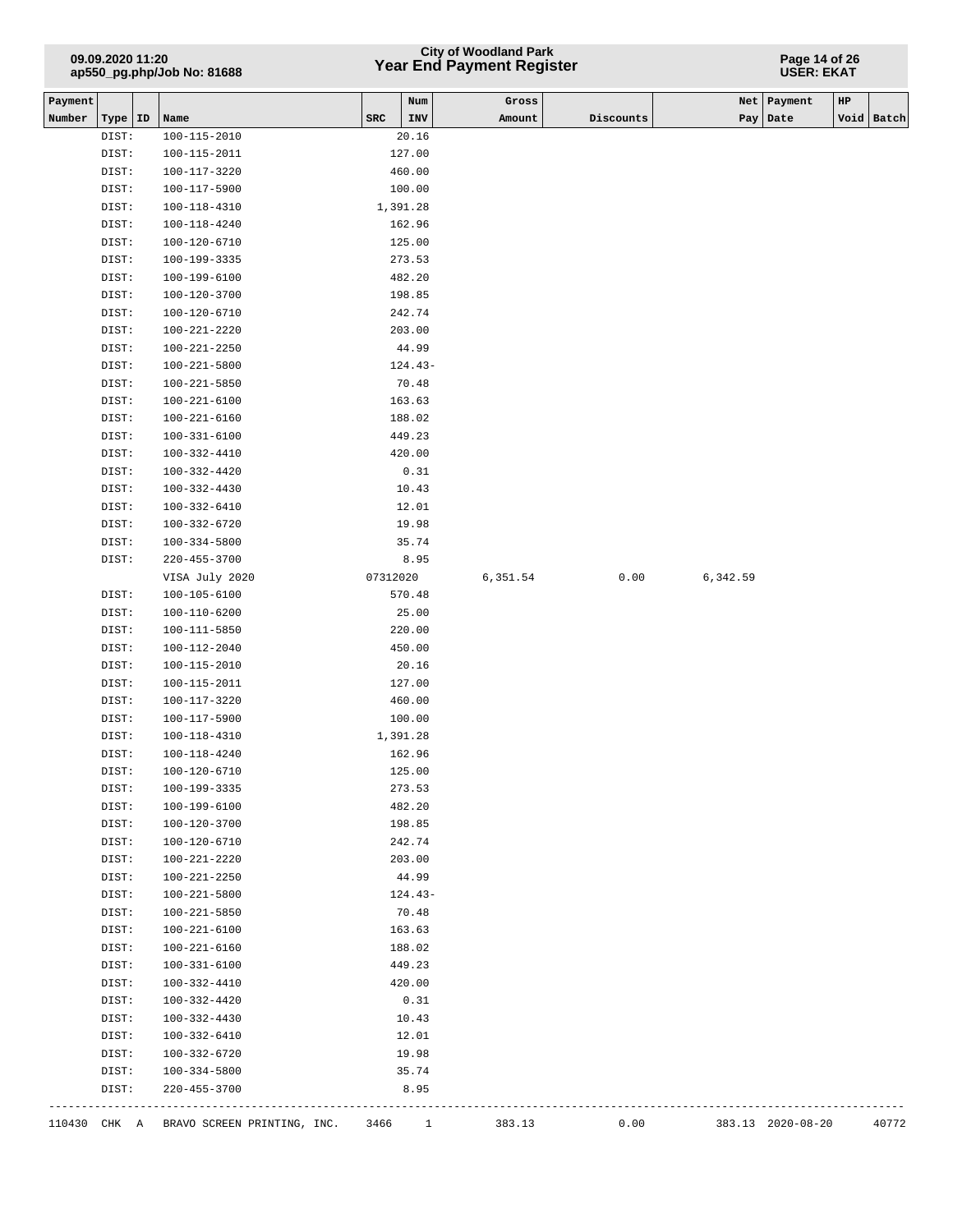| Payment Number | Type | ID | Name | SRC | Num INV | Gross Amount | Discounts | Net Pay | Payment Date | HP Void | Batch |
|---|---|---|---|---|---|---|---|---|---|---|---|
| | DIST: | | 100-115-2010 | | 20.16 | | | | | | |
| | DIST: | | 100-115-2011 | | 127.00 | | | | | | |
| | DIST: | | 100-117-3220 | | 460.00 | | | | | | |
| | DIST: | | 100-117-5900 | | 100.00 | | | | | | |
| | DIST: | | 100-118-4310 | | 1,391.28 | | | | | | |
| | DIST: | | 100-118-4240 | | 162.96 | | | | | | |
| | DIST: | | 100-120-6710 | | 125.00 | | | | | | |
| | DIST: | | 100-199-3335 | | 273.53 | | | | | | |
| | DIST: | | 100-199-6100 | | 482.20 | | | | | | |
| | DIST: | | 100-120-3700 | | 198.85 | | | | | | |
| | DIST: | | 100-120-6710 | | 242.74 | | | | | | |
| | DIST: | | 100-221-2220 | | 203.00 | | | | | | |
| | DIST: | | 100-221-2250 | | 44.99 | | | | | | |
| | DIST: | | 100-221-5800 | | 124.43- | | | | | | |
| | DIST: | | 100-221-5850 | | 70.48 | | | | | | |
| | DIST: | | 100-221-6100 | | 163.63 | | | | | | |
| | DIST: | | 100-221-6160 | | 188.02 | | | | | | |
| | DIST: | | 100-331-6100 | | 449.23 | | | | | | |
| | DIST: | | 100-332-4410 | | 420.00 | | | | | | |
| | DIST: | | 100-332-4420 | | 0.31 | | | | | | |
| | DIST: | | 100-332-4430 | | 10.43 | | | | | | |
| | DIST: | | 100-332-6410 | | 12.01 | | | | | | |
| | DIST: | | 100-332-6720 | | 19.98 | | | | | | |
| | DIST: | | 100-334-5800 | | 35.74 | | | | | | |
| | DIST: | | 220-455-3700 | | 8.95 | | | | | | |
| | | | VISA July 2020 | 07312020 | | 6,351.54 | 0.00 | 6,342.59 | | | |
| | DIST: | | 100-105-6100 | | 570.48 | | | | | | |
| | DIST: | | 100-110-6200 | | 25.00 | | | | | | |
| | DIST: | | 100-111-5850 | | 220.00 | | | | | | |
| | DIST: | | 100-112-2040 | | 450.00 | | | | | | |
| | DIST: | | 100-115-2010 | | 20.16 | | | | | | |
| | DIST: | | 100-115-2011 | | 127.00 | | | | | | |
| | DIST: | | 100-117-3220 | | 460.00 | | | | | | |
| | DIST: | | 100-117-5900 | | 100.00 | | | | | | |
| | DIST: | | 100-118-4310 | | 1,391.28 | | | | | | |
| | DIST: | | 100-118-4240 | | 162.96 | | | | | | |
| | DIST: | | 100-120-6710 | | 125.00 | | | | | | |
| | DIST: | | 100-199-3335 | | 273.53 | | | | | | |
| | DIST: | | 100-199-6100 | | 482.20 | | | | | | |
| | DIST: | | 100-120-3700 | | 198.85 | | | | | | |
| | DIST: | | 100-120-6710 | | 242.74 | | | | | | |
| | DIST: | | 100-221-2220 | | 203.00 | | | | | | |
| | DIST: | | 100-221-2250 | | 44.99 | | | | | | |
| | DIST: | | 100-221-5800 | | 124.43- | | | | | | |
| | DIST: | | 100-221-5850 | | 70.48 | | | | | | |
| | DIST: | | 100-221-6100 | | 163.63 | | | | | | |
| | DIST: | | 100-221-6160 | | 188.02 | | | | | | |
| | DIST: | | 100-331-6100 | | 449.23 | | | | | | |
| | DIST: | | 100-332-4410 | | 420.00 | | | | | | |
| | DIST: | | 100-332-4420 | | 0.31 | | | | | | |
| | DIST: | | 100-332-4430 | | 10.43 | | | | | | |
| | DIST: | | 100-332-6410 | | 12.01 | | | | | | |
| | DIST: | | 100-332-6720 | | 19.98 | | | | | | |
| | DIST: | | 100-334-5800 | | 35.74 | | | | | | |
| | DIST: | | 220-455-3700 | | 8.95 | | | | | | |
| 110430 | CHK | A | BRAVO SCREEN PRINTING, INC. | 3466 | 1 | 383.13 | 0.00 | 383.13 | 2020-08-20 | | 40772 |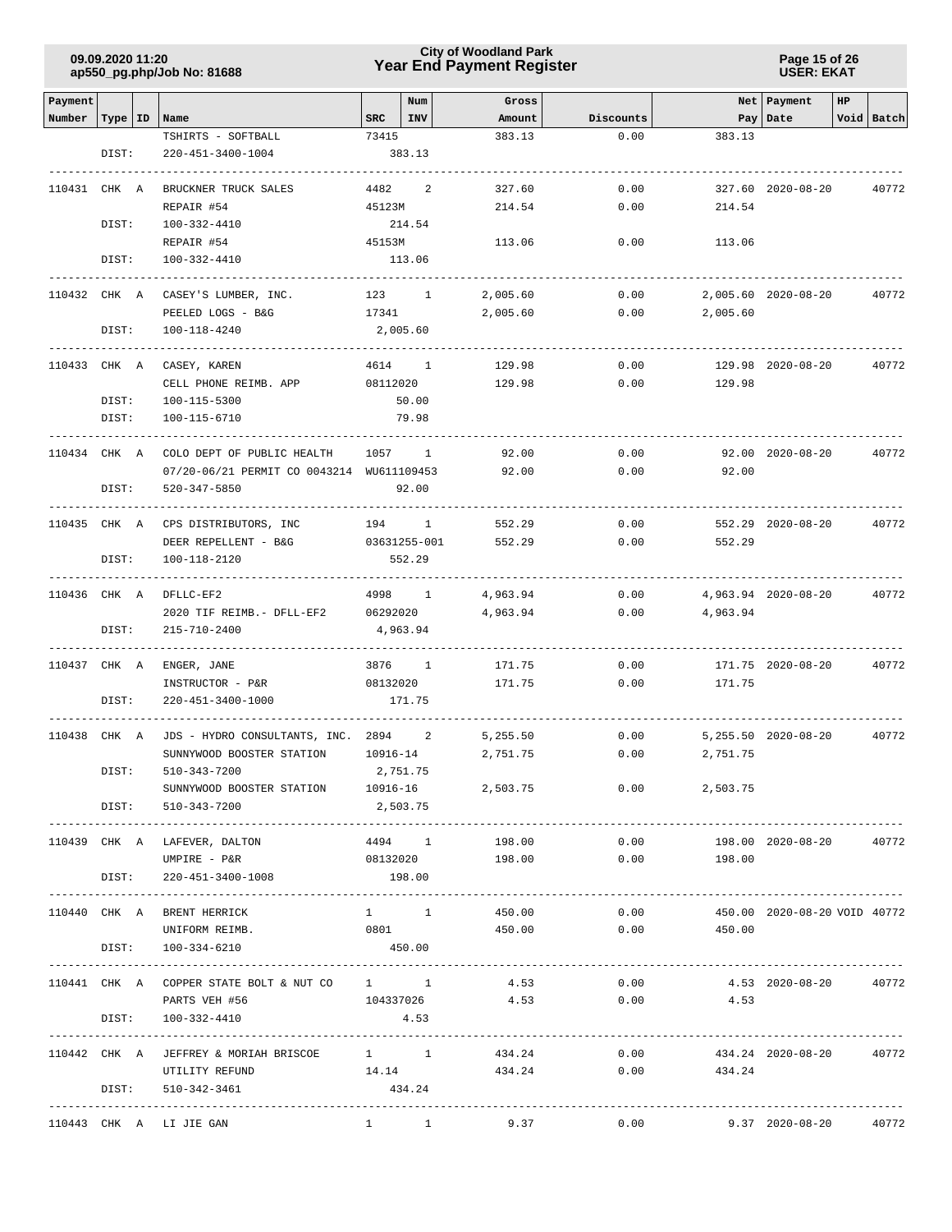| Payment Number | Type | ID | Name | SRC | Num INV | Gross Amount | Discounts | Net Pay | Payment Date | HP | Void | Batch |
|---|---|---|---|---|---|---|---|---|---|---|---|---|
| | | | TSHIRTS - SOFTBALL | 73415 | | 383.13 | 0.00 | 383.13 | | | | |
| | DIST: | | 220-451-3400-1004 | 383.13 | | | | | | | | |
| 110431 | CHK | A | BRUCKNER TRUCK SALES | 4482 | 2 | 327.60 | 0.00 | 327.60 | 2020-08-20 | | | 40772 |
| | | | REPAIR #54 | 45123M | | 214.54 | 0.00 | 214.54 | | | | |
| | DIST: | | 100-332-4410 | 214.54 | | | | | | | | |
| | | | REPAIR #54 | 45153M | | 113.06 | 0.00 | 113.06 | | | | |
| | DIST: | | 100-332-4410 | 113.06 | | | | | | | | |
| 110432 | CHK | A | CASEY'S LUMBER, INC. | 123 | 1 | 2,005.60 | 0.00 | 2,005.60 | 2020-08-20 | | | 40772 |
| | | | PEELED LOGS - B&G | 17341 | | 2,005.60 | 0.00 | 2,005.60 | | | | |
| | DIST: | | 100-118-4240 | 2,005.60 | | | | | | | | |
| 110433 | CHK | A | CASEY, KAREN | 4614 | 1 | 129.98 | 0.00 | 129.98 | 2020-08-20 | | | 40772 |
| | | | CELL PHONE REIMB. APP | 08112020 | | 129.98 | 0.00 | 129.98 | | | | |
| | DIST: | | 100-115-5300 | 50.00 | | | | | | | | |
| | DIST: | | 100-115-6710 | 79.98 | | | | | | | | |
| 110434 | CHK | A | COLO DEPT OF PUBLIC HEALTH | 1057 | 1 | 92.00 | 0.00 | 92.00 | 2020-08-20 | | | 40772 |
| | | | 07/20-06/21 PERMIT CO 0043214 | WU611109453 | | 92.00 | 0.00 | 92.00 | | | | |
| | DIST: | | 520-347-5850 | 92.00 | | | | | | | | |
| 110435 | CHK | A | CPS DISTRIBUTORS, INC | 194 | 1 | 552.29 | 0.00 | 552.29 | 2020-08-20 | | | 40772 |
| | | | DEER REPELLENT - B&G | 03631255-001 | | 552.29 | 0.00 | 552.29 | | | | |
| | DIST: | | 100-118-2120 | 552.29 | | | | | | | | |
| 110436 | CHK | A | DFLLC-EF2 | 4998 | 1 | 4,963.94 | 0.00 | 4,963.94 | 2020-08-20 | | | 40772 |
| | | | 2020 TIF REIMB.- DFLL-EF2 | 06292020 | | 4,963.94 | 0.00 | 4,963.94 | | | | |
| | DIST: | | 215-710-2400 | 4,963.94 | | | | | | | | |
| 110437 | CHK | A | ENGER, JANE | 3876 | 1 | 171.75 | 0.00 | 171.75 | 2020-08-20 | | | 40772 |
| | | | INSTRUCTOR - P&R | 08132020 | | 171.75 | 0.00 | 171.75 | | | | |
| | DIST: | | 220-451-3400-1000 | 171.75 | | | | | | | | |
| 110438 | CHK | A | JDS - HYDRO CONSULTANTS, INC. | 2894 | 2 | 5,255.50 | 0.00 | 5,255.50 | 2020-08-20 | | | 40772 |
| | | | SUNNYWOOD BOOSTER STATION | 10916-14 | | 2,751.75 | 0.00 | 2,751.75 | | | | |
| | DIST: | | 510-343-7200 | 2,751.75 | | | | | | | | |
| | | | SUNNYWOOD BOOSTER STATION | 10916-16 | | 2,503.75 | 0.00 | 2,503.75 | | | | |
| | DIST: | | 510-343-7200 | 2,503.75 | | | | | | | | |
| 110439 | CHK | A | LAFEVER, DALTON | 4494 | 1 | 198.00 | 0.00 | 198.00 | 2020-08-20 | | | 40772 |
| | | | UMPIRE - P&R | 08132020 | | 198.00 | 0.00 | 198.00 | | | | |
| | DIST: | | 220-451-3400-1008 | 198.00 | | | | | | | | |
| 110440 | CHK | A | BRENT HERRICK | 1 | 1 | 450.00 | 0.00 | 450.00 | 2020-08-20 | | VOID | 40772 |
| | | | UNIFORM REIMB. | 0801 | | 450.00 | 0.00 | 450.00 | | | | |
| | DIST: | | 100-334-6210 | 450.00 | | | | | | | | |
| 110441 | CHK | A | COPPER STATE BOLT & NUT CO | 1 | 1 | 4.53 | 0.00 | 4.53 | 2020-08-20 | | | 40772 |
| | | | PARTS VEH #56 | 104337026 | | 4.53 | 0.00 | 4.53 | | | | |
| | DIST: | | 100-332-4410 | 4.53 | | | | | | | | |
| 110442 | CHK | A | JEFFREY & MORIAH BRISCOE | 1 | 1 | 434.24 | 0.00 | 434.24 | 2020-08-20 | | | 40772 |
| | | | UTILITY REFUND | 14.14 | | 434.24 | 0.00 | 434.24 | | | | |
| | DIST: | | 510-342-3461 | 434.24 | | | | | | | | |
| 110443 | CHK | A | LI JIE GAN | 1 | 1 | 9.37 | 0.00 | 9.37 | 2020-08-20 | | | 40772 |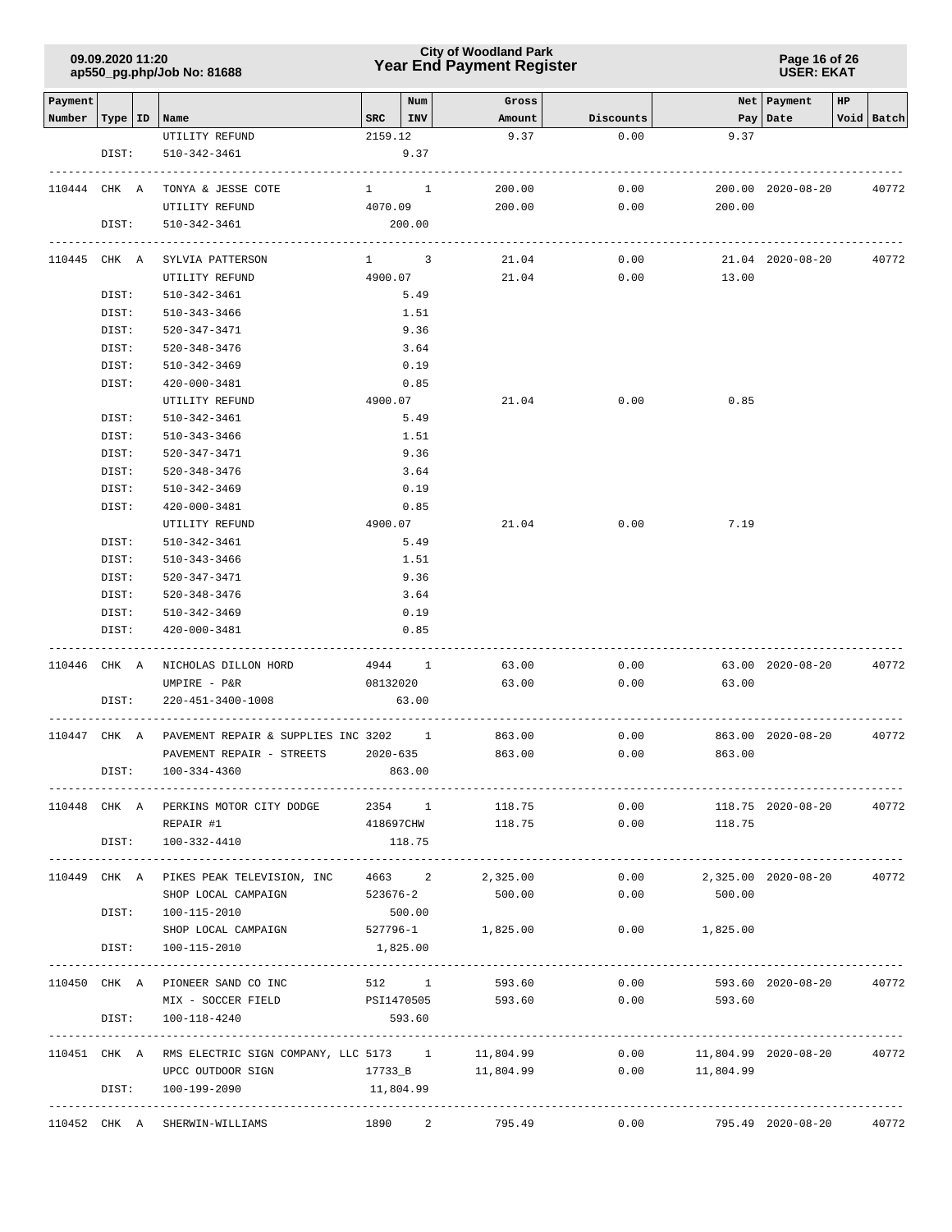| Payment Number | Type | ID | Name | SRC | Num INV | Gross Amount | Discounts | Net Pay | Payment Date | HP Void | Batch |
|---|---|---|---|---|---|---|---|---|---|---|---|
| | | | UTILITY REFUND | 2159.12 | | 9.37 | 0.00 | 9.37 | | | |
| | DIST: | | 510-342-3461 | | 9.37 | | | | | | |
| 110444 | CHK | A | TONYA & JESSE COTE | 1 | 1 | 200.00 | 0.00 | 200.00 | 2020-08-20 | | 40772 |
| | | | UTILITY REFUND | 4070.09 | | 200.00 | 0.00 | 200.00 | | | |
| | DIST: | | 510-342-3461 | | 200.00 | | | | | | |
| 110445 | CHK | A | SYLVIA PATTERSON | 1 | 3 | 21.04 | 0.00 | 21.04 | 2020-08-20 | | 40772 |
| | | | UTILITY REFUND | 4900.07 | | 21.04 | 0.00 | 13.00 | | | |
| | DIST: | | 510-342-3461 | | 5.49 | | | | | | |
| | DIST: | | 510-343-3466 | | 1.51 | | | | | | |
| | DIST: | | 520-347-3471 | | 9.36 | | | | | | |
| | DIST: | | 520-348-3476 | | 3.64 | | | | | | |
| | DIST: | | 510-342-3469 | | 0.19 | | | | | | |
| | DIST: | | 420-000-3481 | | 0.85 | | | | | | |
| | | | UTILITY REFUND | 4900.07 | | 21.04 | 0.00 | 0.85 | | | |
| | DIST: | | 510-342-3461 | | 5.49 | | | | | | |
| | DIST: | | 510-343-3466 | | 1.51 | | | | | | |
| | DIST: | | 520-347-3471 | | 9.36 | | | | | | |
| | DIST: | | 520-348-3476 | | 3.64 | | | | | | |
| | DIST: | | 510-342-3469 | | 0.19 | | | | | | |
| | DIST: | | 420-000-3481 | | 0.85 | | | | | | |
| | | | UTILITY REFUND | 4900.07 | | 21.04 | 0.00 | 7.19 | | | |
| | DIST: | | 510-342-3461 | | 5.49 | | | | | | |
| | DIST: | | 510-343-3466 | | 1.51 | | | | | | |
| | DIST: | | 520-347-3471 | | 9.36 | | | | | | |
| | DIST: | | 520-348-3476 | | 3.64 | | | | | | |
| | DIST: | | 510-342-3469 | | 0.19 | | | | | | |
| | DIST: | | 420-000-3481 | | 0.85 | | | | | | |
| 110446 | CHK | A | NICHOLAS DILLON HORD | 4944 | 1 | 63.00 | 0.00 | 63.00 | 2020-08-20 | | 40772 |
| | | | UMPIRE - P&R | 08132020 | | 63.00 | 0.00 | 63.00 | | | |
| | DIST: | | 220-451-3400-1008 | | 63.00 | | | | | | |
| 110447 | CHK | A | PAVEMENT REPAIR & SUPPLIES INC | 3202 | 1 | 863.00 | 0.00 | 863.00 | 2020-08-20 | | 40772 |
| | | | PAVEMENT REPAIR - STREETS | 2020-635 | | 863.00 | 0.00 | 863.00 | | | |
| | DIST: | | 100-334-4360 | | 863.00 | | | | | | |
| 110448 | CHK | A | PERKINS MOTOR CITY DODGE | 2354 | 1 | 118.75 | 0.00 | 118.75 | 2020-08-20 | | 40772 |
| | | | REPAIR #1 | 418697CHW | | 118.75 | 0.00 | 118.75 | | | |
| | DIST: | | 100-332-4410 | | 118.75 | | | | | | |
| 110449 | CHK | A | PIKES PEAK TELEVISION, INC | 4663 | 2 | 2,325.00 | 0.00 | 2,325.00 | 2020-08-20 | | 40772 |
| | | | SHOP LOCAL CAMPAIGN | 523676-2 | | 500.00 | 0.00 | 500.00 | | | |
| | DIST: | | 100-115-2010 | | 500.00 | | | | | | |
| | | | SHOP LOCAL CAMPAIGN | 527796-1 | | 1,825.00 | 0.00 | 1,825.00 | | | |
| | DIST: | | 100-115-2010 | | 1,825.00 | | | | | | |
| 110450 | CHK | A | PIONEER SAND CO INC | 512 | 1 | 593.60 | 0.00 | 593.60 | 2020-08-20 | | 40772 |
| | | | MIX - SOCCER FIELD | PSI1470505 | | 593.60 | 0.00 | 593.60 | | | |
| | DIST: | | 100-118-4240 | | 593.60 | | | | | | |
| 110451 | CHK | A | RMS ELECTRIC SIGN COMPANY, LLC | 5173 | 1 | 11,804.99 | 0.00 | 11,804.99 | 2020-08-20 | | 40772 |
| | | | UPCC OUTDOOR SIGN | 17733_B | | 11,804.99 | 0.00 | 11,804.99 | | | |
| | DIST: | | 100-199-2090 | | 11,804.99 | | | | | | |
| 110452 | CHK | A | SHERWIN-WILLIAMS | 1890 | 2 | 795.49 | 0.00 | 795.49 | 2020-08-20 | | 40772 |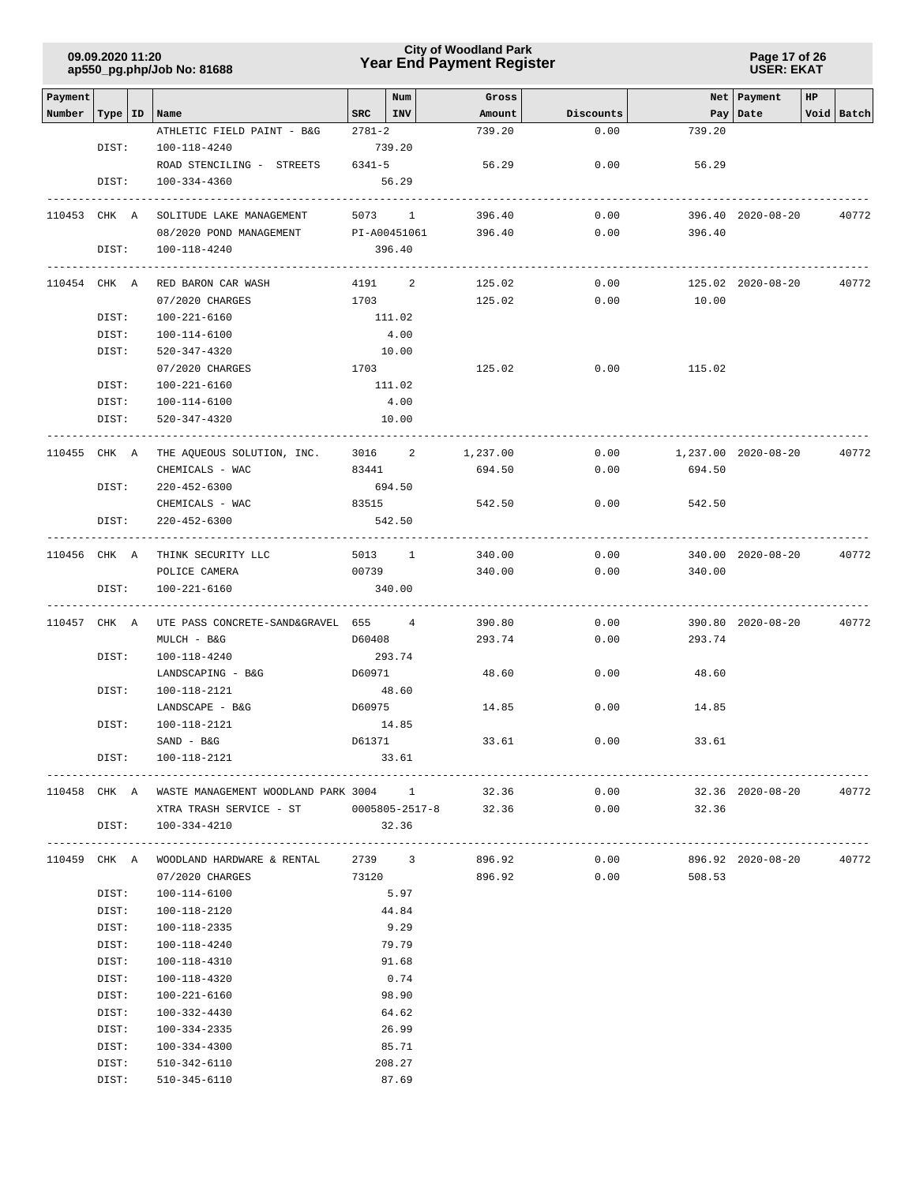| Payment Number | Type | ID | Name | SRC | Num INV | Gross Amount | Discounts | Net Pay | Payment Date | HP | Void | Batch |
|---|---|---|---|---|---|---|---|---|---|---|---|---|
| | | | ATHLETIC FIELD PAINT - B&G | 2781-2 | | 739.20 | 0.00 | 739.20 | | | | |
| | DIST: | | 100-118-4240 | | 739.20 | | | | | | | |
| | | | ROAD STENCILING - STREETS | 6341-5 | | 56.29 | 0.00 | 56.29 | | | | |
| | DIST: | | 100-334-4360 | | 56.29 | | | | | | | |
| 110453 | CHK | A | SOLITUDE LAKE MANAGEMENT | 5073 | 1 | 396.40 | 0.00 | 396.40 | 2020-08-20 | | | 40772 |
| | | | 08/2020 POND MANAGEMENT | PI-A00451061 | | 396.40 | 0.00 | 396.40 | | | | |
| | DIST: | | 100-118-4240 | | 396.40 | | | | | | | |
| 110454 | CHK | A | RED BARON CAR WASH | 4191 | 2 | 125.02 | 0.00 | 125.02 | 2020-08-20 | | | 40772 |
| | | | 07/2020 CHARGES | 1703 | | 125.02 | 0.00 | 10.00 | | | | |
| | DIST: | | 100-221-6160 | | 111.02 | | | | | | | |
| | DIST: | | 100-114-6100 | | 4.00 | | | | | | | |
| | DIST: | | 520-347-4320 | | 10.00 | | | | | | | |
| | | | 07/2020 CHARGES | 1703 | | 125.02 | 0.00 | 115.02 | | | | |
| | DIST: | | 100-221-6160 | | 111.02 | | | | | | | |
| | DIST: | | 100-114-6100 | | 4.00 | | | | | | | |
| | DIST: | | 520-347-4320 | | 10.00 | | | | | | | |
| 110455 | CHK | A | THE AQUEOUS SOLUTION, INC. | 3016 | 2 | 1,237.00 | 0.00 | 1,237.00 | 2020-08-20 | | | 40772 |
| | | | CHEMICALS - WAC | 83441 | | 694.50 | 0.00 | 694.50 | | | | |
| | DIST: | | 220-452-6300 | | 694.50 | | | | | | | |
| | | | CHEMICALS - WAC | 83515 | | 542.50 | 0.00 | 542.50 | | | | |
| | DIST: | | 220-452-6300 | | 542.50 | | | | | | | |
| 110456 | CHK | A | THINK SECURITY LLC | 5013 | 1 | 340.00 | 0.00 | 340.00 | 2020-08-20 | | | 40772 |
| | | | POLICE CAMERA | 00739 | | 340.00 | 0.00 | 340.00 | | | | |
| | DIST: | | 100-221-6160 | | 340.00 | | | | | | | |
| 110457 | CHK | A | UTE PASS CONCRETE-SAND&GRAVEL | 655 | 4 | 390.80 | 0.00 | 390.80 | 2020-08-20 | | | 40772 |
| | | | MULCH - B&G | D60408 | | 293.74 | 0.00 | 293.74 | | | | |
| | DIST: | | 100-118-4240 | | 293.74 | | | | | | | |
| | | | LANDSCAPING - B&G | D60971 | | 48.60 | 0.00 | 48.60 | | | | |
| | DIST: | | 100-118-2121 | | 48.60 | | | | | | | |
| | | | LANDSCAPE - B&G | D60975 | | 14.85 | 0.00 | 14.85 | | | | |
| | DIST: | | 100-118-2121 | | 14.85 | | | | | | | |
| | | | SAND - B&G | D61371 | | 33.61 | 0.00 | 33.61 | | | | |
| | DIST: | | 100-118-2121 | | 33.61 | | | | | | | |
| 110458 | CHK | A | WASTE MANAGEMENT WOODLAND PARK | 3004 | 1 | 32.36 | 0.00 | 32.36 | 2020-08-20 | | | 40772 |
| | | | XTRA TRASH SERVICE - ST | 0005805-2517-8 | | 32.36 | 0.00 | 32.36 | | | | |
| | DIST: | | 100-334-4210 | | 32.36 | | | | | | | |
| 110459 | CHK | A | WOODLAND HARDWARE & RENTAL | 2739 | 3 | 896.92 | 0.00 | 896.92 | 2020-08-20 | | | 40772 |
| | | | 07/2020 CHARGES | 73120 | | 896.92 | 0.00 | 508.53 | | | | |
| | DIST: | | 100-114-6100 | | 5.97 | | | | | | | |
| | DIST: | | 100-118-2120 | | 44.84 | | | | | | | |
| | DIST: | | 100-118-2335 | | 9.29 | | | | | | | |
| | DIST: | | 100-118-4240 | | 79.79 | | | | | | | |
| | DIST: | | 100-118-4310 | | 91.68 | | | | | | | |
| | DIST: | | 100-118-4320 | | 0.74 | | | | | | | |
| | DIST: | | 100-221-6160 | | 98.90 | | | | | | | |
| | DIST: | | 100-332-4430 | | 64.62 | | | | | | | |
| | DIST: | | 100-334-2335 | | 26.99 | | | | | | | |
| | DIST: | | 100-334-4300 | | 85.71 | | | | | | | |
| | DIST: | | 510-342-6110 | | 208.27 | | | | | | | |
| | DIST: | | 510-345-6110 | | 87.69 | | | | | | | |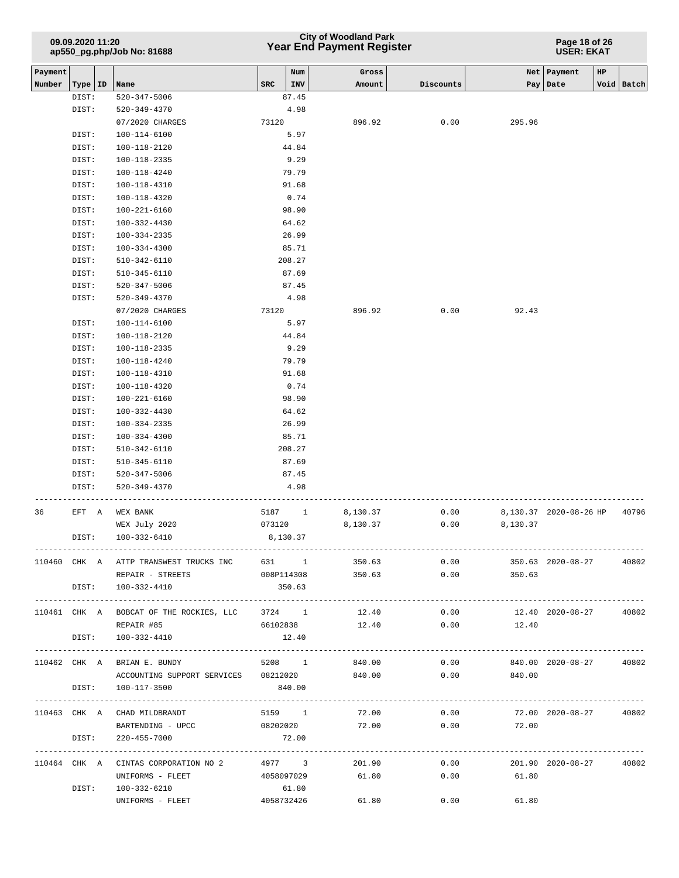| Payment Number | Type | ID | Name | SRC | Num INV | Gross Amount | Discounts | Net Pay | Payment Date | HP Void | Batch |
|---|---|---|---|---|---|---|---|---|---|---|---|
| | DIST: | | 520-347-5006 | | 87.45 | | | | | | |
| | DIST: | | 520-349-4370 | | 4.98 | | | | | | |
| | | | 07/2020 CHARGES | 73120 | | 896.92 | 0.00 | 295.96 | | | |
| | DIST: | | 100-114-6100 | | 5.97 | | | | | | |
| | DIST: | | 100-118-2120 | | 44.84 | | | | | | |
| | DIST: | | 100-118-2335 | | 9.29 | | | | | | |
| | DIST: | | 100-118-4240 | | 79.79 | | | | | | |
| | DIST: | | 100-118-4310 | | 91.68 | | | | | | |
| | DIST: | | 100-118-4320 | | 0.74 | | | | | | |
| | DIST: | | 100-221-6160 | | 98.90 | | | | | | |
| | DIST: | | 100-332-4430 | | 64.62 | | | | | | |
| | DIST: | | 100-334-2335 | | 26.99 | | | | | | |
| | DIST: | | 100-334-4300 | | 85.71 | | | | | | |
| | DIST: | | 510-342-6110 | | 208.27 | | | | | | |
| | DIST: | | 510-345-6110 | | 87.69 | | | | | | |
| | DIST: | | 520-347-5006 | | 87.45 | | | | | | |
| | DIST: | | 520-349-4370 | | 4.98 | | | | | | |
| | | | 07/2020 CHARGES | 73120 | | 896.92 | 0.00 | 92.43 | | | |
| | DIST: | | 100-114-6100 | | 5.97 | | | | | | |
| | DIST: | | 100-118-2120 | | 44.84 | | | | | | |
| | DIST: | | 100-118-2335 | | 9.29 | | | | | | |
| | DIST: | | 100-118-4240 | | 79.79 | | | | | | |
| | DIST: | | 100-118-4310 | | 91.68 | | | | | | |
| | DIST: | | 100-118-4320 | | 0.74 | | | | | | |
| | DIST: | | 100-221-6160 | | 98.90 | | | | | | |
| | DIST: | | 100-332-4430 | | 64.62 | | | | | | |
| | DIST: | | 100-334-2335 | | 26.99 | | | | | | |
| | DIST: | | 100-334-4300 | | 85.71 | | | | | | |
| | DIST: | | 510-342-6110 | | 208.27 | | | | | | |
| | DIST: | | 510-345-6110 | | 87.69 | | | | | | |
| | DIST: | | 520-347-5006 | | 87.45 | | | | | | |
| | DIST: | | 520-349-4370 | | 4.98 | | | | | | |
| 36 | EFT | A | WEX BANK | 5187 | 1 | 8,130.37 | 0.00 | 8,130.37 | 2020-08-26 | HP | 40796 |
| | | | WEX July 2020 | 073120 | | 8,130.37 | 0.00 | 8,130.37 | | | |
| | DIST: | | 100-332-6410 | | 8,130.37 | | | | | | |
| 110460 | CHK | A | ATTP TRANSWEST TRUCKS INC | 631 | 1 | 350.63 | 0.00 | 350.63 | 2020-08-27 | | 40802 |
| | | | REPAIR - STREETS | 008P114308 | | 350.63 | 0.00 | 350.63 | | | |
| | DIST: | | 100-332-4410 | | 350.63 | | | | | | |
| 110461 | CHK | A | BOBCAT OF THE ROCKIES, LLC | 3724 | 1 | 12.40 | 0.00 | 12.40 | 2020-08-27 | | 40802 |
| | | | REPAIR #85 | 66102838 | | 12.40 | 0.00 | 12.40 | | | |
| | DIST: | | 100-332-4410 | | 12.40 | | | | | | |
| 110462 | CHK | A | BRIAN E. BUNDY | 5208 | 1 | 840.00 | 0.00 | 840.00 | 2020-08-27 | | 40802 |
| | | | ACCOUNTING SUPPORT SERVICES | 08212020 | | 840.00 | 0.00 | 840.00 | | | |
| | DIST: | | 100-117-3500 | | 840.00 | | | | | | |
| 110463 | CHK | A | CHAD MILDBRANDT | 5159 | 1 | 72.00 | 0.00 | 72.00 | 2020-08-27 | | 40802 |
| | | | BARTENDING - UPCC | 08202020 | | 72.00 | 0.00 | 72.00 | | | |
| | DIST: | | 220-455-7000 | | 72.00 | | | | | | |
| 110464 | CHK | A | CINTAS CORPORATION NO 2 | 4977 | 3 | 201.90 | 0.00 | 201.90 | 2020-08-27 | | 40802 |
| | | | UNIFORMS - FLEET | 4058097029 | | 61.80 | 0.00 | 61.80 | | | |
| | DIST: | | 100-332-6210 | | 61.80 | | | | | | |
| | | | UNIFORMS - FLEET | 4058732426 | | 61.80 | 0.00 | 61.80 | | | |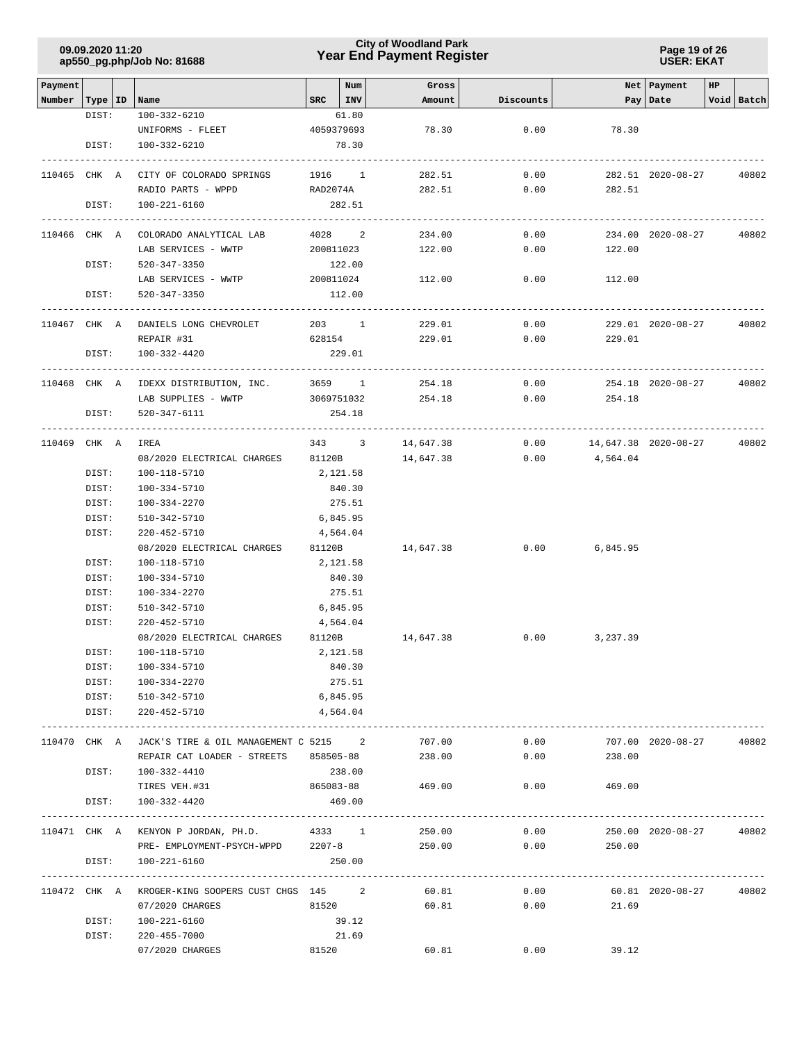| Payment Number | Type | ID | Name | SRC | Num INV | Gross Amount | Discounts | Net Pay | Payment Date | HP Void | Batch |
|---|---|---|---|---|---|---|---|---|---|---|---|
| | DIST: | | 100-332-6210 | | 61.80 | | | | | | |
| | | | UNIFORMS - FLEET | 4059379693 | | 78.30 | 0.00 | 78.30 | | | |
| | DIST: | | 100-332-6210 | | 78.30 | | | | | | |
| 110465 | CHK | A | CITY OF COLORADO SPRINGS | 1916 | 1 | 282.51 | 0.00 | 282.51 | 2020-08-27 | | 40802 |
| | | | RADIO PARTS - WPPD | RAD2074A | | 282.51 | 0.00 | 282.51 | | | |
| | DIST: | | 100-221-6160 | | 282.51 | | | | | | |
| 110466 | CHK | A | COLORADO ANALYTICAL LAB | 4028 | 2 | 234.00 | 0.00 | 234.00 | 2020-08-27 | | 40802 |
| | | | LAB SERVICES - WWTP | 200811023 | | 122.00 | 0.00 | 122.00 | | | |
| | DIST: | | 520-347-3350 | | 122.00 | | | | | | |
| | | | LAB SERVICES - WWTP | 200811024 | | 112.00 | 0.00 | 112.00 | | | |
| | DIST: | | 520-347-3350 | | 112.00 | | | | | | |
| 110467 | CHK | A | DANIELS LONG CHEVROLET | 203 | 1 | 229.01 | 0.00 | 229.01 | 2020-08-27 | | 40802 |
| | | | REPAIR #31 | 628154 | | 229.01 | 0.00 | 229.01 | | | |
| | DIST: | | 100-332-4420 | | 229.01 | | | | | | |
| 110468 | CHK | A | IDEXX DISTRIBUTION, INC. | 3659 | 1 | 254.18 | 0.00 | 254.18 | 2020-08-27 | | 40802 |
| | | | LAB SUPPLIES - WWTP | 3069751032 | | 254.18 | 0.00 | 254.18 | | | |
| | DIST: | | 520-347-6111 | | 254.18 | | | | | | |
| 110469 | CHK | A | IREA | 343 | 3 | 14,647.38 | 0.00 | 14,647.38 | 2020-08-27 | | 40802 |
| | | | 08/2020 ELECTRICAL CHARGES | 81120B | | 14,647.38 | 0.00 | 4,564.04 | | | |
| | DIST: | | 100-118-5710 | | 2,121.58 | | | | | | |
| | DIST: | | 100-334-5710 | | 840.30 | | | | | | |
| | DIST: | | 100-334-2270 | | 275.51 | | | | | | |
| | DIST: | | 510-342-5710 | | 6,845.95 | | | | | | |
| | DIST: | | 220-452-5710 | | 4,564.04 | | | | | | |
| | | | 08/2020 ELECTRICAL CHARGES | 81120B | | 14,647.38 | 0.00 | 6,845.95 | | | |
| | DIST: | | 100-118-5710 | | 2,121.58 | | | | | | |
| | DIST: | | 100-334-5710 | | 840.30 | | | | | | |
| | DIST: | | 100-334-2270 | | 275.51 | | | | | | |
| | DIST: | | 510-342-5710 | | 6,845.95 | | | | | | |
| | DIST: | | 220-452-5710 | | 4,564.04 | | | | | | |
| | | | 08/2020 ELECTRICAL CHARGES | 81120B | | 14,647.38 | 0.00 | 3,237.39 | | | |
| | DIST: | | 100-118-5710 | | 2,121.58 | | | | | | |
| | DIST: | | 100-334-5710 | | 840.30 | | | | | | |
| | DIST: | | 100-334-2270 | | 275.51 | | | | | | |
| | DIST: | | 510-342-5710 | | 6,845.95 | | | | | | |
| | DIST: | | 220-452-5710 | | 4,564.04 | | | | | | |
| 110470 | CHK | A | JACK'S TIRE & OIL MANAGEMENT C | 5215 | 2 | 707.00 | 0.00 | 707.00 | 2020-08-27 | | 40802 |
| | | | REPAIR CAT LOADER - STREETS | 858505-88 | | 238.00 | 0.00 | 238.00 | | | |
| | DIST: | | 100-332-4410 | | 238.00 | | | | | | |
| | | | TIRES VEH.#31 | 865083-88 | | 469.00 | 0.00 | 469.00 | | | |
| | DIST: | | 100-332-4420 | | 469.00 | | | | | | |
| 110471 | CHK | A | KENYON P JORDAN, PH.D. | 4333 | 1 | 250.00 | 0.00 | 250.00 | 2020-08-27 | | 40802 |
| | | | PRE- EMPLOYMENT-PSYCH-WPPD | 2207-8 | | 250.00 | 0.00 | 250.00 | | | |
| | DIST: | | 100-221-6160 | | 250.00 | | | | | | |
| 110472 | CHK | A | KROGER-KING SOOPERS CUST CHGS | 145 | 2 | 60.81 | 0.00 | 60.81 | 2020-08-27 | | 40802 |
| | | | 07/2020 CHARGES | 81520 | | 60.81 | 0.00 | 21.69 | | | |
| | DIST: | | 100-221-6160 | | 39.12 | | | | | | |
| | DIST: | | 220-455-7000 | | 21.69 | | | | | | |
| | | | 07/2020 CHARGES | 81520 | | 60.81 | 0.00 | 39.12 | | | |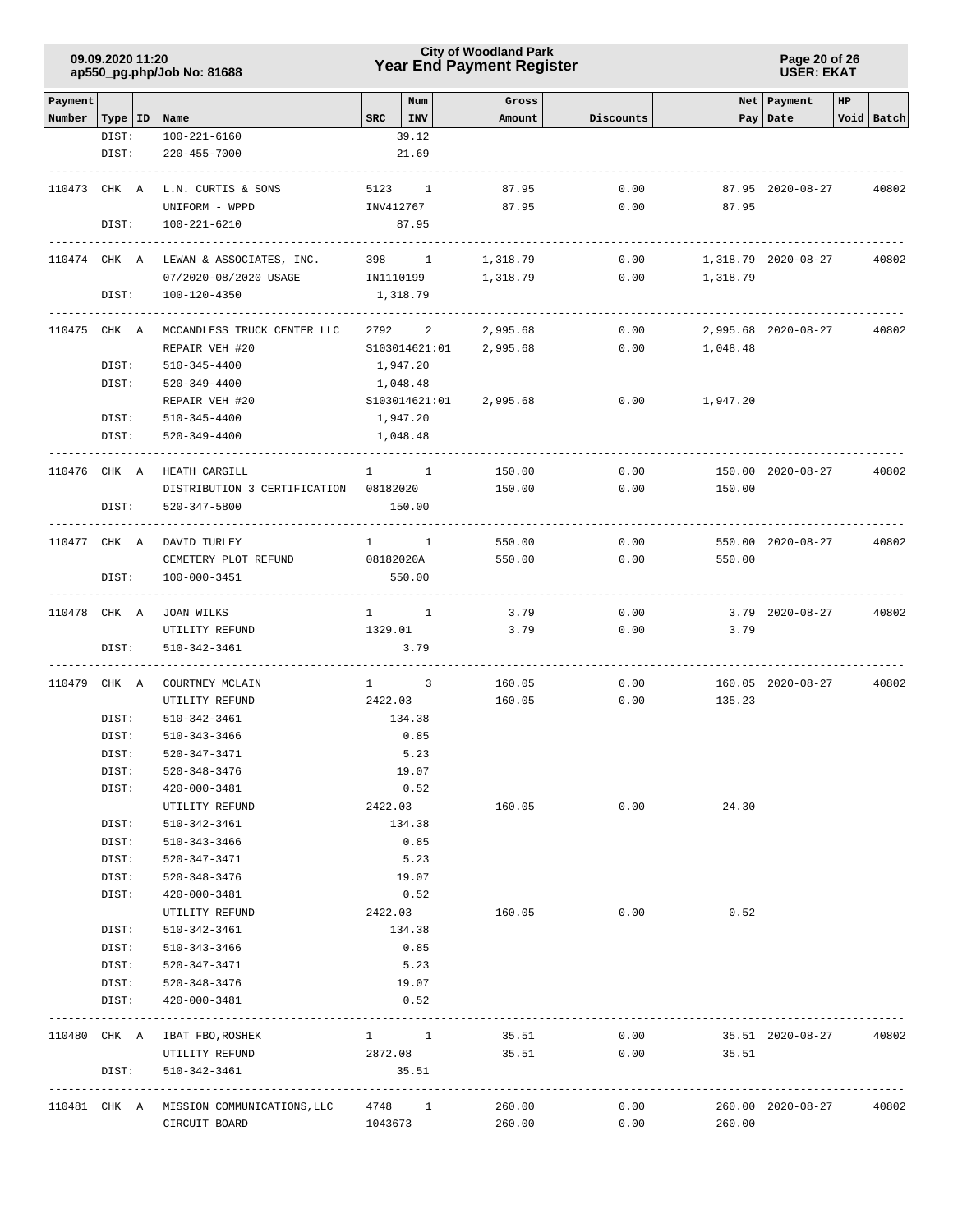| Payment Number | Type | ID | Name | SRC | Num INV | Gross Amount | Discounts | Net Pay | Payment Date | HP Void | Batch |
|---|---|---|---|---|---|---|---|---|---|---|---|
| | DIST: | | 100-221-6160 | | 39.12 | | | | | | |
| | DIST: | | 220-455-7000 | | 21.69 | | | | | | |
| 110473 | CHK | A | L.N. CURTIS & SONS | 5123 | 1 | 87.95 | 0.00 | 87.95 | 2020-08-27 | | 40802 |
| | | | UNIFORM - WPPD | INV412767 | | 87.95 | 0.00 | 87.95 | | | |
| | DIST: | | 100-221-6210 | | 87.95 | | | | | | |
| 110474 | CHK | A | LEWAN & ASSOCIATES, INC. | 398 | 1 | 1,318.79 | 0.00 | 1,318.79 | 2020-08-27 | | 40802 |
| | | | 07/2020-08/2020 USAGE | IN1110199 | | 1,318.79 | 0.00 | 1,318.79 | | | |
| | DIST: | | 100-120-4350 | | 1,318.79 | | | | | | |
| 110475 | CHK | A | MCCANDLESS TRUCK CENTER LLC | 2792 | 2 | 2,995.68 | 0.00 | 2,995.68 | 2020-08-27 | | 40802 |
| | | | REPAIR VEH #20 | S103014621:01 | | 2,995.68 | 0.00 | 1,048.48 | | | |
| | DIST: | | 510-345-4400 | | 1,947.20 | | | | | | |
| | DIST: | | 520-349-4400 | | 1,048.48 | | | | | | |
| | | | REPAIR VEH #20 | S103014621:01 | | 2,995.68 | 0.00 | 1,947.20 | | | |
| | DIST: | | 510-345-4400 | | 1,947.20 | | | | | | |
| | DIST: | | 520-349-4400 | | 1,048.48 | | | | | | |
| 110476 | CHK | A | HEATH CARGILL | 1 | 1 | 150.00 | 0.00 | 150.00 | 2020-08-27 | | 40802 |
| | | | DISTRIBUTION 3 CERTIFICATION | 08182020 | | 150.00 | 0.00 | 150.00 | | | |
| | DIST: | | 520-347-5800 | | 150.00 | | | | | | |
| 110477 | CHK | A | DAVID TURLEY | 1 | 1 | 550.00 | 0.00 | 550.00 | 2020-08-27 | | 40802 |
| | | | CEMETERY PLOT REFUND | 08182020A | | 550.00 | 0.00 | 550.00 | | | |
| | DIST: | | 100-000-3451 | | 550.00 | | | | | | |
| 110478 | CHK | A | JOAN WILKS | 1 | 1 | 3.79 | 0.00 | 3.79 | 2020-08-27 | | 40802 |
| | | | UTILITY REFUND | 1329.01 | | 3.79 | 0.00 | 3.79 | | | |
| | DIST: | | 510-342-3461 | | 3.79 | | | | | | |
| 110479 | CHK | A | COURTNEY MCLAIN | 1 | 3 | 160.05 | 0.00 | 160.05 | 2020-08-27 | | 40802 |
| | | | UTILITY REFUND | 2422.03 | | 160.05 | 0.00 | 135.23 | | | |
| | DIST: | | 510-342-3461 | | 134.38 | | | | | | |
| | DIST: | | 510-343-3466 | | 0.85 | | | | | | |
| | DIST: | | 520-347-3471 | | 5.23 | | | | | | |
| | DIST: | | 520-348-3476 | | 19.07 | | | | | | |
| | DIST: | | 420-000-3481 | | 0.52 | | | | | | |
| | | | UTILITY REFUND | 2422.03 | | 160.05 | 0.00 | 24.30 | | | |
| | DIST: | | 510-342-3461 | | 134.38 | | | | | | |
| | DIST: | | 510-343-3466 | | 0.85 | | | | | | |
| | DIST: | | 520-347-3471 | | 5.23 | | | | | | |
| | DIST: | | 520-348-3476 | | 19.07 | | | | | | |
| | DIST: | | 420-000-3481 | | 0.52 | | | | | | |
| | | | UTILITY REFUND | 2422.03 | | 160.05 | 0.00 | 0.52 | | | |
| | DIST: | | 510-342-3461 | | 134.38 | | | | | | |
| | DIST: | | 510-343-3466 | | 0.85 | | | | | | |
| | DIST: | | 520-347-3471 | | 5.23 | | | | | | |
| | DIST: | | 520-348-3476 | | 19.07 | | | | | | |
| | DIST: | | 420-000-3481 | | 0.52 | | | | | | |
| 110480 | CHK | A | IBAT FBO,ROSHEK | 1 | 1 | 35.51 | 0.00 | 35.51 | 2020-08-27 | | 40802 |
| | | | UTILITY REFUND | 2872.08 | | 35.51 | 0.00 | 35.51 | | | |
| | DIST: | | 510-342-3461 | | 35.51 | | | | | | |
| 110481 | CHK | A | MISSION COMMUNICATIONS,LLC | 4748 | 1 | 260.00 | 0.00 | 260.00 | 2020-08-27 | | 40802 |
| | | | CIRCUIT BOARD | 1043673 | | 260.00 | 0.00 | 260.00 | | | |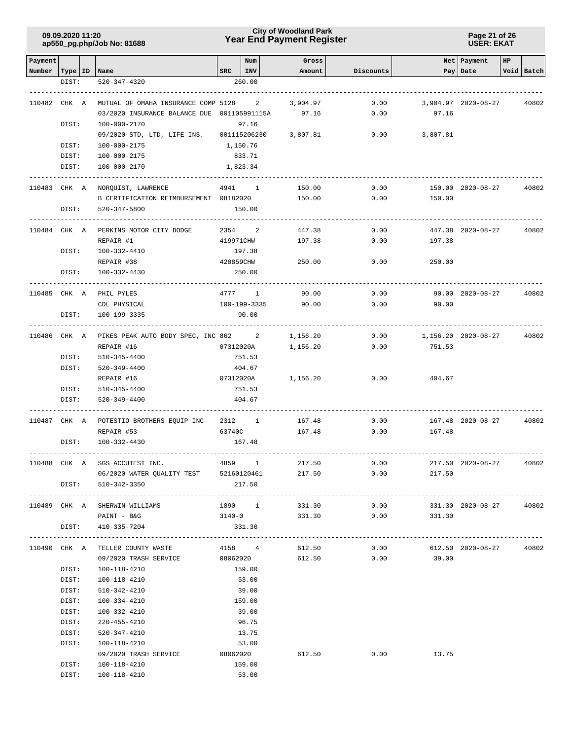| Payment Number | Type | ID | Name | SRC | Num INV | Gross Amount | Discounts | Net Pay | Payment Date | HP | Void | Batch |
|---|---|---|---|---|---|---|---|---|---|---|---|---|
| | DIST: | | 520-347-4320 | | 260.00 | | | | | | | |
| 110482 | CHK | A | MUTUAL OF OMAHA INSURANCE COMP | 5128 | 2 | 3,904.97 | 0.00 | 3,904.97 | 2020-08-27 | | | 40802 |
| | | | 03/2020 INSURANCE BALANCE DUE | 001105991115A | | 97.16 | 0.00 | 97.16 | | | | |
| | DIST: | | 100-000-2170 | | 97.16 | | | | | | | |
| | | | 09/2020 STD, LTD, LIFE INS. | 001115206230 | | 3,807.81 | 0.00 | 3,807.81 | | | | |
| | DIST: | | 100-000-2175 | | 1,150.76 | | | | | | | |
| | DIST: | | 100-000-2175 | | 833.71 | | | | | | | |
| | DIST: | | 100-000-2170 | | 1,823.34 | | | | | | | |
| 110483 | CHK | A | NORQUIST, LAWRENCE | 4941 | 1 | 150.00 | 0.00 | 150.00 | 2020-08-27 | | | 40802 |
| | | | B CERTIFICATION REIMBURSEMENT | 08182020 | | 150.00 | 0.00 | 150.00 | | | | |
| | DIST: | | 520-347-5800 | | 150.00 | | | | | | | |
| 110484 | CHK | A | PERKINS MOTOR CITY DODGE | 2354 | 2 | 447.38 | 0.00 | 447.38 | 2020-08-27 | | | 40802 |
| | | | REPAIR #1 | 419971CHW | | 197.38 | 0.00 | 197.38 | | | | |
| | DIST: | | 100-332-4410 | | 197.38 | | | | | | | |
| | | | REPAIR #38 | 420859CHW | | 250.00 | 0.00 | 250.00 | | | | |
| | DIST: | | 100-332-4430 | | 250.00 | | | | | | | |
| 110485 | CHK | A | PHIL PYLES | 4777 | 1 | 90.00 | 0.00 | 90.00 | 2020-08-27 | | | 40802 |
| | | | CDL PHYSICAL | 100-199-3335 | | 90.00 | 0.00 | 90.00 | | | | |
| | DIST: | | 100-199-3335 | | 90.00 | | | | | | | |
| 110486 | CHK | A | PIKES PEAK AUTO BODY SPEC, INC | 862 | 2 | 1,156.20 | 0.00 | 1,156.20 | 2020-08-27 | | | 40802 |
| | | | REPAIR #16 | 07312020A | | 1,156.20 | 0.00 | 751.53 | | | | |
| | DIST: | | 510-345-4400 | | 751.53 | | | | | | | |
| | DIST: | | 520-349-4400 | | 404.67 | | | | | | | |
| | | | REPAIR #16 | 07312020A | | 1,156.20 | 0.00 | 404.67 | | | | |
| | DIST: | | 510-345-4400 | | 751.53 | | | | | | | |
| | DIST: | | 520-349-4400 | | 404.67 | | | | | | | |
| 110487 | CHK | A | POTESTIO BROTHERS EQUIP INC | 2312 | 1 | 167.48 | 0.00 | 167.48 | 2020-08-27 | | | 40802 |
| | | | REPAIR #53 | 63740C | | 167.48 | 0.00 | 167.48 | | | | |
| | DIST: | | 100-332-4430 | | 167.48 | | | | | | | |
| 110488 | CHK | A | SGS ACCUTEST INC. | 4859 | 1 | 217.50 | 0.00 | 217.50 | 2020-08-27 | | | 40802 |
| | | | 06/2020 WATER QUALITY TEST | 52160120461 | | 217.50 | 0.00 | 217.50 | | | | |
| | DIST: | | 510-342-3350 | | 217.50 | | | | | | | |
| 110489 | CHK | A | SHERWIN-WILLIAMS | 1890 | 1 | 331.30 | 0.00 | 331.30 | 2020-08-27 | | | 40802 |
| | | | PAINT - B&G | 3140-0 | | 331.30 | 0.00 | 331.30 | | | | |
| | DIST: | | 410-335-7204 | | 331.30 | | | | | | | |
| 110490 | CHK | A | TELLER COUNTY WASTE | 4158 | 4 | 612.50 | 0.00 | 612.50 | 2020-08-27 | | | 40802 |
| | | | 09/2020 TRASH SERVICE | 08062020 | | 612.50 | 0.00 | 39.00 | | | | |
| | DIST: | | 100-118-4210 | | 159.00 | | | | | | | |
| | DIST: | | 100-118-4210 | | 53.00 | | | | | | | |
| | DIST: | | 510-342-4210 | | 39.00 | | | | | | | |
| | DIST: | | 100-334-4210 | | 159.00 | | | | | | | |
| | DIST: | | 100-332-4210 | | 39.00 | | | | | | | |
| | DIST: | | 220-455-4210 | | 96.75 | | | | | | | |
| | DIST: | | 520-347-4210 | | 13.75 | | | | | | | |
| | DIST: | | 100-118-4210 | | 53.00 | | | | | | | |
| | | | 09/2020 TRASH SERVICE | 08062020 | | 612.50 | 0.00 | 13.75 | | | | |
| | DIST: | | 100-118-4210 | | 159.00 | | | | | | | |
| | DIST: | | 100-118-4210 | | 53.00 | | | | | | | |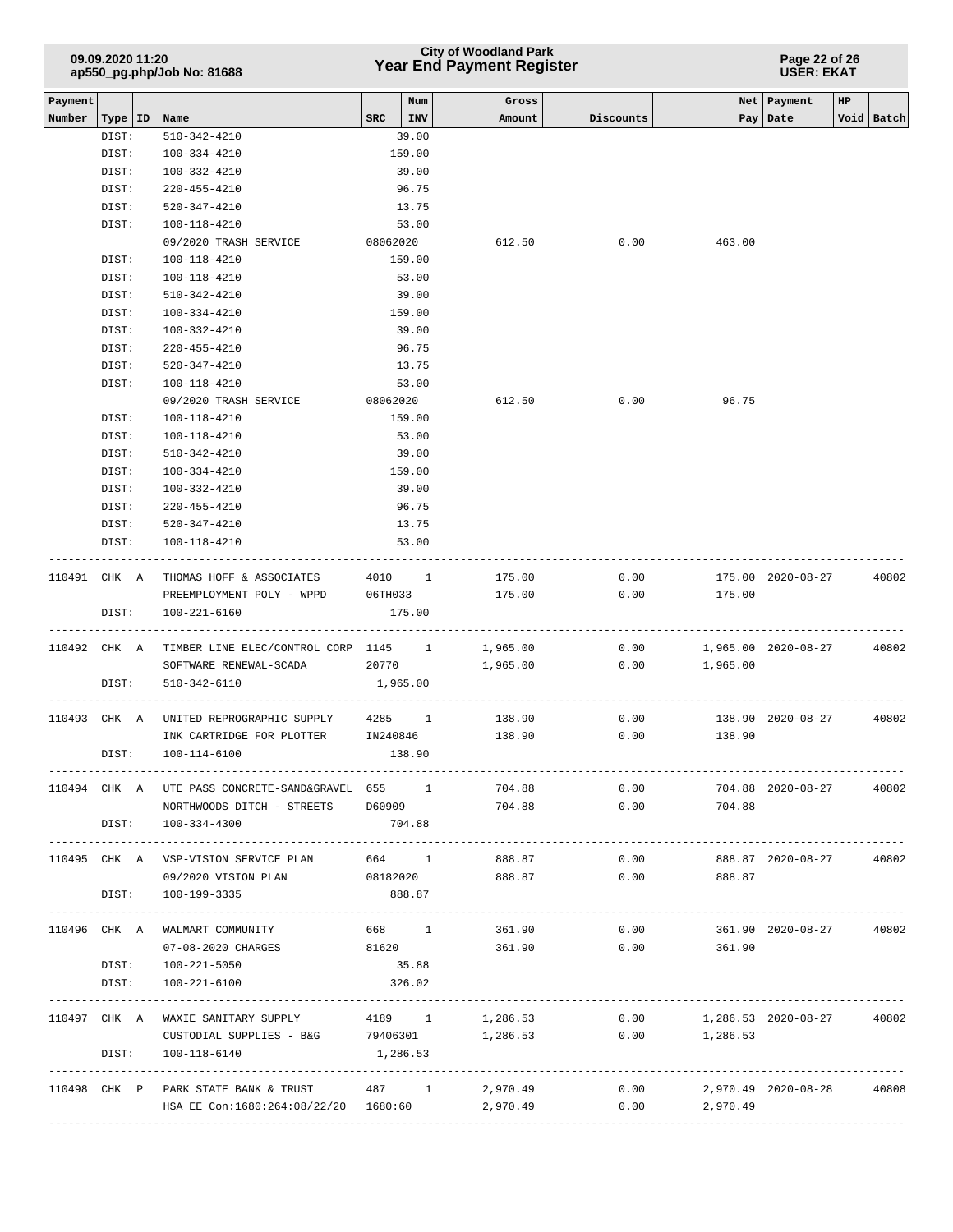| Payment Number | Type | ID | Name | SRC | Num INV | Gross Amount | Discounts | Net Pay | Payment Date | HP | Void | Batch |
|---|---|---|---|---|---|---|---|---|---|---|---|---|
| | DIST: | | 510-342-4210 | | 39.00 | | | | | | | |
| | DIST: | | 100-334-4210 | | 159.00 | | | | | | | |
| | DIST: | | 100-332-4210 | | 39.00 | | | | | | | |
| | DIST: | | 220-455-4210 | | 96.75 | | | | | | | |
| | DIST: | | 520-347-4210 | | 13.75 | | | | | | | |
| | DIST: | | 100-118-4210 | | 53.00 | | | | | | | |
| | | | 09/2020 TRASH SERVICE | 08062020 | | 612.50 | 0.00 | 463.00 | | | | |
| | DIST: | | 100-118-4210 | | 159.00 | | | | | | | |
| | DIST: | | 100-118-4210 | | 53.00 | | | | | | | |
| | DIST: | | 510-342-4210 | | 39.00 | | | | | | | |
| | DIST: | | 100-334-4210 | | 159.00 | | | | | | | |
| | DIST: | | 100-332-4210 | | 39.00 | | | | | | | |
| | DIST: | | 220-455-4210 | | 96.75 | | | | | | | |
| | DIST: | | 520-347-4210 | | 13.75 | | | | | | | |
| | DIST: | | 100-118-4210 | | 53.00 | | | | | | | |
| | | | 09/2020 TRASH SERVICE | 08062020 | | 612.50 | 0.00 | 96.75 | | | | |
| | DIST: | | 100-118-4210 | | 159.00 | | | | | | | |
| | DIST: | | 100-118-4210 | | 53.00 | | | | | | | |
| | DIST: | | 510-342-4210 | | 39.00 | | | | | | | |
| | DIST: | | 100-334-4210 | | 159.00 | | | | | | | |
| | DIST: | | 100-332-4210 | | 39.00 | | | | | | | |
| | DIST: | | 220-455-4210 | | 96.75 | | | | | | | |
| | DIST: | | 520-347-4210 | | 13.75 | | | | | | | |
| | DIST: | | 100-118-4210 | | 53.00 | | | | | | | |
| 110491 | CHK | A | THOMAS HOFF & ASSOCIATES | 4010 | 1 | 175.00 | 0.00 | 175.00 | 2020-08-27 | | | 40802 |
| | | | PREEMPLOYMENT POLY - WPPD | 06TH033 | | 175.00 | 0.00 | 175.00 | | | | |
| | DIST: | | 100-221-6160 | | 175.00 | | | | | | | |
| 110492 | CHK | A | TIMBER LINE ELEC/CONTROL CORP | 1145 | 1 | 1,965.00 | 0.00 | 1,965.00 | 2020-08-27 | | | 40802 |
| | | | SOFTWARE RENEWAL-SCADA | 20770 | | 1,965.00 | 0.00 | 1,965.00 | | | | |
| | DIST: | | 510-342-6110 | | 1,965.00 | | | | | | | |
| 110493 | CHK | A | UNITED REPROGRAPHIC SUPPLY | 4285 | 1 | 138.90 | 0.00 | 138.90 | 2020-08-27 | | | 40802 |
| | | | INK CARTRIDGE FOR PLOTTER | IN240846 | | 138.90 | 0.00 | 138.90 | | | | |
| | DIST: | | 100-114-6100 | | 138.90 | | | | | | | |
| 110494 | CHK | A | UTE PASS CONCRETE-SAND&GRAVEL | 655 | 1 | 704.88 | 0.00 | 704.88 | 2020-08-27 | | | 40802 |
| | | | NORTHWOODS DITCH - STREETS | D60909 | | 704.88 | 0.00 | 704.88 | | | | |
| | DIST: | | 100-334-4300 | | 704.88 | | | | | | | |
| 110495 | CHK | A | VSP-VISION SERVICE PLAN | 664 | 1 | 888.87 | 0.00 | 888.87 | 2020-08-27 | | | 40802 |
| | | | 09/2020 VISION PLAN | 08182020 | | 888.87 | 0.00 | 888.87 | | | | |
| | DIST: | | 100-199-3335 | | 888.87 | | | | | | | |
| 110496 | CHK | A | WALMART COMMUNITY | 668 | 1 | 361.90 | 0.00 | 361.90 | 2020-08-27 | | | 40802 |
| | | | 07-08-2020 CHARGES | 81620 | | 361.90 | 0.00 | 361.90 | | | | |
| | DIST: | | 100-221-5050 | | 35.88 | | | | | | | |
| | DIST: | | 100-221-6100 | | 326.02 | | | | | | | |
| 110497 | CHK | A | WAXIE SANITARY SUPPLY | 4189 | 1 | 1,286.53 | 0.00 | 1,286.53 | 2020-08-27 | | | 40802 |
| | | | CUSTODIAL SUPPLIES - B&G | 79406301 | | 1,286.53 | 0.00 | 1,286.53 | | | | |
| | DIST: | | 100-118-6140 | | 1,286.53 | | | | | | | |
| 110498 | CHK | P | PARK STATE BANK & TRUST | 487 | 1 | 2,970.49 | 0.00 | 2,970.49 | 2020-08-28 | | | 40808 |
| | | | HSA EE Con:1680:264:08/22/20 | 1680:60 | | 2,970.49 | 0.00 | 2,970.49 | | | | |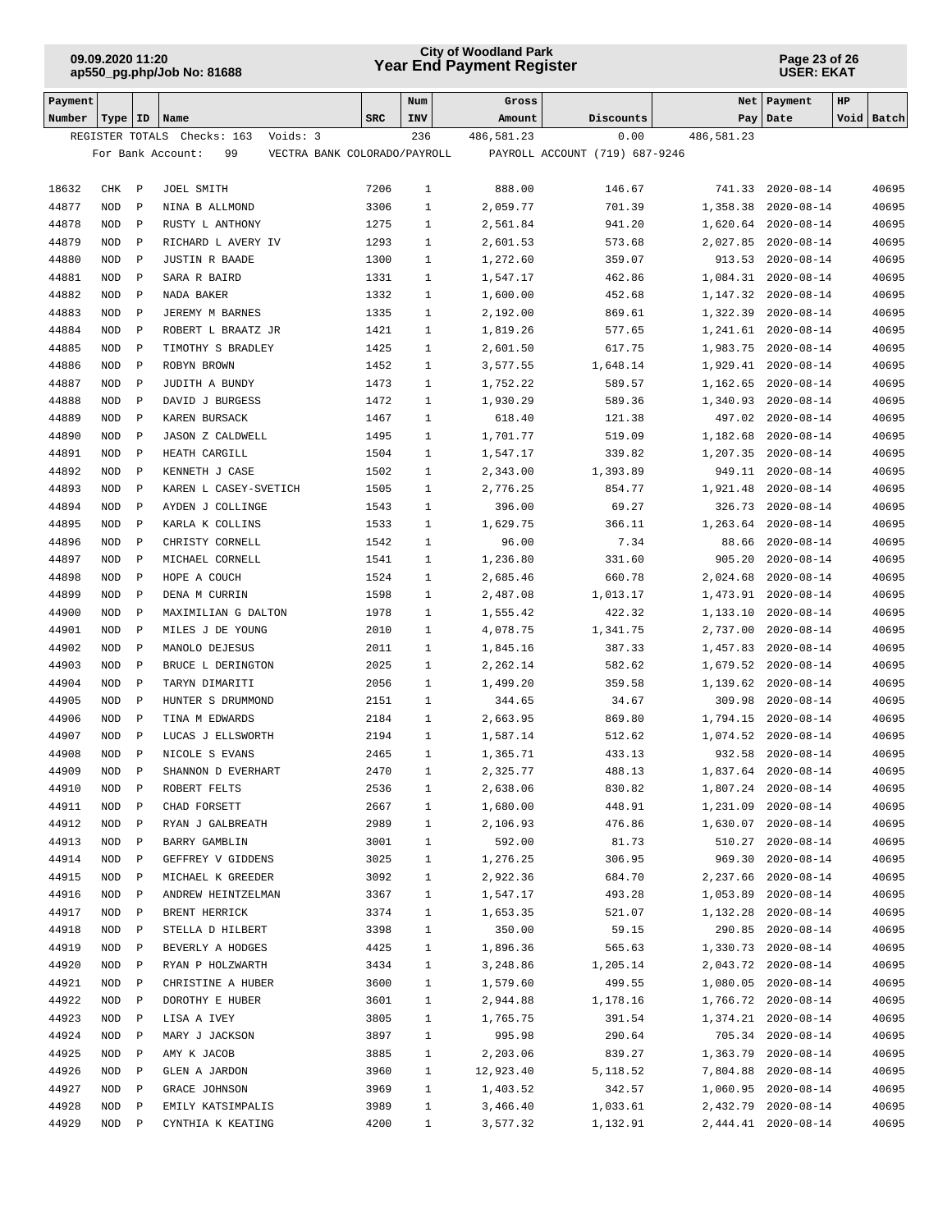| Payment Number | Type | ID | Name | SRC | Num INV | Gross Amount | Discounts | Net Pay | Payment Date | HP Void | Batch |
|---|---|---|---|---|---|---|---|---|---|---|---|
| | REGISTER TOTALS | | Checks: 163 Voids: 3 | | 236 | 486,581.23 | 0.00 | 486,581.23 | | | |
| | For Bank Account: | | 99 VECTRA BANK COLORADO/PAYROLL | | | PAYROLL ACCOUNT (719) 687-9246 | | | | | |
| 18632 | CHK | P | JOEL SMITH | 7206 | 1 | 888.00 | 146.67 | 741.33 | 2020-08-14 | | 40695 |
| 44877 | NOD | P | NINA B ALLMOND | 3306 | 1 | 2,059.77 | 701.39 | 1,358.38 | 2020-08-14 | | 40695 |
| 44878 | NOD | P | RUSTY L ANTHONY | 1275 | 1 | 2,561.84 | 941.20 | 1,620.64 | 2020-08-14 | | 40695 |
| 44879 | NOD | P | RICHARD L AVERY IV | 1293 | 1 | 2,601.53 | 573.68 | 2,027.85 | 2020-08-14 | | 40695 |
| 44880 | NOD | P | JUSTIN R BAADE | 1300 | 1 | 1,272.60 | 359.07 | 913.53 | 2020-08-14 | | 40695 |
| 44881 | NOD | P | SARA R BAIRD | 1331 | 1 | 1,547.17 | 462.86 | 1,084.31 | 2020-08-14 | | 40695 |
| 44882 | NOD | P | NADA BAKER | 1332 | 1 | 1,600.00 | 452.68 | 1,147.32 | 2020-08-14 | | 40695 |
| 44883 | NOD | P | JEREMY M BARNES | 1335 | 1 | 2,192.00 | 869.61 | 1,322.39 | 2020-08-14 | | 40695 |
| 44884 | NOD | P | ROBERT L BRAATZ JR | 1421 | 1 | 1,819.26 | 577.65 | 1,241.61 | 2020-08-14 | | 40695 |
| 44885 | NOD | P | TIMOTHY S BRADLEY | 1425 | 1 | 2,601.50 | 617.75 | 1,983.75 | 2020-08-14 | | 40695 |
| 44886 | NOD | P | ROBYN BROWN | 1452 | 1 | 3,577.55 | 1,648.14 | 1,929.41 | 2020-08-14 | | 40695 |
| 44887 | NOD | P | JUDITH A BUNDY | 1473 | 1 | 1,752.22 | 589.57 | 1,162.65 | 2020-08-14 | | 40695 |
| 44888 | NOD | P | DAVID J BURGESS | 1472 | 1 | 1,930.29 | 589.36 | 1,340.93 | 2020-08-14 | | 40695 |
| 44889 | NOD | P | KAREN BURSACK | 1467 | 1 | 618.40 | 121.38 | 497.02 | 2020-08-14 | | 40695 |
| 44890 | NOD | P | JASON Z CALDWELL | 1495 | 1 | 1,701.77 | 519.09 | 1,182.68 | 2020-08-14 | | 40695 |
| 44891 | NOD | P | HEATH CARGILL | 1504 | 1 | 1,547.17 | 339.82 | 1,207.35 | 2020-08-14 | | 40695 |
| 44892 | NOD | P | KENNETH J CASE | 1502 | 1 | 2,343.00 | 1,393.89 | 949.11 | 2020-08-14 | | 40695 |
| 44893 | NOD | P | KAREN L CASEY-SVETICH | 1505 | 1 | 2,776.25 | 854.77 | 1,921.48 | 2020-08-14 | | 40695 |
| 44894 | NOD | P | AYDEN J COLLINGE | 1543 | 1 | 396.00 | 69.27 | 326.73 | 2020-08-14 | | 40695 |
| 44895 | NOD | P | KARLA K COLLINS | 1533 | 1 | 1,629.75 | 366.11 | 1,263.64 | 2020-08-14 | | 40695 |
| 44896 | NOD | P | CHRISTY CORNELL | 1542 | 1 | 96.00 | 7.34 | 88.66 | 2020-08-14 | | 40695 |
| 44897 | NOD | P | MICHAEL CORNELL | 1541 | 1 | 1,236.80 | 331.60 | 905.20 | 2020-08-14 | | 40695 |
| 44898 | NOD | P | HOPE A COUCH | 1524 | 1 | 2,685.46 | 660.78 | 2,024.68 | 2020-08-14 | | 40695 |
| 44899 | NOD | P | DENA M CURRIN | 1598 | 1 | 2,487.08 | 1,013.17 | 1,473.91 | 2020-08-14 | | 40695 |
| 44900 | NOD | P | MAXIMILIAN G DALTON | 1978 | 1 | 1,555.42 | 422.32 | 1,133.10 | 2020-08-14 | | 40695 |
| 44901 | NOD | P | MILES J DE YOUNG | 2010 | 1 | 4,078.75 | 1,341.75 | 2,737.00 | 2020-08-14 | | 40695 |
| 44902 | NOD | P | MANOLO DEJESUS | 2011 | 1 | 1,845.16 | 387.33 | 1,457.83 | 2020-08-14 | | 40695 |
| 44903 | NOD | P | BRUCE L DERINGTON | 2025 | 1 | 2,262.14 | 582.62 | 1,679.52 | 2020-08-14 | | 40695 |
| 44904 | NOD | P | TARYN DIMARITI | 2056 | 1 | 1,499.20 | 359.58 | 1,139.62 | 2020-08-14 | | 40695 |
| 44905 | NOD | P | HUNTER S DRUMMOND | 2151 | 1 | 344.65 | 34.67 | 309.98 | 2020-08-14 | | 40695 |
| 44906 | NOD | P | TINA M EDWARDS | 2184 | 1 | 2,663.95 | 869.80 | 1,794.15 | 2020-08-14 | | 40695 |
| 44907 | NOD | P | LUCAS J ELLSWORTH | 2194 | 1 | 1,587.14 | 512.62 | 1,074.52 | 2020-08-14 | | 40695 |
| 44908 | NOD | P | NICOLE S EVANS | 2465 | 1 | 1,365.71 | 433.13 | 932.58 | 2020-08-14 | | 40695 |
| 44909 | NOD | P | SHANNON D EVERHART | 2470 | 1 | 2,325.77 | 488.13 | 1,837.64 | 2020-08-14 | | 40695 |
| 44910 | NOD | P | ROBERT FELTS | 2536 | 1 | 2,638.06 | 830.82 | 1,807.24 | 2020-08-14 | | 40695 |
| 44911 | NOD | P | CHAD FORSETT | 2667 | 1 | 1,680.00 | 448.91 | 1,231.09 | 2020-08-14 | | 40695 |
| 44912 | NOD | P | RYAN J GALBREATH | 2989 | 1 | 2,106.93 | 476.86 | 1,630.07 | 2020-08-14 | | 40695 |
| 44913 | NOD | P | BARRY GAMBLIN | 3001 | 1 | 592.00 | 81.73 | 510.27 | 2020-08-14 | | 40695 |
| 44914 | NOD | P | GEFFREY V GIDDENS | 3025 | 1 | 1,276.25 | 306.95 | 969.30 | 2020-08-14 | | 40695 |
| 44915 | NOD | P | MICHAEL K GREEDER | 3092 | 1 | 2,922.36 | 684.70 | 2,237.66 | 2020-08-14 | | 40695 |
| 44916 | NOD | P | ANDREW HEINTZELMAN | 3367 | 1 | 1,547.17 | 493.28 | 1,053.89 | 2020-08-14 | | 40695 |
| 44917 | NOD | P | BRENT HERRICK | 3374 | 1 | 1,653.35 | 521.07 | 1,132.28 | 2020-08-14 | | 40695 |
| 44918 | NOD | P | STELLA D HILBERT | 3398 | 1 | 350.00 | 59.15 | 290.85 | 2020-08-14 | | 40695 |
| 44919 | NOD | P | BEVERLY A HODGES | 4425 | 1 | 1,896.36 | 565.63 | 1,330.73 | 2020-08-14 | | 40695 |
| 44920 | NOD | P | RYAN P HOLZWARTH | 3434 | 1 | 3,248.86 | 1,205.14 | 2,043.72 | 2020-08-14 | | 40695 |
| 44921 | NOD | P | CHRISTINE A HUBER | 3600 | 1 | 1,579.60 | 499.55 | 1,080.05 | 2020-08-14 | | 40695 |
| 44922 | NOD | P | DOROTHY E HUBER | 3601 | 1 | 2,944.88 | 1,178.16 | 1,766.72 | 2020-08-14 | | 40695 |
| 44923 | NOD | P | LISA A IVEY | 3805 | 1 | 1,765.75 | 391.54 | 1,374.21 | 2020-08-14 | | 40695 |
| 44924 | NOD | P | MARY J JACKSON | 3897 | 1 | 995.98 | 290.64 | 705.34 | 2020-08-14 | | 40695 |
| 44925 | NOD | P | AMY K JACOB | 3885 | 1 | 2,203.06 | 839.27 | 1,363.79 | 2020-08-14 | | 40695 |
| 44926 | NOD | P | GLEN A JARDON | 3960 | 1 | 12,923.40 | 5,118.52 | 7,804.88 | 2020-08-14 | | 40695 |
| 44927 | NOD | P | GRACE JOHNSON | 3969 | 1 | 1,403.52 | 342.57 | 1,060.95 | 2020-08-14 | | 40695 |
| 44928 | NOD | P | EMILY KATSIMPALIS | 3989 | 1 | 3,466.40 | 1,033.61 | 2,432.79 | 2020-08-14 | | 40695 |
| 44929 | NOD | P | CYNTHIA K KEATING | 4200 | 1 | 3,577.32 | 1,132.91 | 2,444.41 | 2020-08-14 | | 40695 |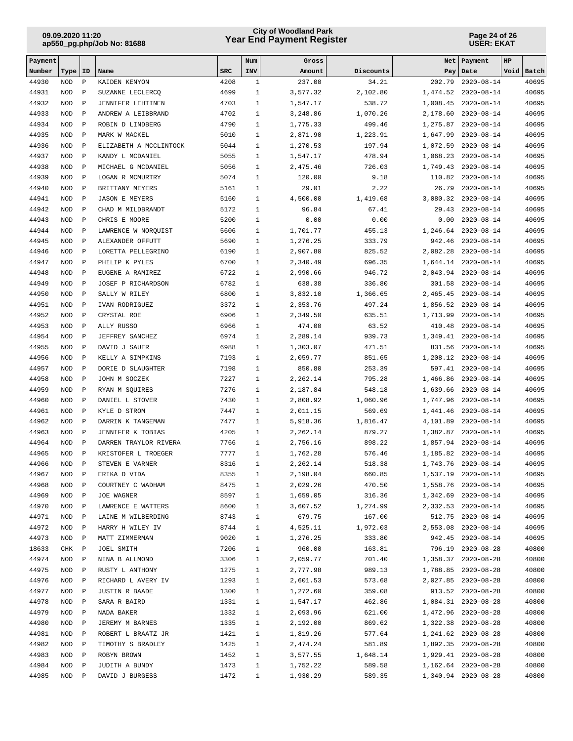| Payment Number | Type | ID | Name | SRC | Num INV | Gross Amount | Discounts | Net Pay | Payment Date | HP Void | Batch |
|---|---|---|---|---|---|---|---|---|---|---|---|
| 44930 | NOD | P | KAIDEN KENYON | 4208 | 1 | 237.00 | 34.21 | 202.79 | 2020-08-14 | | 40695 |
| 44931 | NOD | P | SUZANNE LECLERCQ | 4699 | 1 | 3,577.32 | 2,102.80 | 1,474.52 | 2020-08-14 | | 40695 |
| 44932 | NOD | P | JENNIFER LEHTINEN | 4703 | 1 | 1,547.17 | 538.72 | 1,008.45 | 2020-08-14 | | 40695 |
| 44933 | NOD | P | ANDREW A LEIBBRAND | 4702 | 1 | 3,248.86 | 1,070.26 | 2,178.60 | 2020-08-14 | | 40695 |
| 44934 | NOD | P | ROBIN D LINDBERG | 4790 | 1 | 1,775.33 | 499.46 | 1,275.87 | 2020-08-14 | | 40695 |
| 44935 | NOD | P | MARK W MACKEL | 5010 | 1 | 2,871.90 | 1,223.91 | 1,647.99 | 2020-08-14 | | 40695 |
| 44936 | NOD | P | ELIZABETH A MCCLINTOCK | 5044 | 1 | 1,270.53 | 197.94 | 1,072.59 | 2020-08-14 | | 40695 |
| 44937 | NOD | P | KANDY L MCDANIEL | 5055 | 1 | 1,547.17 | 478.94 | 1,068.23 | 2020-08-14 | | 40695 |
| 44938 | NOD | P | MICHAEL G MCDANIEL | 5056 | 1 | 2,475.46 | 726.03 | 1,749.43 | 2020-08-14 | | 40695 |
| 44939 | NOD | P | LOGAN R MCMURTRY | 5074 | 1 | 120.00 | 9.18 | 110.82 | 2020-08-14 | | 40695 |
| 44940 | NOD | P | BRITTANY MEYERS | 5161 | 1 | 29.01 | 2.22 | 26.79 | 2020-08-14 | | 40695 |
| 44941 | NOD | P | JASON E MEYERS | 5160 | 1 | 4,500.00 | 1,419.68 | 3,080.32 | 2020-08-14 | | 40695 |
| 44942 | NOD | P | CHAD M MILDBRANDT | 5172 | 1 | 96.84 | 67.41 | 29.43 | 2020-08-14 | | 40695 |
| 44943 | NOD | P | CHRIS E MOORE | 5200 | 1 | 0.00 | 0.00 | 0.00 | 2020-08-14 | | 40695 |
| 44944 | NOD | P | LAWRENCE W NORQUIST | 5606 | 1 | 1,701.77 | 455.13 | 1,246.64 | 2020-08-14 | | 40695 |
| 44945 | NOD | P | ALEXANDER OFFUTT | 5690 | 1 | 1,276.25 | 333.79 | 942.46 | 2020-08-14 | | 40695 |
| 44946 | NOD | P | LORETTA PELLEGRINO | 6190 | 1 | 2,907.80 | 825.52 | 2,082.28 | 2020-08-14 | | 40695 |
| 44947 | NOD | P | PHILIP K PYLES | 6700 | 1 | 2,340.49 | 696.35 | 1,644.14 | 2020-08-14 | | 40695 |
| 44948 | NOD | P | EUGENE A RAMIREZ | 6722 | 1 | 2,990.66 | 946.72 | 2,043.94 | 2020-08-14 | | 40695 |
| 44949 | NOD | P | JOSEF P RICHARDSON | 6782 | 1 | 638.38 | 336.80 | 301.58 | 2020-08-14 | | 40695 |
| 44950 | NOD | P | SALLY W RILEY | 6800 | 1 | 3,832.10 | 1,366.65 | 2,465.45 | 2020-08-14 | | 40695 |
| 44951 | NOD | P | IVAN RODRIGUEZ | 3372 | 1 | 2,353.76 | 497.24 | 1,856.52 | 2020-08-14 | | 40695 |
| 44952 | NOD | P | CRYSTAL ROE | 6906 | 1 | 2,349.50 | 635.51 | 1,713.99 | 2020-08-14 | | 40695 |
| 44953 | NOD | P | ALLY RUSSO | 6966 | 1 | 474.00 | 63.52 | 410.48 | 2020-08-14 | | 40695 |
| 44954 | NOD | P | JEFFREY SANCHEZ | 6974 | 1 | 2,289.14 | 939.73 | 1,349.41 | 2020-08-14 | | 40695 |
| 44955 | NOD | P | DAVID J SAUER | 6988 | 1 | 1,303.07 | 471.51 | 831.56 | 2020-08-14 | | 40695 |
| 44956 | NOD | P | KELLY A SIMPKINS | 7193 | 1 | 2,059.77 | 851.65 | 1,208.12 | 2020-08-14 | | 40695 |
| 44957 | NOD | P | DORIE D SLAUGHTER | 7198 | 1 | 850.80 | 253.39 | 597.41 | 2020-08-14 | | 40695 |
| 44958 | NOD | P | JOHN M SOCZEK | 7227 | 1 | 2,262.14 | 795.28 | 1,466.86 | 2020-08-14 | | 40695 |
| 44959 | NOD | P | RYAN M SQUIRES | 7276 | 1 | 2,187.84 | 548.18 | 1,639.66 | 2020-08-14 | | 40695 |
| 44960 | NOD | P | DANIEL L STOVER | 7430 | 1 | 2,808.92 | 1,060.96 | 1,747.96 | 2020-08-14 | | 40695 |
| 44961 | NOD | P | KYLE D STROM | 7447 | 1 | 2,011.15 | 569.69 | 1,441.46 | 2020-08-14 | | 40695 |
| 44962 | NOD | P | DARRIN K TANGEMAN | 7477 | 1 | 5,918.36 | 1,816.47 | 4,101.89 | 2020-08-14 | | 40695 |
| 44963 | NOD | P | JENNIFER K TOBIAS | 4205 | 1 | 2,262.14 | 879.27 | 1,382.87 | 2020-08-14 | | 40695 |
| 44964 | NOD | P | DARREN TRAYLOR RIVERA | 7766 | 1 | 2,756.16 | 898.22 | 1,857.94 | 2020-08-14 | | 40695 |
| 44965 | NOD | P | KRISTOFER L TROEGER | 7777 | 1 | 1,762.28 | 576.46 | 1,185.82 | 2020-08-14 | | 40695 |
| 44966 | NOD | P | STEVEN E VARNER | 8316 | 1 | 2,262.14 | 518.38 | 1,743.76 | 2020-08-14 | | 40695 |
| 44967 | NOD | P | ERIKA D VIDA | 8355 | 1 | 2,198.04 | 660.85 | 1,537.19 | 2020-08-14 | | 40695 |
| 44968 | NOD | P | COURTNEY C WADHAM | 8475 | 1 | 2,029.26 | 470.50 | 1,558.76 | 2020-08-14 | | 40695 |
| 44969 | NOD | P | JOE WAGNER | 8597 | 1 | 1,659.05 | 316.36 | 1,342.69 | 2020-08-14 | | 40695 |
| 44970 | NOD | P | LAWRENCE E WATTERS | 8600 | 1 | 3,607.52 | 1,274.99 | 2,332.53 | 2020-08-14 | | 40695 |
| 44971 | NOD | P | LAINE M WILBERDING | 8743 | 1 | 679.75 | 167.00 | 512.75 | 2020-08-14 | | 40695 |
| 44972 | NOD | P | HARRY H WILEY IV | 8744 | 1 | 4,525.11 | 1,972.03 | 2,553.08 | 2020-08-14 | | 40695 |
| 44973 | NOD | P | MATT ZIMMERMAN | 9020 | 1 | 1,276.25 | 333.80 | 942.45 | 2020-08-14 | | 40695 |
| 18633 | CHK | P | JOEL SMITH | 7206 | 1 | 960.00 | 163.81 | 796.19 | 2020-08-28 | | 40800 |
| 44974 | NOD | P | NINA B ALLMOND | 3306 | 1 | 2,059.77 | 701.40 | 1,358.37 | 2020-08-28 | | 40800 |
| 44975 | NOD | P | RUSTY L ANTHONY | 1275 | 1 | 2,777.98 | 989.13 | 1,788.85 | 2020-08-28 | | 40800 |
| 44976 | NOD | P | RICHARD L AVERY IV | 1293 | 1 | 2,601.53 | 573.68 | 2,027.85 | 2020-08-28 | | 40800 |
| 44977 | NOD | P | JUSTIN R BAADE | 1300 | 1 | 1,272.60 | 359.08 | 913.52 | 2020-08-28 | | 40800 |
| 44978 | NOD | P | SARA R BAIRD | 1331 | 1 | 1,547.17 | 462.86 | 1,084.31 | 2020-08-28 | | 40800 |
| 44979 | NOD | P | NADA BAKER | 1332 | 1 | 2,093.96 | 621.00 | 1,472.96 | 2020-08-28 | | 40800 |
| 44980 | NOD | P | JEREMY M BARNES | 1335 | 1 | 2,192.00 | 869.62 | 1,322.38 | 2020-08-28 | | 40800 |
| 44981 | NOD | P | ROBERT L BRAATZ JR | 1421 | 1 | 1,819.26 | 577.64 | 1,241.62 | 2020-08-28 | | 40800 |
| 44982 | NOD | P | TIMOTHY S BRADLEY | 1425 | 1 | 2,474.24 | 581.89 | 1,892.35 | 2020-08-28 | | 40800 |
| 44983 | NOD | P | ROBYN BROWN | 1452 | 1 | 3,577.55 | 1,648.14 | 1,929.41 | 2020-08-28 | | 40800 |
| 44984 | NOD | P | JUDITH A BUNDY | 1473 | 1 | 1,752.22 | 589.58 | 1,162.64 | 2020-08-28 | | 40800 |
| 44985 | NOD | P | DAVID J BURGESS | 1472 | 1 | 1,930.29 | 589.35 | 1,340.94 | 2020-08-28 | | 40800 |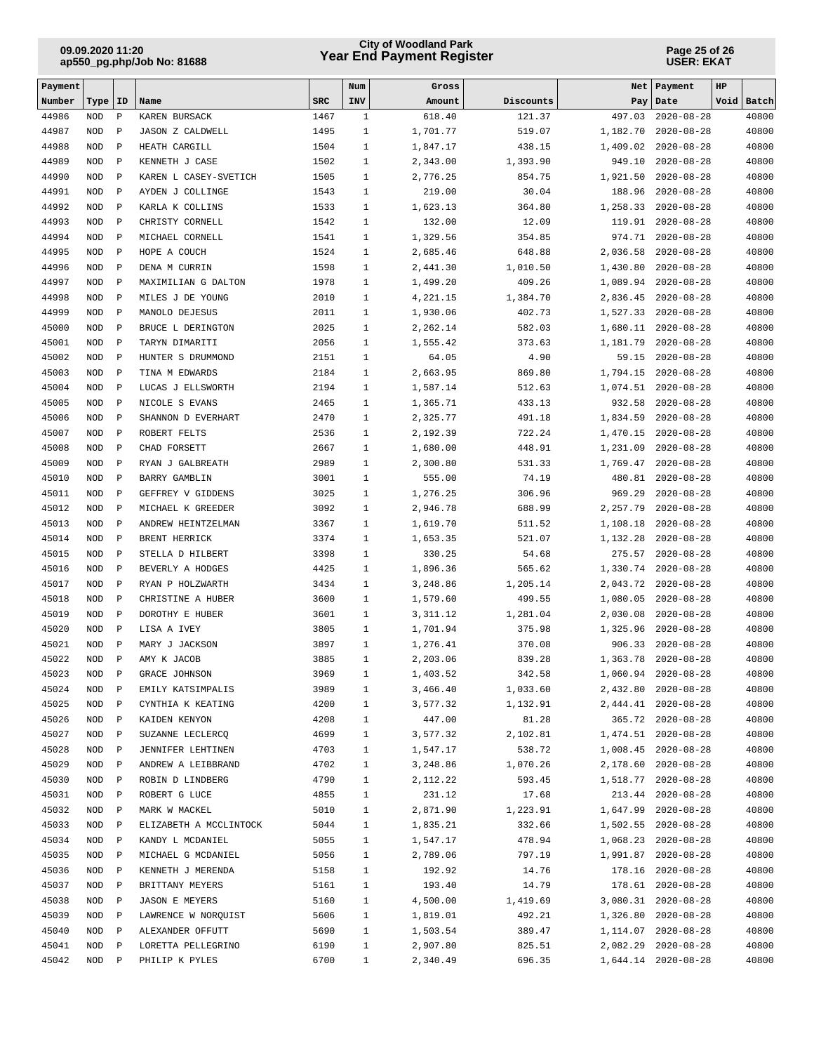| Payment Number | Type | ID | Name | SRC | Num INV | Gross Amount | Discounts | Net Pay | Payment Date | HP Void | Batch |
|---|---|---|---|---|---|---|---|---|---|---|---|
| 44986 | NOD | P | KAREN BURSACK | 1467 | 1 | 618.40 | 121.37 | 497.03 | 2020-08-28 | | 40800 |
| 44987 | NOD | P | JASON Z CALDWELL | 1495 | 1 | 1,701.77 | 519.07 | 1,182.70 | 2020-08-28 | | 40800 |
| 44988 | NOD | P | HEATH CARGILL | 1504 | 1 | 1,847.17 | 438.15 | 1,409.02 | 2020-08-28 | | 40800 |
| 44989 | NOD | P | KENNETH J CASE | 1502 | 1 | 2,343.00 | 1,393.90 | 949.10 | 2020-08-28 | | 40800 |
| 44990 | NOD | P | KAREN L CASEY-SVETICH | 1505 | 1 | 2,776.25 | 854.75 | 1,921.50 | 2020-08-28 | | 40800 |
| 44991 | NOD | P | AYDEN J COLLINGE | 1543 | 1 | 219.00 | 30.04 | 188.96 | 2020-08-28 | | 40800 |
| 44992 | NOD | P | KARLA K COLLINS | 1533 | 1 | 1,623.13 | 364.80 | 1,258.33 | 2020-08-28 | | 40800 |
| 44993 | NOD | P | CHRISTY CORNELL | 1542 | 1 | 132.00 | 12.09 | 119.91 | 2020-08-28 | | 40800 |
| 44994 | NOD | P | MICHAEL CORNELL | 1541 | 1 | 1,329.56 | 354.85 | 974.71 | 2020-08-28 | | 40800 |
| 44995 | NOD | P | HOPE A COUCH | 1524 | 1 | 2,685.46 | 648.88 | 2,036.58 | 2020-08-28 | | 40800 |
| 44996 | NOD | P | DENA M CURRIN | 1598 | 1 | 2,441.30 | 1,010.50 | 1,430.80 | 2020-08-28 | | 40800 |
| 44997 | NOD | P | MAXIMILIAN G DALTON | 1978 | 1 | 1,499.20 | 409.26 | 1,089.94 | 2020-08-28 | | 40800 |
| 44998 | NOD | P | MILES J DE YOUNG | 2010 | 1 | 4,221.15 | 1,384.70 | 2,836.45 | 2020-08-28 | | 40800 |
| 44999 | NOD | P | MANOLO DEJESUS | 2011 | 1 | 1,930.06 | 402.73 | 1,527.33 | 2020-08-28 | | 40800 |
| 45000 | NOD | P | BRUCE L DERINGTON | 2025 | 1 | 2,262.14 | 582.03 | 1,680.11 | 2020-08-28 | | 40800 |
| 45001 | NOD | P | TARYN DIMARITI | 2056 | 1 | 1,555.42 | 373.63 | 1,181.79 | 2020-08-28 | | 40800 |
| 45002 | NOD | P | HUNTER S DRUMMOND | 2151 | 1 | 64.05 | 4.90 | 59.15 | 2020-08-28 | | 40800 |
| 45003 | NOD | P | TINA M EDWARDS | 2184 | 1 | 2,663.95 | 869.80 | 1,794.15 | 2020-08-28 | | 40800 |
| 45004 | NOD | P | LUCAS J ELLSWORTH | 2194 | 1 | 1,587.14 | 512.63 | 1,074.51 | 2020-08-28 | | 40800 |
| 45005 | NOD | P | NICOLE S EVANS | 2465 | 1 | 1,365.71 | 433.13 | 932.58 | 2020-08-28 | | 40800 |
| 45006 | NOD | P | SHANNON D EVERHART | 2470 | 1 | 2,325.77 | 491.18 | 1,834.59 | 2020-08-28 | | 40800 |
| 45007 | NOD | P | ROBERT FELTS | 2536 | 1 | 2,192.39 | 722.24 | 1,470.15 | 2020-08-28 | | 40800 |
| 45008 | NOD | P | CHAD FORSETT | 2667 | 1 | 1,680.00 | 448.91 | 1,231.09 | 2020-08-28 | | 40800 |
| 45009 | NOD | P | RYAN J GALBREATH | 2989 | 1 | 2,300.80 | 531.33 | 1,769.47 | 2020-08-28 | | 40800 |
| 45010 | NOD | P | BARRY GAMBLIN | 3001 | 1 | 555.00 | 74.19 | 480.81 | 2020-08-28 | | 40800 |
| 45011 | NOD | P | GEFFREY V GIDDENS | 3025 | 1 | 1,276.25 | 306.96 | 969.29 | 2020-08-28 | | 40800 |
| 45012 | NOD | P | MICHAEL K GREEDER | 3092 | 1 | 2,946.78 | 688.99 | 2,257.79 | 2020-08-28 | | 40800 |
| 45013 | NOD | P | ANDREW HEINTZELMAN | 3367 | 1 | 1,619.70 | 511.52 | 1,108.18 | 2020-08-28 | | 40800 |
| 45014 | NOD | P | BRENT HERRICK | 3374 | 1 | 1,653.35 | 521.07 | 1,132.28 | 2020-08-28 | | 40800 |
| 45015 | NOD | P | STELLA D HILBERT | 3398 | 1 | 330.25 | 54.68 | 275.57 | 2020-08-28 | | 40800 |
| 45016 | NOD | P | BEVERLY A HODGES | 4425 | 1 | 1,896.36 | 565.62 | 1,330.74 | 2020-08-28 | | 40800 |
| 45017 | NOD | P | RYAN P HOLZWARTH | 3434 | 1 | 3,248.86 | 1,205.14 | 2,043.72 | 2020-08-28 | | 40800 |
| 45018 | NOD | P | CHRISTINE A HUBER | 3600 | 1 | 1,579.60 | 499.55 | 1,080.05 | 2020-08-28 | | 40800 |
| 45019 | NOD | P | DOROTHY E HUBER | 3601 | 1 | 3,311.12 | 1,281.04 | 2,030.08 | 2020-08-28 | | 40800 |
| 45020 | NOD | P | LISA A IVEY | 3805 | 1 | 1,701.94 | 375.98 | 1,325.96 | 2020-08-28 | | 40800 |
| 45021 | NOD | P | MARY J JACKSON | 3897 | 1 | 1,276.41 | 370.08 | 906.33 | 2020-08-28 | | 40800 |
| 45022 | NOD | P | AMY K JACOB | 3885 | 1 | 2,203.06 | 839.28 | 1,363.78 | 2020-08-28 | | 40800 |
| 45023 | NOD | P | GRACE JOHNSON | 3969 | 1 | 1,403.52 | 342.58 | 1,060.94 | 2020-08-28 | | 40800 |
| 45024 | NOD | P | EMILY KATSIMPALIS | 3989 | 1 | 3,466.40 | 1,033.60 | 2,432.80 | 2020-08-28 | | 40800 |
| 45025 | NOD | P | CYNTHIA K KEATING | 4200 | 1 | 3,577.32 | 1,132.91 | 2,444.41 | 2020-08-28 | | 40800 |
| 45026 | NOD | P | KAIDEN KENYON | 4208 | 1 | 447.00 | 81.28 | 365.72 | 2020-08-28 | | 40800 |
| 45027 | NOD | P | SUZANNE LECLERCQ | 4699 | 1 | 3,577.32 | 2,102.81 | 1,474.51 | 2020-08-28 | | 40800 |
| 45028 | NOD | P | JENNIFER LEHTINEN | 4703 | 1 | 1,547.17 | 538.72 | 1,008.45 | 2020-08-28 | | 40800 |
| 45029 | NOD | P | ANDREW A LEIBBRAND | 4702 | 1 | 3,248.86 | 1,070.26 | 2,178.60 | 2020-08-28 | | 40800 |
| 45030 | NOD | P | ROBIN D LINDBERG | 4790 | 1 | 2,112.22 | 593.45 | 1,518.77 | 2020-08-28 | | 40800 |
| 45031 | NOD | P | ROBERT G LUCE | 4855 | 1 | 231.12 | 17.68 | 213.44 | 2020-08-28 | | 40800 |
| 45032 | NOD | P | MARK W MACKEL | 5010 | 1 | 2,871.90 | 1,223.91 | 1,647.99 | 2020-08-28 | | 40800 |
| 45033 | NOD | P | ELIZABETH A MCCLINTOCK | 5044 | 1 | 1,835.21 | 332.66 | 1,502.55 | 2020-08-28 | | 40800 |
| 45034 | NOD | P | KANDY L MCDANIEL | 5055 | 1 | 1,547.17 | 478.94 | 1,068.23 | 2020-08-28 | | 40800 |
| 45035 | NOD | P | MICHAEL G MCDANIEL | 5056 | 1 | 2,789.06 | 797.19 | 1,991.87 | 2020-08-28 | | 40800 |
| 45036 | NOD | P | KENNETH J MERENDA | 5158 | 1 | 192.92 | 14.76 | 178.16 | 2020-08-28 | | 40800 |
| 45037 | NOD | P | BRITTANY MEYERS | 5161 | 1 | 193.40 | 14.79 | 178.61 | 2020-08-28 | | 40800 |
| 45038 | NOD | P | JASON E MEYERS | 5160 | 1 | 4,500.00 | 1,419.69 | 3,080.31 | 2020-08-28 | | 40800 |
| 45039 | NOD | P | LAWRENCE W NORQUIST | 5606 | 1 | 1,819.01 | 492.21 | 1,326.80 | 2020-08-28 | | 40800 |
| 45040 | NOD | P | ALEXANDER OFFUTT | 5690 | 1 | 1,503.54 | 389.47 | 1,114.07 | 2020-08-28 | | 40800 |
| 45041 | NOD | P | LORETTA PELLEGRINO | 6190 | 1 | 2,907.80 | 825.51 | 2,082.29 | 2020-08-28 | | 40800 |
| 45042 | NOD | P | PHILIP K PYLES | 6700 | 1 | 2,340.49 | 696.35 | 1,644.14 | 2020-08-28 | | 40800 |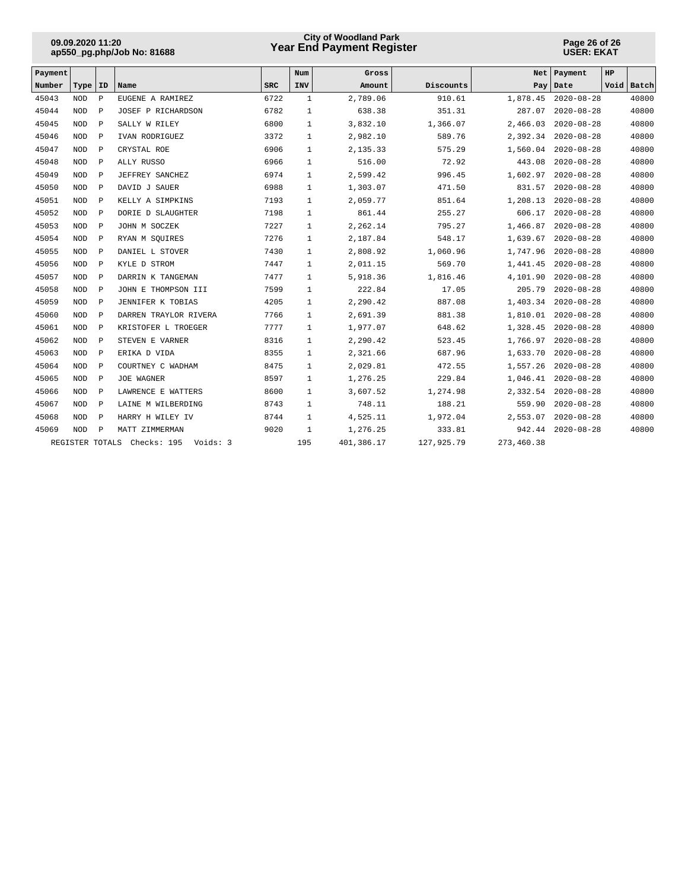| Payment Number | Type | ID | Name | SRC | Num INV | Gross Amount | Discounts | Net Pay | Payment Date | HP Void | Batch |
|---|---|---|---|---|---|---|---|---|---|---|---|
| 45043 | NOD | P | EUGENE A RAMIREZ | 6722 | 1 | 2,789.06 | 910.61 | 1,878.45 | 2020-08-28 | | 40800 |
| 45044 | NOD | P | JOSEF P RICHARDSON | 6782 | 1 | 638.38 | 351.31 | 287.07 | 2020-08-28 | | 40800 |
| 45045 | NOD | P | SALLY W RILEY | 6800 | 1 | 3,832.10 | 1,366.07 | 2,466.03 | 2020-08-28 | | 40800 |
| 45046 | NOD | P | IVAN RODRIGUEZ | 3372 | 1 | 2,982.10 | 589.76 | 2,392.34 | 2020-08-28 | | 40800 |
| 45047 | NOD | P | CRYSTAL ROE | 6906 | 1 | 2,135.33 | 575.29 | 1,560.04 | 2020-08-28 | | 40800 |
| 45048 | NOD | P | ALLY RUSSO | 6966 | 1 | 516.00 | 72.92 | 443.08 | 2020-08-28 | | 40800 |
| 45049 | NOD | P | JEFFREY SANCHEZ | 6974 | 1 | 2,599.42 | 996.45 | 1,602.97 | 2020-08-28 | | 40800 |
| 45050 | NOD | P | DAVID J SAUER | 6988 | 1 | 1,303.07 | 471.50 | 831.57 | 2020-08-28 | | 40800 |
| 45051 | NOD | P | KELLY A SIMPKINS | 7193 | 1 | 2,059.77 | 851.64 | 1,208.13 | 2020-08-28 | | 40800 |
| 45052 | NOD | P | DORIE D SLAUGHTER | 7198 | 1 | 861.44 | 255.27 | 606.17 | 2020-08-28 | | 40800 |
| 45053 | NOD | P | JOHN M SOCZEK | 7227 | 1 | 2,262.14 | 795.27 | 1,466.87 | 2020-08-28 | | 40800 |
| 45054 | NOD | P | RYAN M SQUIRES | 7276 | 1 | 2,187.84 | 548.17 | 1,639.67 | 2020-08-28 | | 40800 |
| 45055 | NOD | P | DANIEL L STOVER | 7430 | 1 | 2,808.92 | 1,060.96 | 1,747.96 | 2020-08-28 | | 40800 |
| 45056 | NOD | P | KYLE D STROM | 7447 | 1 | 2,011.15 | 569.70 | 1,441.45 | 2020-08-28 | | 40800 |
| 45057 | NOD | P | DARRIN K TANGEMAN | 7477 | 1 | 5,918.36 | 1,816.46 | 4,101.90 | 2020-08-28 | | 40800 |
| 45058 | NOD | P | JOHN E THOMPSON III | 7599 | 1 | 222.84 | 17.05 | 205.79 | 2020-08-28 | | 40800 |
| 45059 | NOD | P | JENNIFER K TOBIAS | 4205 | 1 | 2,290.42 | 887.08 | 1,403.34 | 2020-08-28 | | 40800 |
| 45060 | NOD | P | DARREN TRAYLOR RIVERA | 7766 | 1 | 2,691.39 | 881.38 | 1,810.01 | 2020-08-28 | | 40800 |
| 45061 | NOD | P | KRISTOFER L TROEGER | 7777 | 1 | 1,977.07 | 648.62 | 1,328.45 | 2020-08-28 | | 40800 |
| 45062 | NOD | P | STEVEN E VARNER | 8316 | 1 | 2,290.42 | 523.45 | 1,766.97 | 2020-08-28 | | 40800 |
| 45063 | NOD | P | ERIKA D VIDA | 8355 | 1 | 2,321.66 | 687.96 | 1,633.70 | 2020-08-28 | | 40800 |
| 45064 | NOD | P | COURTNEY C WADHAM | 8475 | 1 | 2,029.81 | 472.55 | 1,557.26 | 2020-08-28 | | 40800 |
| 45065 | NOD | P | JOE WAGNER | 8597 | 1 | 1,276.25 | 229.84 | 1,046.41 | 2020-08-28 | | 40800 |
| 45066 | NOD | P | LAWRENCE E WATTERS | 8600 | 1 | 3,607.52 | 1,274.98 | 2,332.54 | 2020-08-28 | | 40800 |
| 45067 | NOD | P | LAINE M WILBERDING | 8743 | 1 | 748.11 | 188.21 | 559.90 | 2020-08-28 | | 40800 |
| 45068 | NOD | P | HARRY H WILEY IV | 8744 | 1 | 4,525.11 | 1,972.04 | 2,553.07 | 2020-08-28 | | 40800 |
| 45069 | NOD | P | MATT ZIMMERMAN | 9020 | 1 | 1,276.25 | 333.81 | 942.44 | 2020-08-28 | | 40800 |
| REGISTER TOTALS | | | Checks: 195 Voids: 3 | | 195 | 401,386.17 | 127,925.79 | 273,460.38 | | | |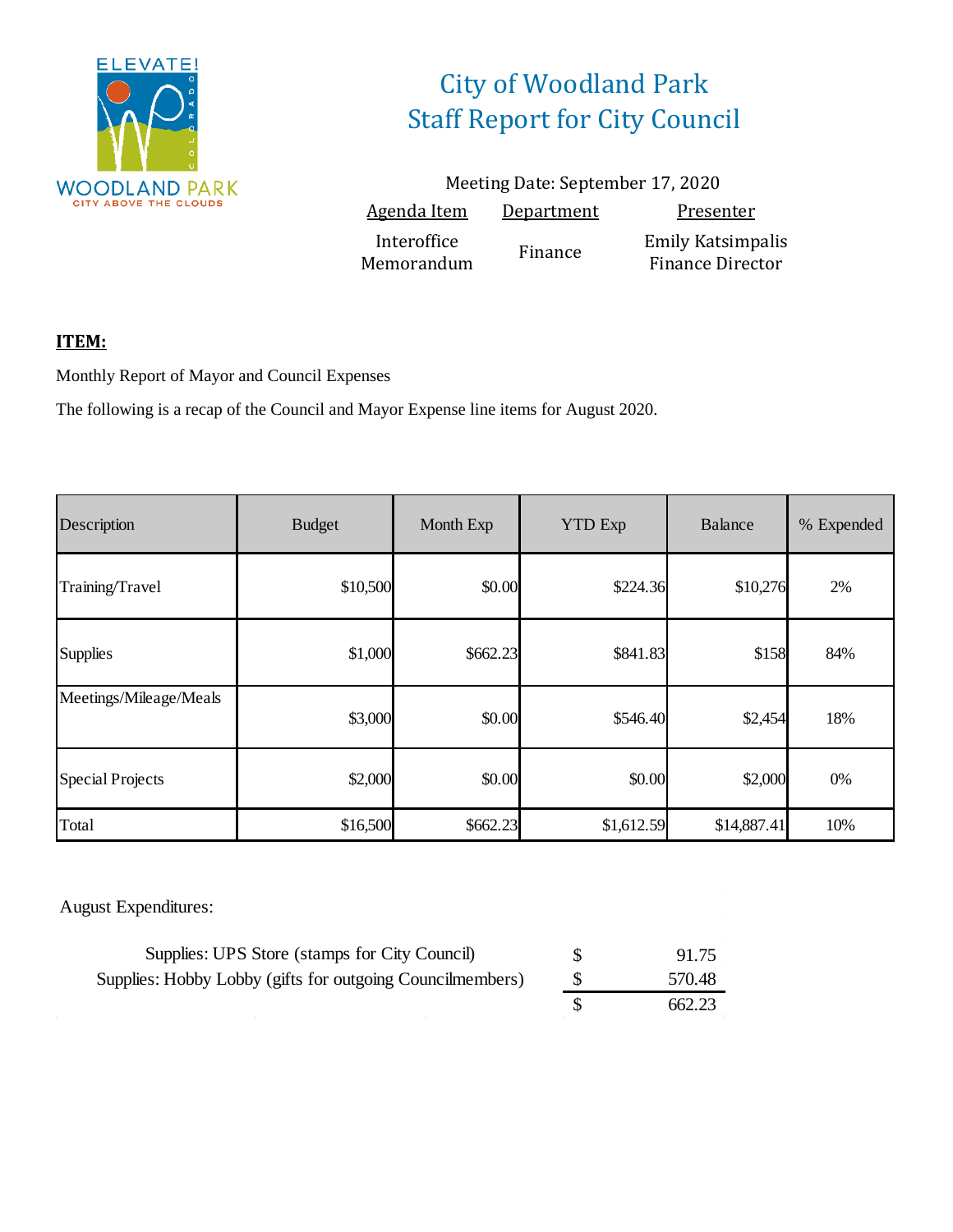ELEVATE!

WOODLAND PARK

CITY ABOVE THE CLOUDS

# City of Woodland Park
# Staff Report for City Council

Meeting Date: September 17, 2020

| Agenda Item | Department | Presenter |
|---|---|---|
| Interoffice Memorandum | Finance | Emily Katsimpalis Finance Director |

**ITEM:**

Monthly Report of Mayor and Council Expenses

The following is a recap of the Council and Mayor Expense line items for August 2020.

| Description | Budget | Month Exp | YTD Exp | Balance | % Expended |
|---|---|---|---|---|---|
| Training/Travel | $10,500 | $0.00 | $224.36 | $10,276 | 2% |
| Supplies | $1,000 | $662.23 | $841.83 | $158 | 84% |
| Meetings/Mileage/Meals | $3,000 | $0.00 | $546.40 | $2,454 | 18% |
| Special Projects | $2,000 | $0.00 | $0.00 | $2,000 | 0% |
| Total | $16,500 | $662.23 | $1,612.59 | $14,887.41 | 10% |

August Expenditures:

| | | |
|---|---|---|
| Supplies: UPS Store (stamps for City Council) | $ | 91.75 |
| Supplies: Hobby Lobby (gifts for outgoing Councilmembers) | $ | 570.48 |
| | $ | 662.23 |